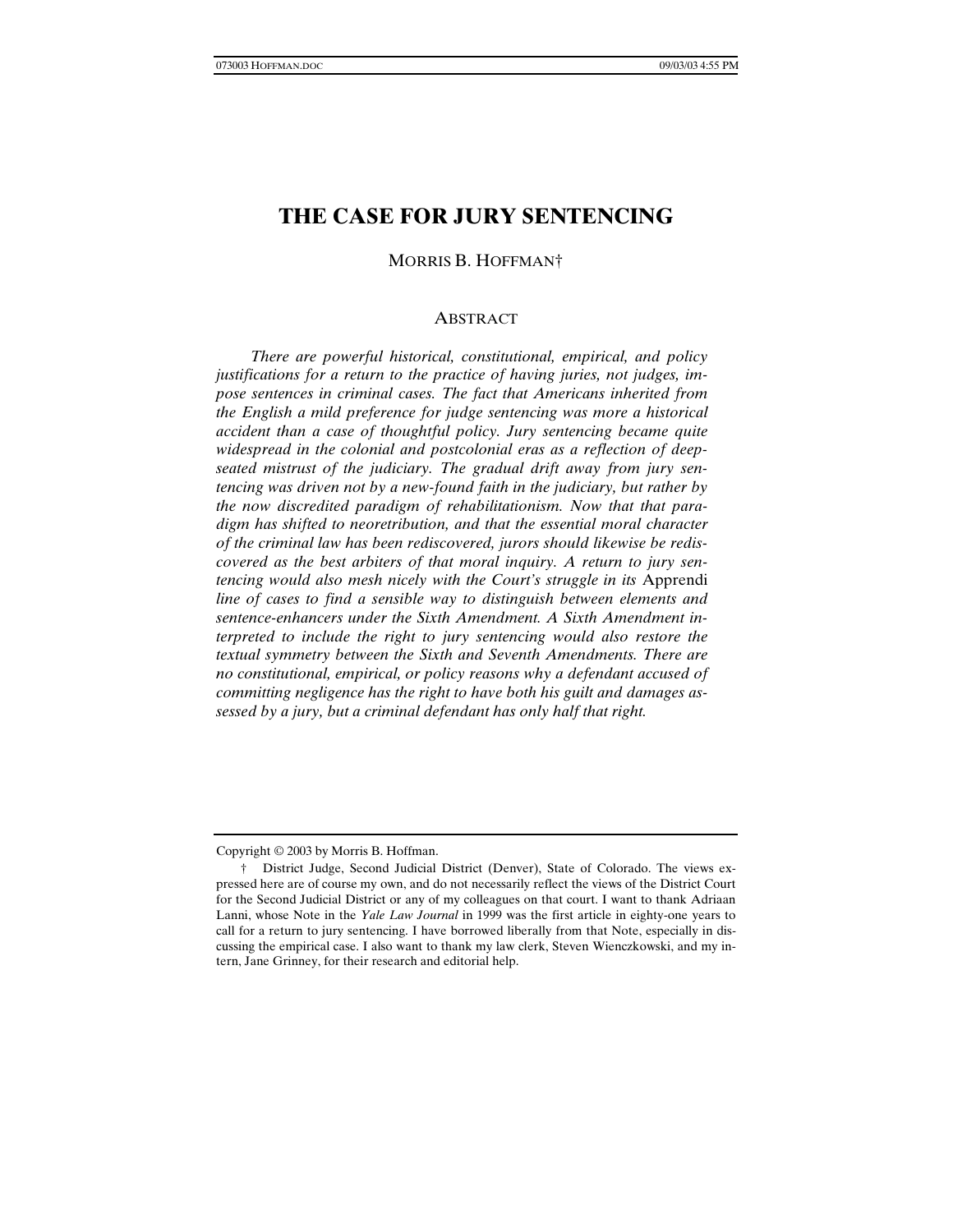# THE CASE FOR JURY SENTENCING

MORRIS B. HOFFMAN†

## ABSTRACT

*There are powerful historical, constitutional, empirical, and policy justifications for a return to the practice of having juries, not judges, impose sentences in criminal cases. The fact that Americans inherited from the English a mild preference for judge sentencing was more a historical accident than a case of thoughtful policy. Jury sentencing became quite widespread in the colonial and postcolonial eras as a reflection of deep-seated mistrust of the judiciary. The gradual drift away from jury sentencing was driven not by a new-found faith in the judiciary, but rather by the now discredited paradigm of rehabilitationism. Now that that paradigm has shifted to neoretribution, and that the essential moral character of the criminal law has been rediscovered, jurors should likewise be rediscovered as the best arbiters of that moral inquiry. A return to jury sentencing would also mesh nicely with the Court's struggle in its* Apprendi *line of cases to find a sensible way to distinguish between elements and sentence-enhancers under the Sixth Amendment. A Sixth Amendment interpreted to include the right to jury sentencing would also restore the textual symmetry between the Sixth and Seventh Amendments. There are no constitutional, empirical, or policy reasons why a defendant accused of committing negligence has the right to have both his guilt and damages assessed by a jury, but a criminal defendant has only half that right.*

---

Copyright © 2003 by Morris B. Hoffman.

† District Judge, Second Judicial District (Denver), State of Colorado. The views expressed here are of course my own, and do not necessarily reflect the views of the District Court for the Second Judicial District or any of my colleagues on that court. I want to thank Adriaan Lanni, whose Note in the *Yale Law Journal* in 1999 was the first article in eighty-one years to call for a return to jury sentencing. I have borrowed liberally from that Note, especially in discussing the empirical case. I also want to thank my law clerk, Steven Wienczkowski, and my intern, Jane Grinney, for their research and editorial help.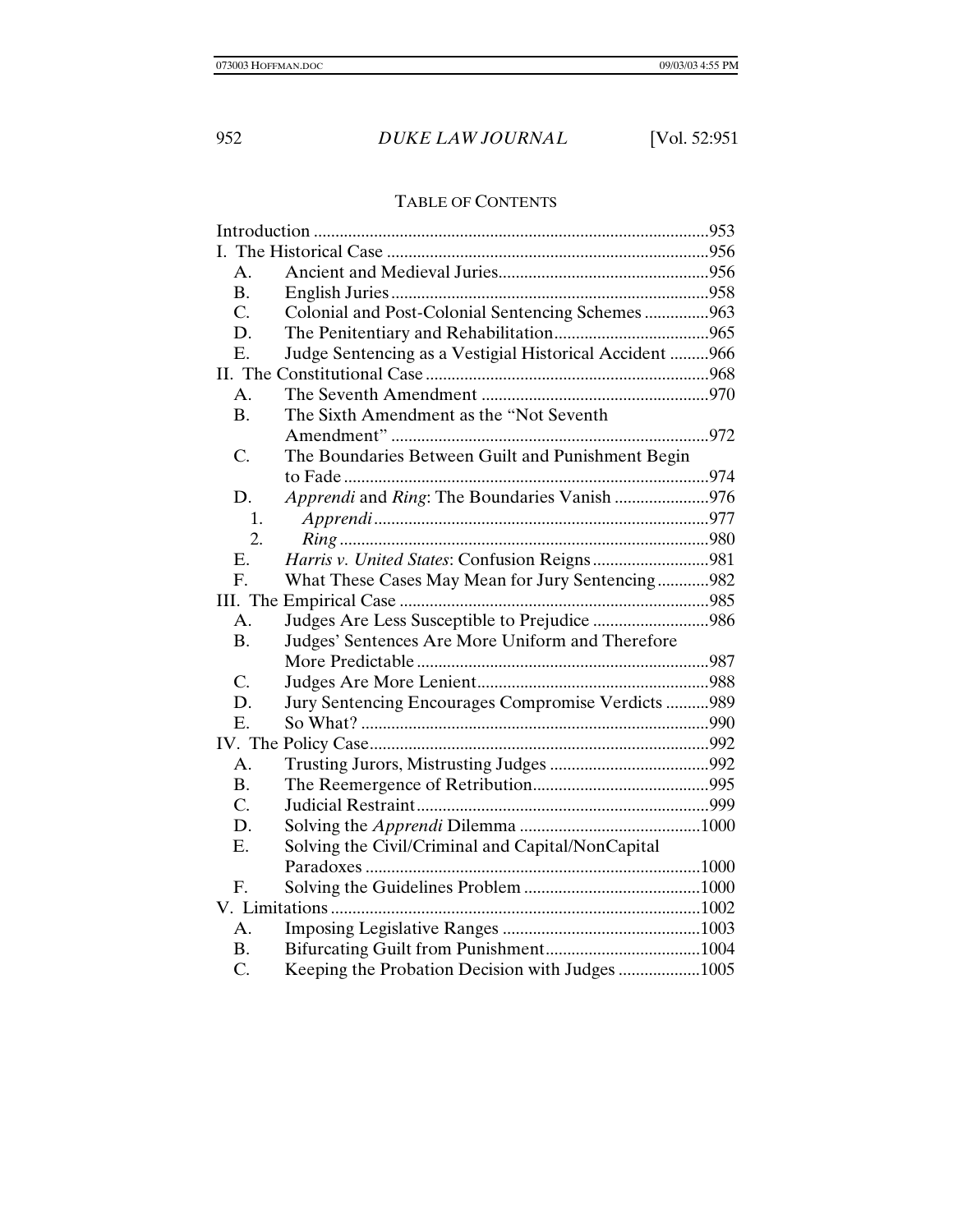## TABLE OF CONTENTS

Introduction ..........953

I. The Historical Case ..........956

- A. Ancient and Medieval Juries..........956
- B. English Juries..........958
- C. Colonial and Post-Colonial Sentencing Schemes..........963
- D. The Penitentiary and Rehabilitation..........965
- E. Judge Sentencing as a Vestigial Historical Accident..........966

II. The Constitutional Case..........968

- A. The Seventh Amendment..........970
- B. The Sixth Amendment as the "Not Seventh Amendment"..........972
- C. The Boundaries Between Guilt and Punishment Begin to Fade..........974
- D. *Apprendi* and *Ring*: The Boundaries Vanish..........976
  - 1. *Apprendi*..........977
  - 2. *Ring*..........980
- E. *Harris v. United States*: Confusion Reigns..........981
- F. What These Cases May Mean for Jury Sentencing..........982

III. The Empirical Case..........985

- A. Judges Are Less Susceptible to Prejudice..........986
- B. Judges' Sentences Are More Uniform and Therefore More Predictable..........987
- C. Judges Are More Lenient..........988
- D. Jury Sentencing Encourages Compromise Verdicts..........989
- E. So What?..........990

IV. The Policy Case..........992

- A. Trusting Jurors, Mistrusting Judges..........992
- B. The Reemergence of Retribution..........995
- C. Judicial Restraint..........999
- D. Solving the *Apprendi* Dilemma..........1000
- E. Solving the Civil/Criminal and Capital/NonCapital Paradoxes..........1000
- F. Solving the Guidelines Problem..........1000

V. Limitations..........1002

- A. Imposing Legislative Ranges..........1003
- B. Bifurcating Guilt from Punishment..........1004
- C. Keeping the Probation Decision with Judges..........1005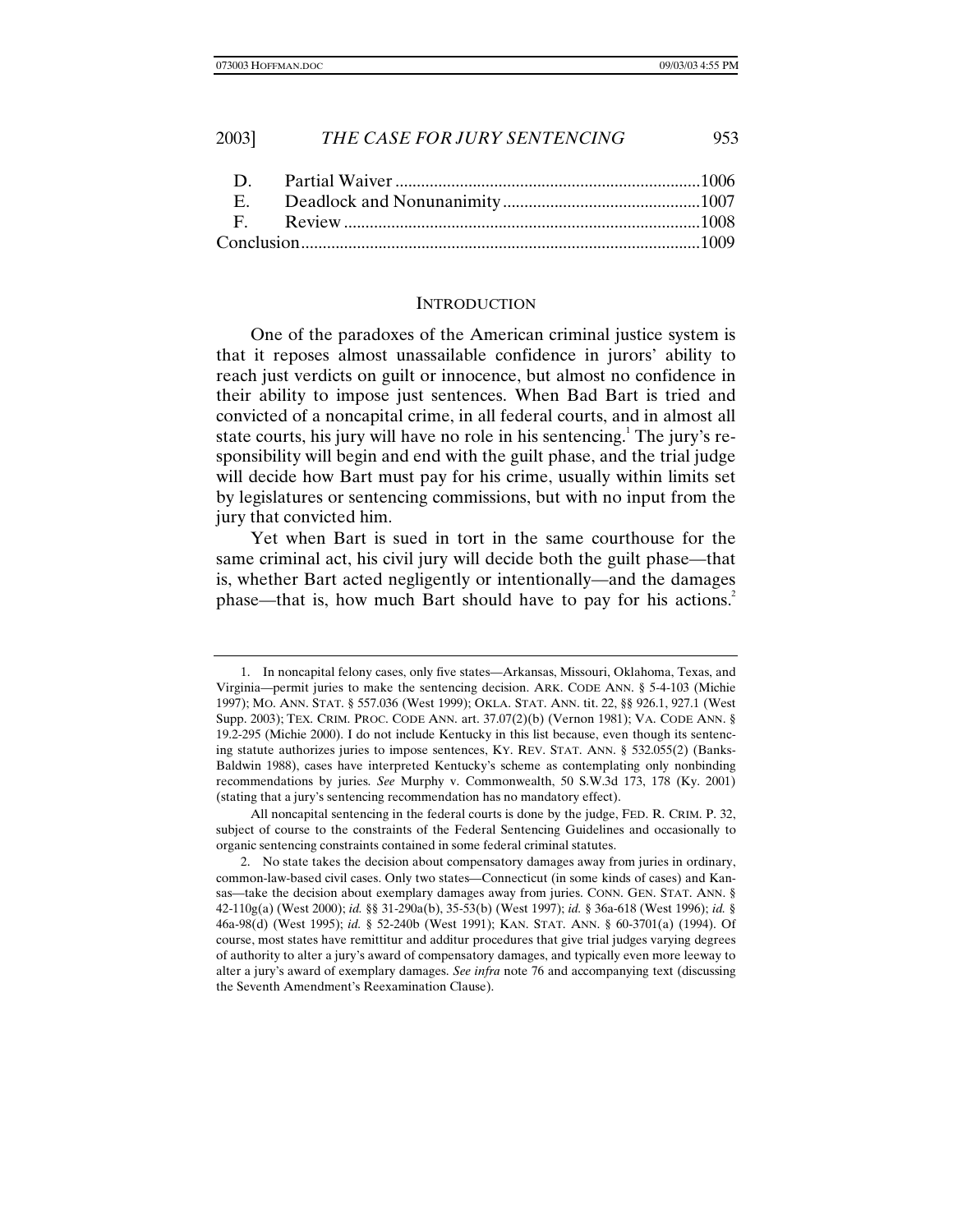| | | |
|---|---|---|
| D. | Partial Waiver | 1006 |
| E. | Deadlock and Nonunanimity | 1007 |
| F. | Review | 1008 |
| Conclusion | | 1009 |

## INTRODUCTION

One of the paradoxes of the American criminal justice system is that it reposes almost unassailable confidence in jurors' ability to reach just verdicts on guilt or innocence, but almost no confidence in their ability to impose just sentences. When Bad Bart is tried and convicted of a noncapital crime, in all federal courts, and in almost all state courts, his jury will have no role in his sentencing.[1] The jury's responsibility will begin and end with the guilt phase, and the trial judge will decide how Bart must pay for his crime, usually within limits set by legislatures or sentencing commissions, but with no input from the jury that convicted him.

Yet when Bart is sued in tort in the same courthouse for the same criminal act, his civil jury will decide both the guilt phase—that is, whether Bart acted negligently or intentionally—and the damages phase—that is, how much Bart should have to pay for his actions.[2]

---

1. In noncapital felony cases, only five states—Arkansas, Missouri, Oklahoma, Texas, and Virginia—permit juries to make the sentencing decision. ARK. CODE ANN. § 5-4-103 (Michie 1997); MO. ANN. STAT. § 557.036 (West 1999); OKLA. STAT. ANN. tit. 22, §§ 926.1, 927.1 (West Supp. 2003); TEX. CRIM. PROC. CODE ANN. art. 37.07(2)(b) (Vernon 1981); VA. CODE ANN. § 19.2-295 (Michie 2000). I do not include Kentucky in this list because, even though its sentencing statute authorizes juries to impose sentences, KY. REV. STAT. ANN. § 532.055(2) (Banks-Baldwin 1988), cases have interpreted Kentucky's scheme as contemplating only nonbinding recommendations by juries. *See* Murphy v. Commonwealth, 50 S.W.3d 173, 178 (Ky. 2001) (stating that a jury's sentencing recommendation has no mandatory effect).

All noncapital sentencing in the federal courts is done by the judge, FED. R. CRIM. P. 32, subject of course to the constraints of the Federal Sentencing Guidelines and occasionally to organic sentencing constraints contained in some federal criminal statutes.

2. No state takes the decision about compensatory damages away from juries in ordinary, common-law-based civil cases. Only two states—Connecticut (in some kinds of cases) and Kansas—take the decision about exemplary damages away from juries. CONN. GEN. STAT. ANN. § 42-110g(a) (West 2000); *id.* §§ 31-290a(b), 35-53(b) (West 1997); *id.* § 36a-618 (West 1996); *id.* § 46a-98(d) (West 1995); *id.* § 52-240b (West 1991); KAN. STAT. ANN. § 60-3701(a) (1994). Of course, most states have remittitur and additur procedures that give trial judges varying degrees of authority to alter a jury's award of compensatory damages, and typically even more leeway to alter a jury's award of exemplary damages. *See infra* note 76 and accompanying text (discussing the Seventh Amendment's Reexamination Clause).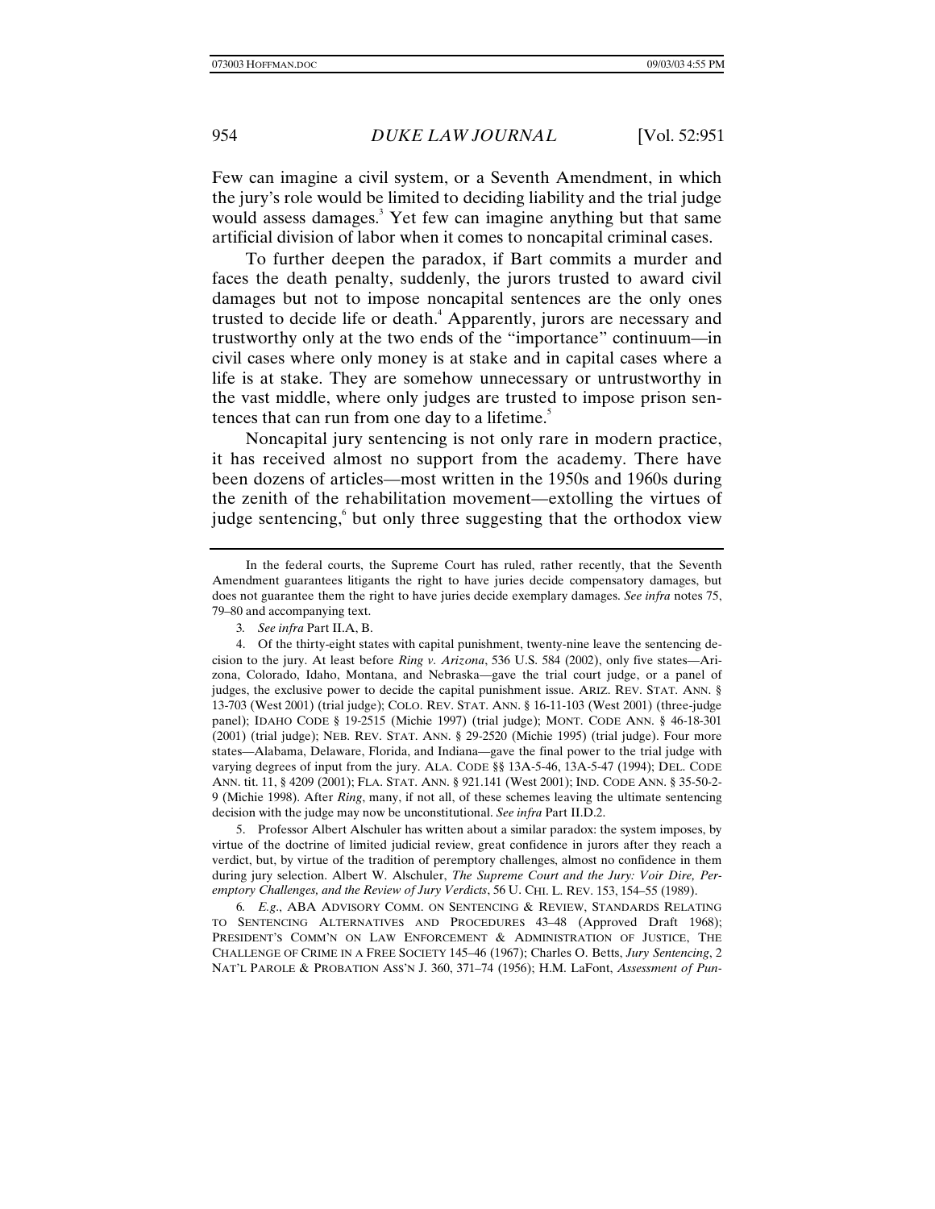Few can imagine a civil system, or a Seventh Amendment, in which the jury's role would be limited to deciding liability and the trial judge would assess damages.[3] Yet few can imagine anything but that same artificial division of labor when it comes to noncapital criminal cases.

To further deepen the paradox, if Bart commits a murder and faces the death penalty, suddenly, the jurors trusted to award civil damages but not to impose noncapital sentences are the only ones trusted to decide life or death.[4] Apparently, jurors are necessary and trustworthy only at the two ends of the "importance" continuum—in civil cases where only money is at stake and in capital cases where a life is at stake. They are somehow unnecessary or untrustworthy in the vast middle, where only judges are trusted to impose prison sentences that can run from one day to a lifetime.[5]

Noncapital jury sentencing is not only rare in modern practice, it has received almost no support from the academy. There have been dozens of articles—most written in the 1950s and 1960s during the zenith of the rehabilitation movement—extolling the virtues of judge sentencing,[6] but only three suggesting that the orthodox view

---

In the federal courts, the Supreme Court has ruled, rather recently, that the Seventh Amendment guarantees litigants the right to have juries decide compensatory damages, but does not guarantee them the right to have juries decide exemplary damages. *See infra* notes 75, 79–80 and accompanying text.

3. *See infra* Part II.A, B.

4. Of the thirty-eight states with capital punishment, twenty-nine leave the sentencing decision to the jury. At least before *Ring v. Arizona*, 536 U.S. 584 (2002), only five states—Arizona, Colorado, Idaho, Montana, and Nebraska—gave the trial court judge, or a panel of judges, the exclusive power to decide the capital punishment issue. ARIZ. REV. STAT. ANN. § 13-703 (West 2001) (trial judge); COLO. REV. STAT. ANN. § 16-11-103 (West 2001) (three-judge panel); IDAHO CODE § 19-2515 (Michie 1997) (trial judge); MONT. CODE ANN. § 46-18-301 (2001) (trial judge); NEB. REV. STAT. ANN. § 29-2520 (Michie 1995) (trial judge). Four more states—Alabama, Delaware, Florida, and Indiana—gave the final power to the trial judge with varying degrees of input from the jury. ALA. CODE §§ 13A-5-46, 13A-5-47 (1994); DEL. CODE ANN. tit. 11, § 4209 (2001); FLA. STAT. ANN. § 921.141 (West 2001); IND. CODE ANN. § 35-50-2-9 (Michie 1998). After *Ring*, many, if not all, of these schemes leaving the ultimate sentencing decision with the judge may now be unconstitutional. *See infra* Part II.D.2.

5. Professor Albert Alschuler has written about a similar paradox: the system imposes, by virtue of the doctrine of limited judicial review, great confidence in jurors after they reach a verdict, but, by virtue of the tradition of peremptory challenges, almost no confidence in them during jury selection. Albert W. Alschuler, *The Supreme Court and the Jury: Voir Dire, Peremptory Challenges, and the Review of Jury Verdicts*, 56 U. CHI. L. REV. 153, 154–55 (1989).

6. *E.g.*, ABA ADVISORY COMM. ON SENTENCING & REVIEW, STANDARDS RELATING TO SENTENCING ALTERNATIVES AND PROCEDURES 43–48 (Approved Draft 1968); PRESIDENT'S COMM'N ON LAW ENFORCEMENT & ADMINISTRATION OF JUSTICE, THE CHALLENGE OF CRIME IN A FREE SOCIETY 145–46 (1967); Charles O. Betts, *Jury Sentencing*, 2 NAT'L PAROLE & PROBATION ASS'N J. 360, 371–74 (1956); H.M. LaFont, *Assessment of Pun-*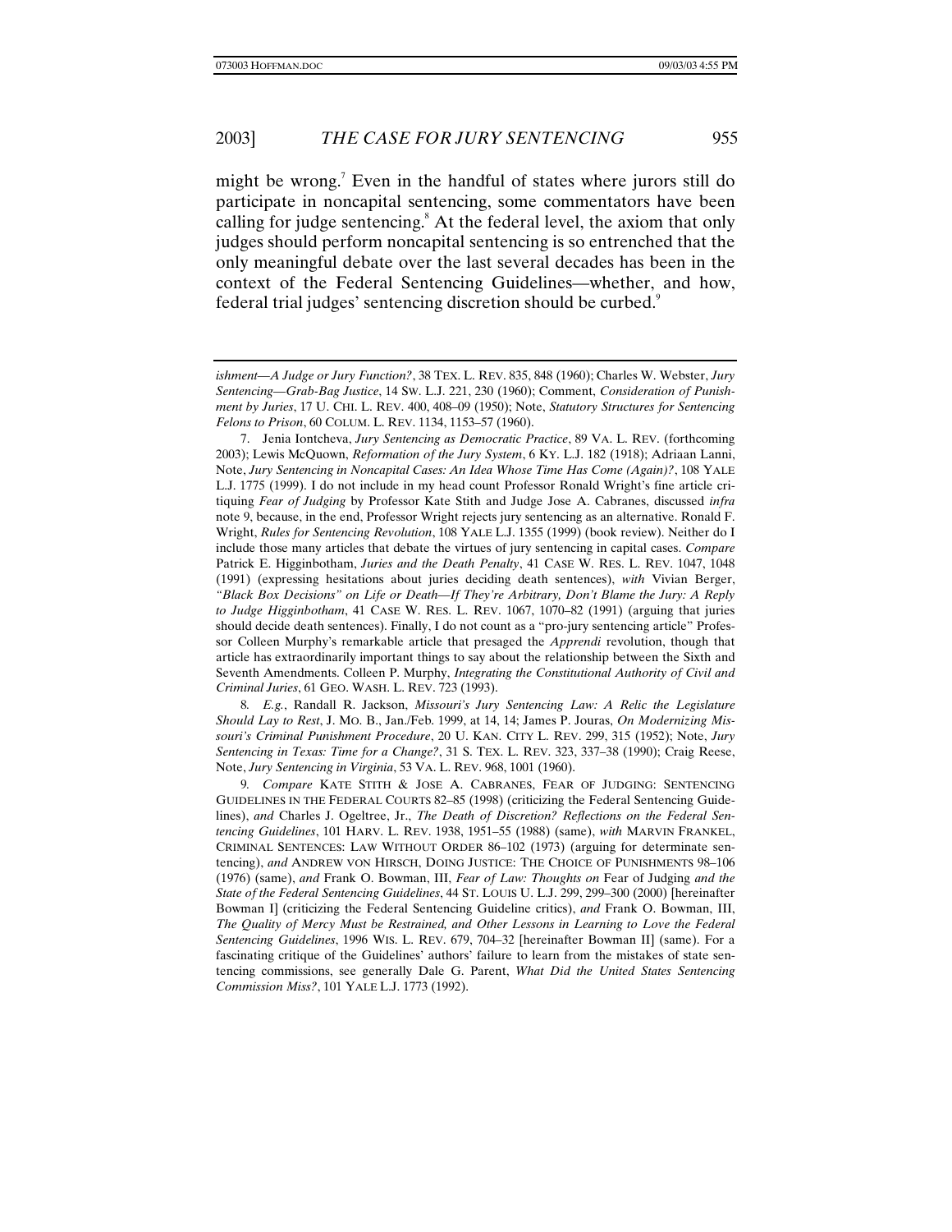might be wrong.[7] Even in the handful of states where jurors still do participate in noncapital sentencing, some commentators have been calling for judge sentencing.[8] At the federal level, the axiom that only judges should perform noncapital sentencing is so entrenched that the only meaningful debate over the last several decades has been in the context of the Federal Sentencing Guidelines—whether, and how, federal trial judges' sentencing discretion should be curbed.[9]

---

*ishment—A Judge or Jury Function?*, 38 TEX. L. REV. 835, 848 (1960); Charles W. Webster, *Jury Sentencing—Grab-Bag Justice*, 14 SW. L.J. 221, 230 (1960); Comment, *Consideration of Punishment by Juries*, 17 U. CHI. L. REV. 400, 408–09 (1950); Note, *Statutory Structures for Sentencing Felons to Prison*, 60 COLUM. L. REV. 1134, 1153–57 (1960).

7. Jenia Iontcheva, *Jury Sentencing as Democratic Practice*, 89 VA. L. REV. (forthcoming 2003); Lewis McQuown, *Reformation of the Jury System*, 6 KY. L.J. 182 (1918); Adriaan Lanni, Note, *Jury Sentencing in Noncapital Cases: An Idea Whose Time Has Come (Again)?*, 108 YALE L.J. 1775 (1999). I do not include in my head count Professor Ronald Wright's fine article critiquing *Fear of Judging* by Professor Kate Stith and Judge Jose A. Cabranes, discussed *infra* note 9, because, in the end, Professor Wright rejects jury sentencing as an alternative. Ronald F. Wright, *Rules for Sentencing Revolution*, 108 YALE L.J. 1355 (1999) (book review). Neither do I include those many articles that debate the virtues of jury sentencing in capital cases. *Compare* Patrick E. Higginbotham, *Juries and the Death Penalty*, 41 CASE W. RES. L. REV. 1047, 1048 (1991) (expressing hesitations about juries deciding death sentences), *with* Vivian Berger, *"Black Box Decisions" on Life or Death—If They're Arbitrary, Don't Blame the Jury: A Reply to Judge Higginbotham*, 41 CASE W. RES. L. REV. 1067, 1070–82 (1991) (arguing that juries should decide death sentences). Finally, I do not count as a "pro-jury sentencing article" Professor Colleen Murphy's remarkable article that presaged the *Apprendi* revolution, though that article has extraordinarily important things to say about the relationship between the Sixth and Seventh Amendments. Colleen P. Murphy, *Integrating the Constitutional Authority of Civil and Criminal Juries*, 61 GEO. WASH. L. REV. 723 (1993).

8. *E.g.*, Randall R. Jackson, *Missouri's Jury Sentencing Law: A Relic the Legislature Should Lay to Rest*, J. MO. B., Jan./Feb. 1999, at 14, 14; James P. Jouras, *On Modernizing Missouri's Criminal Punishment Procedure*, 20 U. KAN. CITY L. REV. 299, 315 (1952); Note, *Jury Sentencing in Texas: Time for a Change?*, 31 S. TEX. L. REV. 323, 337–38 (1990); Craig Reese, Note, *Jury Sentencing in Virginia*, 53 VA. L. REV. 968, 1001 (1960).

9. *Compare* KATE STITH & JOSE A. CABRANES, FEAR OF JUDGING: SENTENCING GUIDELINES IN THE FEDERAL COURTS 82–85 (1998) (criticizing the Federal Sentencing Guidelines), *and* Charles J. Ogeltree, Jr., *The Death of Discretion? Reflections on the Federal Sentencing Guidelines*, 101 HARV. L. REV. 1938, 1951–55 (1988) (same), *with* MARVIN FRANKEL, CRIMINAL SENTENCES: LAW WITHOUT ORDER 86–102 (1973) (arguing for determinate sentencing), *and* ANDREW VON HIRSCH, DOING JUSTICE: THE CHOICE OF PUNISHMENTS 98–106 (1976) (same), *and* Frank O. Bowman, III, *Fear of Law: Thoughts on* Fear of Judging *and the State of the Federal Sentencing Guidelines*, 44 ST. LOUIS U. L.J. 299, 299–300 (2000) [hereinafter Bowman I] (criticizing the Federal Sentencing Guideline critics), *and* Frank O. Bowman, III, *The Quality of Mercy Must be Restrained, and Other Lessons in Learning to Love the Federal Sentencing Guidelines*, 1996 WIS. L. REV. 679, 704–32 [hereinafter Bowman II] (same). For a fascinating critique of the Guidelines' authors' failure to learn from the mistakes of state sentencing commissions, see generally Dale G. Parent, *What Did the United States Sentencing Commission Miss?*, 101 YALE L.J. 1773 (1992).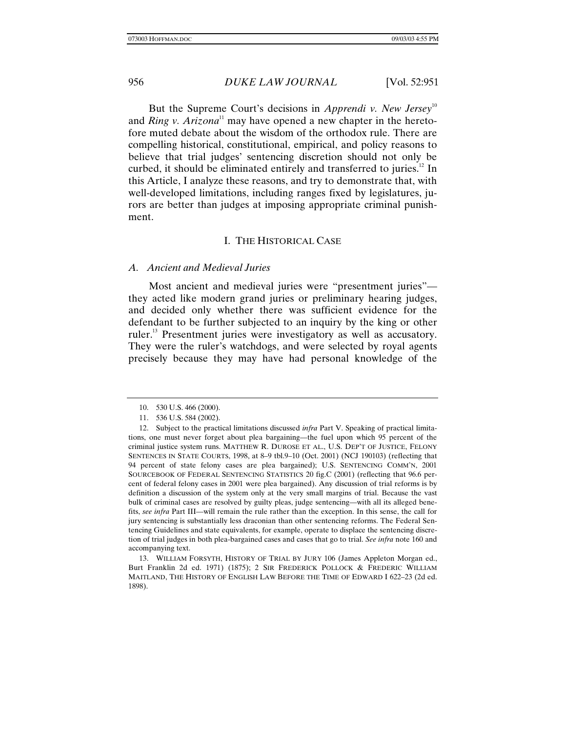But the Supreme Court's decisions in *Apprendi v. New Jersey*[10] and *Ring v. Arizona*[11] may have opened a new chapter in the heretofore muted debate about the wisdom of the orthodox rule. There are compelling historical, constitutional, empirical, and policy reasons to believe that trial judges' sentencing discretion should not only be curbed, it should be eliminated entirely and transferred to juries.[12] In this Article, I analyze these reasons, and try to demonstrate that, with well-developed limitations, including ranges fixed by legislatures, jurors are better than judges at imposing appropriate criminal punishment.

## I. THE HISTORICAL CASE

### *A. Ancient and Medieval Juries*

Most ancient and medieval juries were "presentment juries"—they acted like modern grand juries or preliminary hearing judges, and decided only whether there was sufficient evidence for the defendant to be further subjected to an inquiry by the king or other ruler.[13] Presentment juries were investigatory as well as accusatory. They were the ruler's watchdogs, and were selected by royal agents precisely because they may have had personal knowledge of the

---

10. 530 U.S. 466 (2000).

11. 536 U.S. 584 (2002).

12. Subject to the practical limitations discussed *infra* Part V. Speaking of practical limitations, one must never forget about plea bargaining—the fuel upon which 95 percent of the criminal justice system runs. MATTHEW R. DUROSE ET AL., U.S. DEP'T OF JUSTICE, FELONY SENTENCES IN STATE COURTS, 1998, at 8–9 tbl.9–10 (Oct. 2001) (NCJ 190103) (reflecting that 94 percent of state felony cases are plea bargained); U.S. SENTENCING COMM'N, 2001 SOURCEBOOK OF FEDERAL SENTENCING STATISTICS 20 fig.C (2001) (reflecting that 96.6 percent of federal felony cases in 2001 were plea bargained). Any discussion of trial reforms is by definition a discussion of the system only at the very small margins of trial. Because the vast bulk of criminal cases are resolved by guilty pleas, judge sentencing—with all its alleged benefits, *see infra* Part III—will remain the rule rather than the exception. In this sense, the call for jury sentencing is substantially less draconian than other sentencing reforms. The Federal Sentencing Guidelines and state equivalents, for example, operate to displace the sentencing discretion of trial judges in both plea-bargained cases and cases that go to trial. *See infra* note 160 and accompanying text.

13. WILLIAM FORSYTH, HISTORY OF TRIAL BY JURY 106 (James Appleton Morgan ed., Burt Franklin 2d ed. 1971) (1875); 2 SIR FREDERICK POLLOCK & FREDERIC WILLIAM MAITLAND, THE HISTORY OF ENGLISH LAW BEFORE THE TIME OF EDWARD I 622–23 (2d ed. 1898).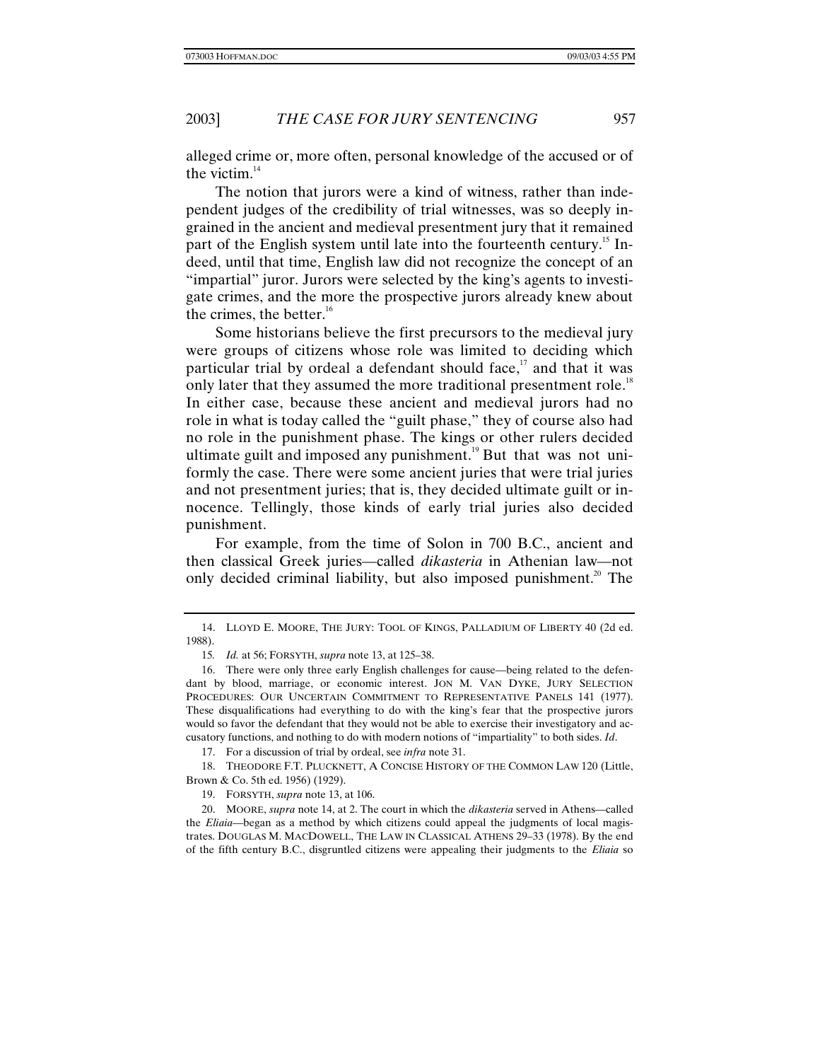alleged crime or, more often, personal knowledge of the accused or of the victim.[14]

The notion that jurors were a kind of witness, rather than independent judges of the credibility of trial witnesses, was so deeply ingrained in the ancient and medieval presentment jury that it remained part of the English system until late into the fourteenth century.[15] Indeed, until that time, English law did not recognize the concept of an "impartial" juror. Jurors were selected by the king's agents to investigate crimes, and the more the prospective jurors already knew about the crimes, the better.[16]

Some historians believe the first precursors to the medieval jury were groups of citizens whose role was limited to deciding which particular trial by ordeal a defendant should face,[17] and that it was only later that they assumed the more traditional presentment role.[18] In either case, because these ancient and medieval jurors had no role in what is today called the "guilt phase," they of course also had no role in the punishment phase. The kings or other rulers decided ultimate guilt and imposed any punishment.[19] But that was not uniformly the case. There were some ancient juries that were trial juries and not presentment juries; that is, they decided ultimate guilt or innocence. Tellingly, those kinds of early trial juries also decided punishment.

For example, from the time of Solon in 700 B.C., ancient and then classical Greek juries—called *dikasteria* in Athenian law—not only decided criminal liability, but also imposed punishment.[20] The

---

14. LLOYD E. MOORE, THE JURY: TOOL OF KINGS, PALLADIUM OF LIBERTY 40 (2d ed. 1988).

15. *Id.* at 56; FORSYTH, *supra* note 13, at 125–38.

16. There were only three early English challenges for cause—being related to the defendant by blood, marriage, or economic interest. JON M. VAN DYKE, JURY SELECTION PROCEDURES: OUR UNCERTAIN COMMITMENT TO REPRESENTATIVE PANELS 141 (1977). These disqualifications had everything to do with the king's fear that the prospective jurors would so favor the defendant that they would not be able to exercise their investigatory and accusatory functions, and nothing to do with modern notions of "impartiality" to both sides. *Id*.

17. For a discussion of trial by ordeal, see *infra* note 31.

18. THEODORE F.T. PLUCKNETT, A CONCISE HISTORY OF THE COMMON LAW 120 (Little, Brown & Co. 5th ed. 1956) (1929).

19. FORSYTH, *supra* note 13, at 106.

20. MOORE, *supra* note 14, at 2. The court in which the *dikasteria* served in Athens—called the *Eliaia*—began as a method by which citizens could appeal the judgments of local magistrates. DOUGLAS M. MACDOWELL, THE LAW IN CLASSICAL ATHENS 29–33 (1978). By the end of the fifth century B.C., disgruntled citizens were appealing their judgments to the *Eliaia* so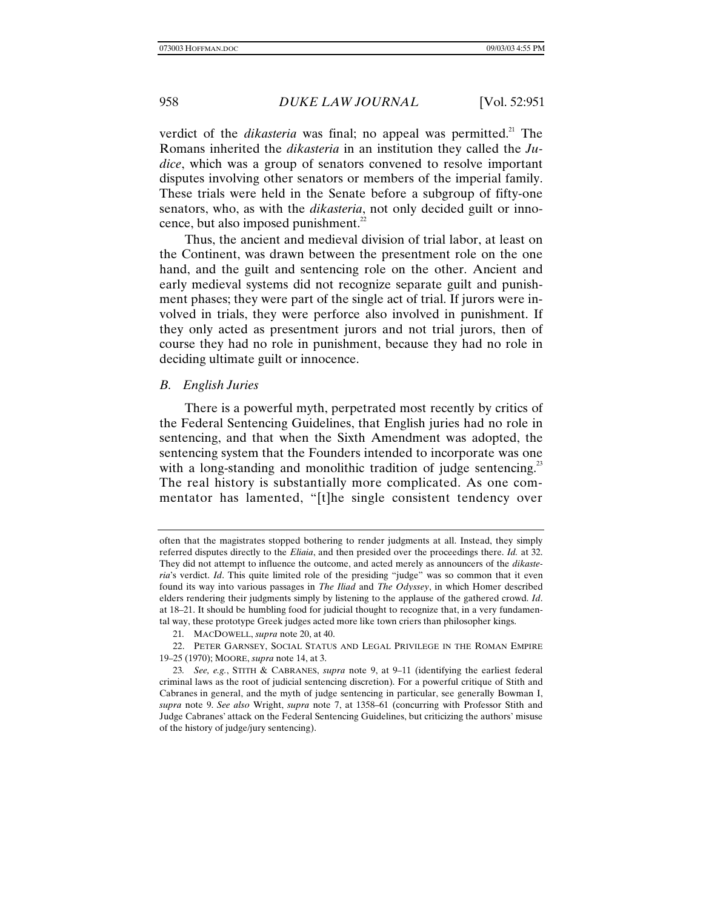verdict of the *dikasteria* was final; no appeal was permitted.[21] The Romans inherited the *dikasteria* in an institution they called the *Judice*, which was a group of senators convened to resolve important disputes involving other senators or members of the imperial family. These trials were held in the Senate before a subgroup of fifty-one senators, who, as with the *dikasteria*, not only decided guilt or innocence, but also imposed punishment.[22]

Thus, the ancient and medieval division of trial labor, at least on the Continent, was drawn between the presentment role on the one hand, and the guilt and sentencing role on the other. Ancient and early medieval systems did not recognize separate guilt and punishment phases; they were part of the single act of trial. If jurors were involved in trials, they were perforce also involved in punishment. If they only acted as presentment jurors and not trial jurors, then of course they had no role in punishment, because they had no role in deciding ultimate guilt or innocence.

### B. English Juries

There is a powerful myth, perpetrated most recently by critics of the Federal Sentencing Guidelines, that English juries had no role in sentencing, and that when the Sixth Amendment was adopted, the sentencing system that the Founders intended to incorporate was one with a long-standing and monolithic tradition of judge sentencing.[23] The real history is substantially more complicated. As one commentator has lamented, "[t]he single consistent tendency over

---

often that the magistrates stopped bothering to render judgments at all. Instead, they simply referred disputes directly to the *Eliaia*, and then presided over the proceedings there. *Id.* at 32. They did not attempt to influence the outcome, and acted merely as announcers of the *dikasteria*'s verdict. *Id*. This quite limited role of the presiding "judge" was so common that it even found its way into various passages in *The Iliad* and *The Odyssey*, in which Homer described elders rendering their judgments simply by listening to the applause of the gathered crowd. *Id*. at 18–21. It should be humbling food for judicial thought to recognize that, in a very fundamental way, these prototype Greek judges acted more like town criers than philosopher kings.

21. MACDOWELL, *supra* note 20, at 40.

22. PETER GARNSEY, SOCIAL STATUS AND LEGAL PRIVILEGE IN THE ROMAN EMPIRE 19–25 (1970); MOORE, *supra* note 14, at 3.

23. *See, e.g.*, STITH & CABRANES, *supra* note 9, at 9–11 (identifying the earliest federal criminal laws as the root of judicial sentencing discretion). For a powerful critique of Stith and Cabranes in general, and the myth of judge sentencing in particular, see generally Bowman I, *supra* note 9. *See also* Wright, *supra* note 7, at 1358–61 (concurring with Professor Stith and Judge Cabranes' attack on the Federal Sentencing Guidelines, but criticizing the authors' misuse of the history of judge/jury sentencing).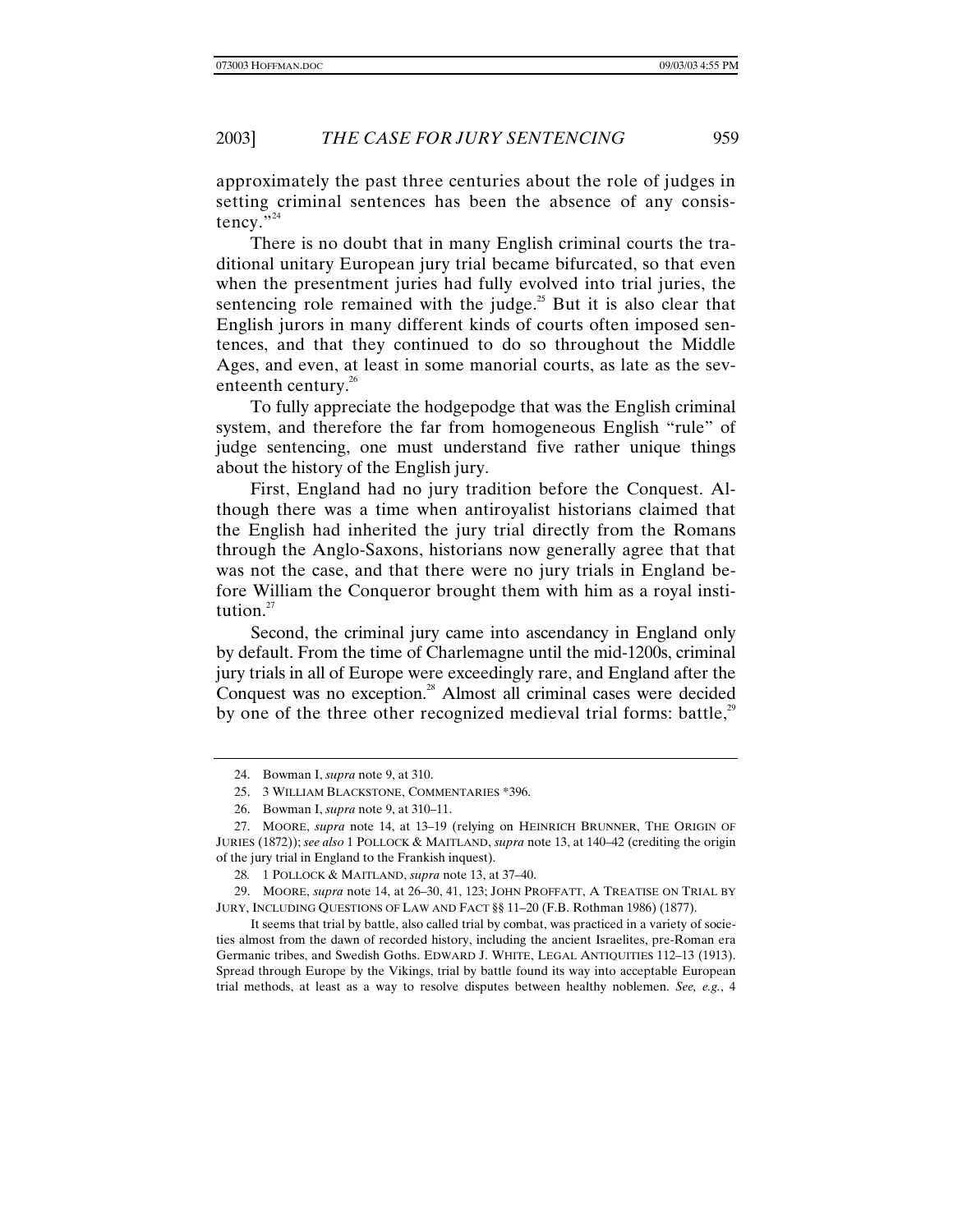approximately the past three centuries about the role of judges in setting criminal sentences has been the absence of any consistency."[24]

There is no doubt that in many English criminal courts the traditional unitary European jury trial became bifurcated, so that even when the presentment juries had fully evolved into trial juries, the sentencing role remained with the judge.[25] But it is also clear that English jurors in many different kinds of courts often imposed sentences, and that they continued to do so throughout the Middle Ages, and even, at least in some manorial courts, as late as the seventeenth century.[26]

To fully appreciate the hodgepodge that was the English criminal system, and therefore the far from homogeneous English "rule" of judge sentencing, one must understand five rather unique things about the history of the English jury.

First, England had no jury tradition before the Conquest. Although there was a time when antiroyalist historians claimed that the English had inherited the jury trial directly from the Romans through the Anglo-Saxons, historians now generally agree that that was not the case, and that there were no jury trials in England before William the Conqueror brought them with him as a royal institution.[27]

Second, the criminal jury came into ascendancy in England only by default. From the time of Charlemagne until the mid-1200s, criminal jury trials in all of Europe were exceedingly rare, and England after the Conquest was no exception.[28] Almost all criminal cases were decided by one of the three other recognized medieval trial forms: battle,[29]

---

24. Bowman I, *supra* note 9, at 310.

25. 3 WILLIAM BLACKSTONE, COMMENTARIES *396.

26. Bowman I, *supra* note 9, at 310–11.

27. MOORE, *supra* note 14, at 13–19 (relying on HEINRICH BRUNNER, THE ORIGIN OF JURIES (1872)); *see also* 1 POLLOCK & MAITLAND, *supra* note 13, at 140–42 (crediting the origin of the jury trial in England to the Frankish inquest).

28. 1 POLLOCK & MAITLAND, *supra* note 13, at 37–40.

29. MOORE, *supra* note 14, at 26–30, 41, 123; JOHN PROFFATT, A TREATISE ON TRIAL BY JURY, INCLUDING QUESTIONS OF LAW AND FACT §§ 11–20 (F.B. Rothman 1986) (1877).

It seems that trial by battle, also called trial by combat, was practiced in a variety of societies almost from the dawn of recorded history, including the ancient Israelites, pre-Roman era Germanic tribes, and Swedish Goths. EDWARD J. WHITE, LEGAL ANTIQUITIES 112–13 (1913). Spread through Europe by the Vikings, trial by battle found its way into acceptable European trial methods, at least as a way to resolve disputes between healthy noblemen. *See, e.g.*, 4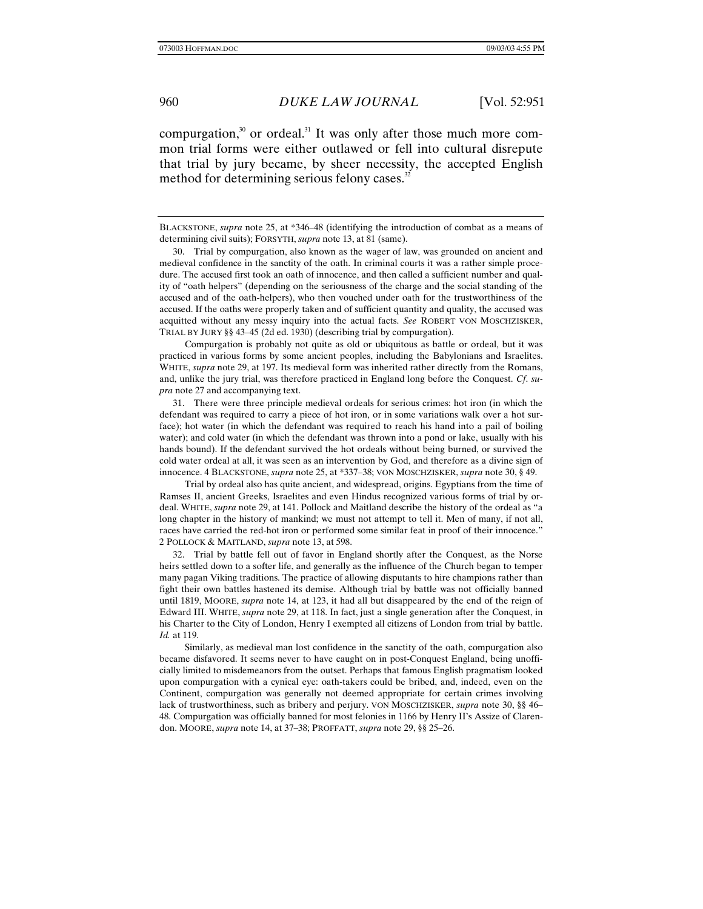compurgation,[30] or ordeal.[31] It was only after those much more common trial forms were either outlawed or fell into cultural disrepute that trial by jury became, by sheer necessity, the accepted English method for determining serious felony cases.[32]

---

BLACKSTONE, *supra* note 25, at *346–48 (identifying the introduction of combat as a means of determining civil suits); FORSYTH, *supra* note 13, at 81 (same).

30. Trial by compurgation, also known as the wager of law, was grounded on ancient and medieval confidence in the sanctity of the oath. In criminal courts it was a rather simple procedure. The accused first took an oath of innocence, and then called a sufficient number and quality of "oath helpers" (depending on the seriousness of the charge and the social standing of the accused and of the oath-helpers), who then vouched under oath for the trustworthiness of the accused. If the oaths were properly taken and of sufficient quantity and quality, the accused was acquitted without any messy inquiry into the actual facts. *See* ROBERT VON MOSCHZISKER, TRIAL BY JURY §§ 43–45 (2d ed. 1930) (describing trial by compurgation).

Compurgation is probably not quite as old or ubiquitous as battle or ordeal, but it was practiced in various forms by some ancient peoples, including the Babylonians and Israelites. WHITE, *supra* note 29, at 197. Its medieval form was inherited rather directly from the Romans, and, unlike the jury trial, was therefore practiced in England long before the Conquest. *Cf. supra* note 27 and accompanying text.

31. There were three principle medieval ordeals for serious crimes: hot iron (in which the defendant was required to carry a piece of hot iron, or in some variations walk over a hot surface); hot water (in which the defendant was required to reach his hand into a pail of boiling water); and cold water (in which the defendant was thrown into a pond or lake, usually with his hands bound). If the defendant survived the hot ordeals without being burned, or survived the cold water ordeal at all, it was seen as an intervention by God, and therefore as a divine sign of innocence. 4 BLACKSTONE, *supra* note 25, at *337–38; VON MOSCHZISKER, *supra* note 30, § 49.

Trial by ordeal also has quite ancient, and widespread, origins. Egyptians from the time of Ramses II, ancient Greeks, Israelites and even Hindus recognized various forms of trial by ordeal. WHITE, *supra* note 29, at 141. Pollock and Maitland describe the history of the ordeal as "a long chapter in the history of mankind; we must not attempt to tell it. Men of many, if not all, races have carried the red-hot iron or performed some similar feat in proof of their innocence." 2 POLLOCK & MAITLAND, *supra* note 13, at 598.

32. Trial by battle fell out of favor in England shortly after the Conquest, as the Norse heirs settled down to a softer life, and generally as the influence of the Church began to temper many pagan Viking traditions. The practice of allowing disputants to hire champions rather than fight their own battles hastened its demise. Although trial by battle was not officially banned until 1819, MOORE, *supra* note 14, at 123, it had all but disappeared by the end of the reign of Edward III. WHITE, *supra* note 29, at 118. In fact, just a single generation after the Conquest, in his Charter to the City of London, Henry I exempted all citizens of London from trial by battle. *Id.* at 119.

Similarly, as medieval man lost confidence in the sanctity of the oath, compurgation also became disfavored. It seems never to have caught on in post-Conquest England, being unofficially limited to misdemeanors from the outset. Perhaps that famous English pragmatism looked upon compurgation with a cynical eye: oath-takers could be bribed, and, indeed, even on the Continent, compurgation was generally not deemed appropriate for certain crimes involving lack of trustworthiness, such as bribery and perjury. VON MOSCHZISKER, *supra* note 30, §§ 46–48. Compurgation was officially banned for most felonies in 1166 by Henry II's Assize of Clarendon. MOORE, *supra* note 14, at 37–38; PROFFATT, *supra* note 29, §§ 25–26.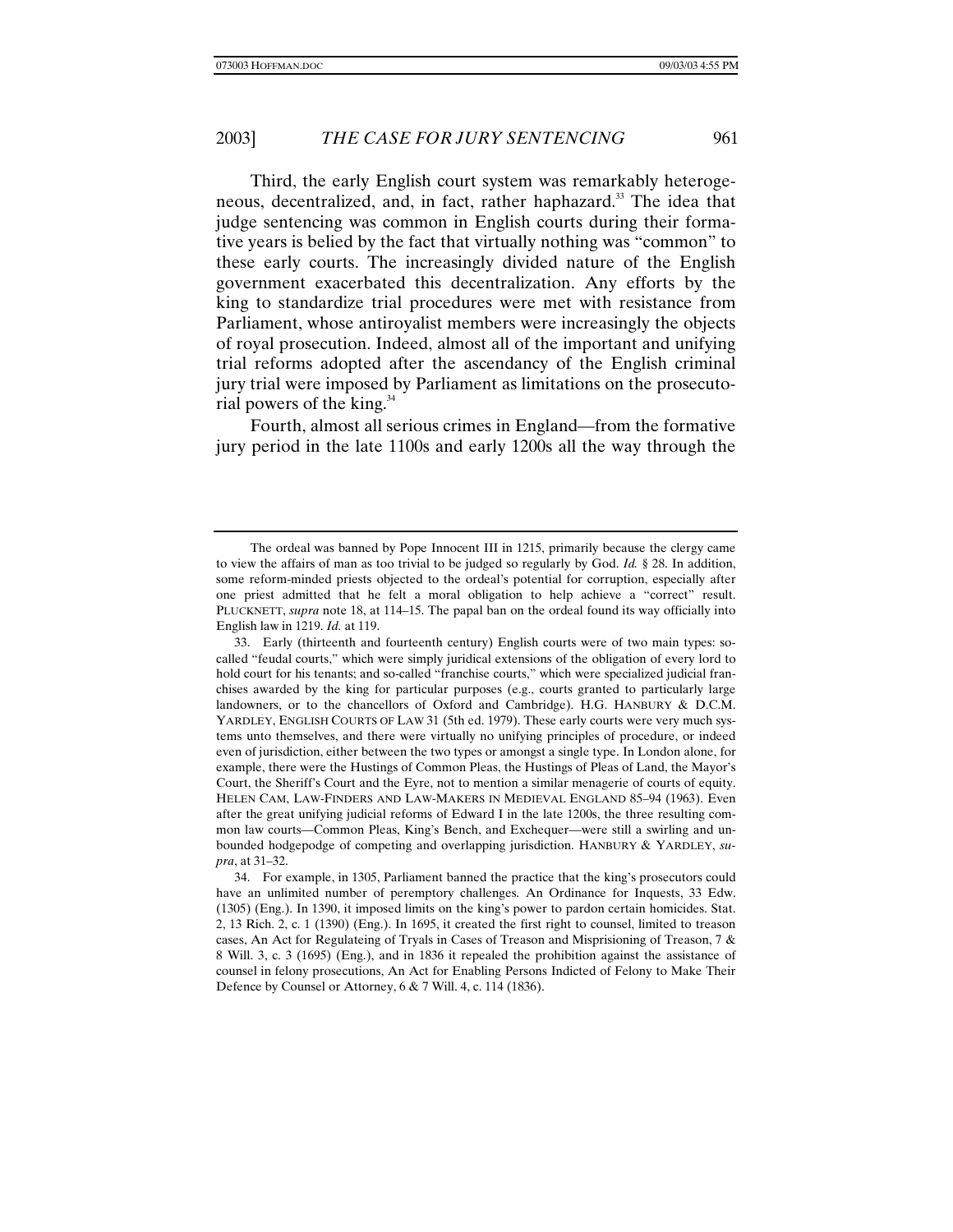Third, the early English court system was remarkably heterogeneous, decentralized, and, in fact, rather haphazard.[33] The idea that judge sentencing was common in English courts during their formative years is belied by the fact that virtually nothing was "common" to these early courts. The increasingly divided nature of the English government exacerbated this decentralization. Any efforts by the king to standardize trial procedures were met with resistance from Parliament, whose antiroyalist members were increasingly the objects of royal prosecution. Indeed, almost all of the important and unifying trial reforms adopted after the ascendancy of the English criminal jury trial were imposed by Parliament as limitations on the prosecutorial powers of the king.[34]

Fourth, almost all serious crimes in England—from the formative jury period in the late 1100s and early 1200s all the way through the

---

The ordeal was banned by Pope Innocent III in 1215, primarily because the clergy came to view the affairs of man as too trivial to be judged so regularly by God. *Id.* § 28. In addition, some reform-minded priests objected to the ordeal's potential for corruption, especially after one priest admitted that he felt a moral obligation to help achieve a "correct" result. PLUCKNETT, *supra* note 18, at 114–15. The papal ban on the ordeal found its way officially into English law in 1219. *Id.* at 119.

33. Early (thirteenth and fourteenth century) English courts were of two main types: so-called "feudal courts," which were simply juridical extensions of the obligation of every lord to hold court for his tenants; and so-called "franchise courts," which were specialized judicial franchises awarded by the king for particular purposes (e.g., courts granted to particularly large landowners, or to the chancellors of Oxford and Cambridge). H.G. HANBURY & D.C.M. YARDLEY, ENGLISH COURTS OF LAW 31 (5th ed. 1979). These early courts were very much systems unto themselves, and there were virtually no unifying principles of procedure, or indeed even of jurisdiction, either between the two types or amongst a single type. In London alone, for example, there were the Hustings of Common Pleas, the Hustings of Pleas of Land, the Mayor's Court, the Sheriff's Court and the Eyre, not to mention a similar menagerie of courts of equity. HELEN CAM, LAW-FINDERS AND LAW-MAKERS IN MEDIEVAL ENGLAND 85–94 (1963). Even after the great unifying judicial reforms of Edward I in the late 1200s, the three resulting common law courts—Common Pleas, King's Bench, and Exchequer—were still a swirling and unbounded hodgepodge of competing and overlapping jurisdiction. HANBURY & YARDLEY, *supra*, at 31–32.

34. For example, in 1305, Parliament banned the practice that the king's prosecutors could have an unlimited number of peremptory challenges. An Ordinance for Inquests, 33 Edw. (1305) (Eng.). In 1390, it imposed limits on the king's power to pardon certain homicides. Stat. 2, 13 Rich. 2, c. 1 (1390) (Eng.). In 1695, it created the first right to counsel, limited to treason cases, An Act for Regulateing of Tryals in Cases of Treason and Misprisioning of Treason, 7 & 8 Will. 3, c. 3 (1695) (Eng.), and in 1836 it repealed the prohibition against the assistance of counsel in felony prosecutions, An Act for Enabling Persons Indicted of Felony to Make Their Defence by Counsel or Attorney, 6 & 7 Will. 4, c. 114 (1836).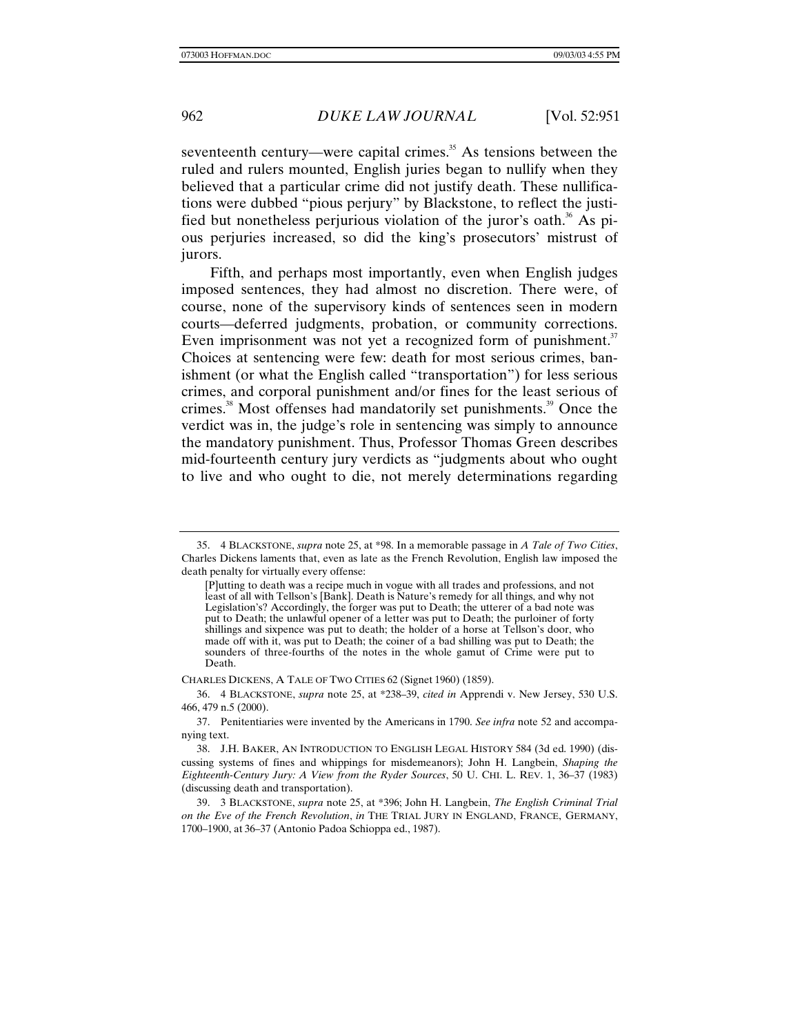seventeenth century—were capital crimes.[35] As tensions between the ruled and rulers mounted, English juries began to nullify when they believed that a particular crime did not justify death. These nullifications were dubbed "pious perjury" by Blackstone, to reflect the justified but nonetheless perjurious violation of the juror's oath.[36] As pious perjuries increased, so did the king's prosecutors' mistrust of jurors.

Fifth, and perhaps most importantly, even when English judges imposed sentences, they had almost no discretion. There were, of course, none of the supervisory kinds of sentences seen in modern courts—deferred judgments, probation, or community corrections. Even imprisonment was not yet a recognized form of punishment.[37] Choices at sentencing were few: death for most serious crimes, banishment (or what the English called "transportation") for less serious crimes, and corporal punishment and/or fines for the least serious of crimes.[38] Most offenses had mandatorily set punishments.[39] Once the verdict was in, the judge's role in sentencing was simply to announce the mandatory punishment. Thus, Professor Thomas Green describes mid-fourteenth century jury verdicts as "judgments about who ought to live and who ought to die, not merely determinations regarding

---

35. 4 BLACKSTONE, *supra* note 25, at *98. In a memorable passage in *A Tale of Two Cities*, Charles Dickens laments that, even as late as the French Revolution, English law imposed the death penalty for virtually every offense:

> [P]utting to death was a recipe much in vogue with all trades and professions, and not least of all with Tellson's [Bank]. Death is Nature's remedy for all things, and why not Legislation's? Accordingly, the forger was put to Death; the utterer of a bad note was put to Death; the unlawful opener of a letter was put to Death; the purloiner of forty shillings and sixpence was put to death; the holder of a horse at Tellson's door, who made off with it, was put to Death; the coiner of a bad shilling was put to Death; the sounders of three-fourths of the notes in the whole gamut of Crime were put to Death.

CHARLES DICKENS, A TALE OF TWO CITIES 62 (Signet 1960) (1859).

36. 4 BLACKSTONE, *supra* note 25, at *238–39, *cited in* Apprendi v. New Jersey, 530 U.S. 466, 479 n.5 (2000).

37. Penitentiaries were invented by the Americans in 1790. *See infra* note 52 and accompanying text.

38. J.H. BAKER, AN INTRODUCTION TO ENGLISH LEGAL HISTORY 584 (3d ed. 1990) (discussing systems of fines and whippings for misdemeanors); John H. Langbein, *Shaping the Eighteenth-Century Jury: A View from the Ryder Sources*, 50 U. CHI. L. REV. 1, 36–37 (1983) (discussing death and transportation).

39. 3 BLACKSTONE, *supra* note 25, at *396; John H. Langbein, *The English Criminal Trial on the Eve of the French Revolution*, *in* THE TRIAL JURY IN ENGLAND, FRANCE, GERMANY, 1700–1900, at 36–37 (Antonio Padoa Schioppa ed., 1987).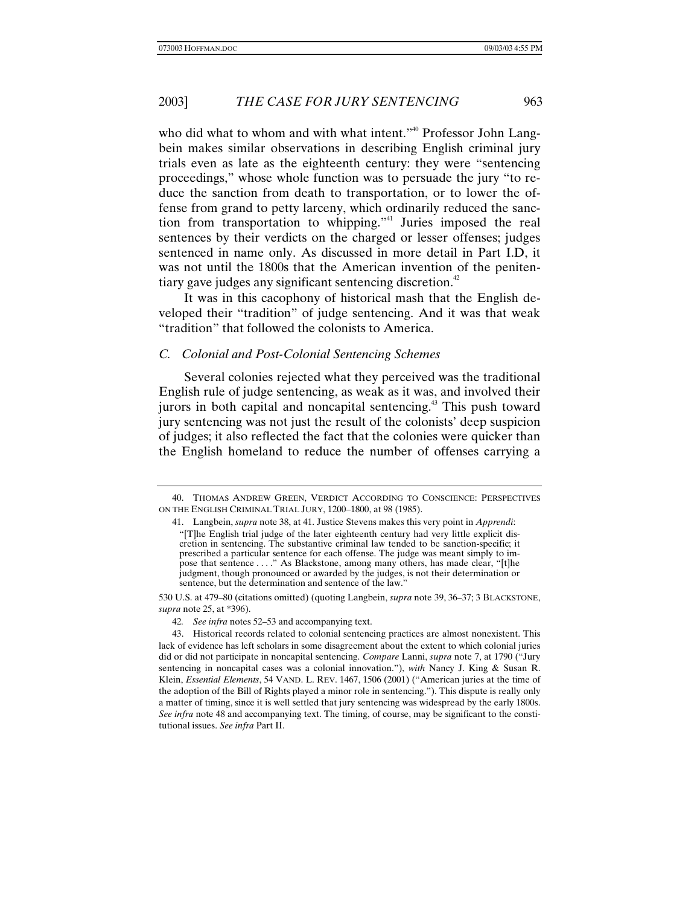who did what to whom and with what intent."[40] Professor John Langbein makes similar observations in describing English criminal jury trials even as late as the eighteenth century: they were "sentencing proceedings," whose whole function was to persuade the jury "to reduce the sanction from death to transportation, or to lower the offense from grand to petty larceny, which ordinarily reduced the sanction from transportation to whipping."[41] Juries imposed the real sentences by their verdicts on the charged or lesser offenses; judges sentenced in name only. As discussed in more detail in Part I.D, it was not until the 1800s that the American invention of the penitentiary gave judges any significant sentencing discretion.[42]

It was in this cacophony of historical mash that the English developed their "tradition" of judge sentencing. And it was that weak "tradition" that followed the colonists to America.

### *C. Colonial and Post-Colonial Sentencing Schemes*

Several colonies rejected what they perceived was the traditional English rule of judge sentencing, as weak as it was, and involved their jurors in both capital and noncapital sentencing.[43] This push toward jury sentencing was not just the result of the colonists' deep suspicion of judges; it also reflected the fact that the colonies were quicker than the English homeland to reduce the number of offenses carrying a

---

40. THOMAS ANDREW GREEN, VERDICT ACCORDING TO CONSCIENCE: PERSPECTIVES ON THE ENGLISH CRIMINAL TRIAL JURY, 1200–1800, at 98 (1985).

41. Langbein, *supra* note 38, at 41. Justice Stevens makes this very point in *Apprendi*:

> "[T]he English trial judge of the later eighteenth century had very little explicit discretion in sentencing. The substantive criminal law tended to be sanction-specific; it prescribed a particular sentence for each offense. The judge was meant simply to impose that sentence . . . ." As Blackstone, among many others, has made clear, "[t]he judgment, though pronounced or awarded by the judges, is not their determination or sentence, but the determination and sentence of the law."

530 U.S. at 479–80 (citations omitted) (quoting Langbein, *supra* note 39, 36–37; 3 BLACKSTONE, *supra* note 25, at *396).

42. *See infra* notes 52–53 and accompanying text.

43. Historical records related to colonial sentencing practices are almost nonexistent. This lack of evidence has left scholars in some disagreement about the extent to which colonial juries did or did not participate in noncapital sentencing. *Compare* Lanni, *supra* note 7, at 1790 ("Jury sentencing in noncapital cases was a colonial innovation."), *with* Nancy J. King & Susan R. Klein, *Essential Elements*, 54 VAND. L. REV. 1467, 1506 (2001) ("American juries at the time of the adoption of the Bill of Rights played a minor role in sentencing."). This dispute is really only a matter of timing, since it is well settled that jury sentencing was widespread by the early 1800s. *See infra* note 48 and accompanying text. The timing, of course, may be significant to the constitutional issues. *See infra* Part II.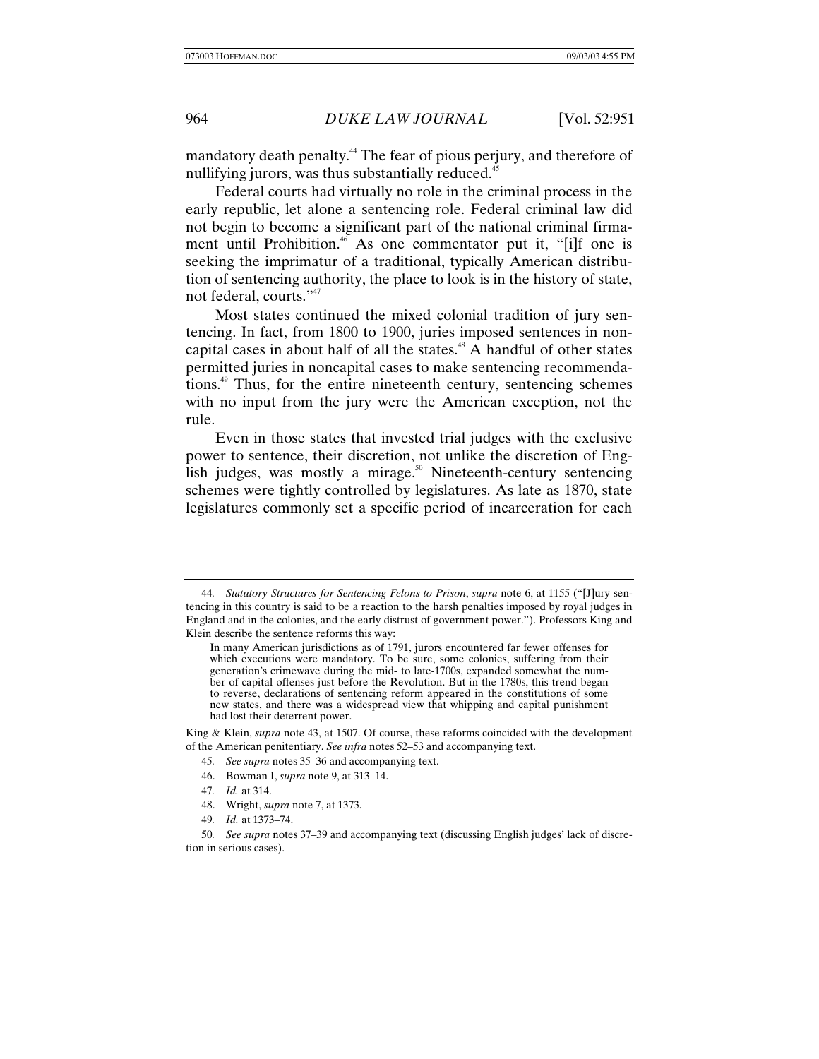mandatory death penalty.[44] The fear of pious perjury, and therefore of nullifying jurors, was thus substantially reduced.[45]

Federal courts had virtually no role in the criminal process in the early republic, let alone a sentencing role. Federal criminal law did not begin to become a significant part of the national criminal firmament until Prohibition.[46] As one commentator put it, "[i]f one is seeking the imprimatur of a traditional, typically American distribution of sentencing authority, the place to look is in the history of state, not federal, courts."[47]

Most states continued the mixed colonial tradition of jury sentencing. In fact, from 1800 to 1900, juries imposed sentences in noncapital cases in about half of all the states.[48] A handful of other states permitted juries in noncapital cases to make sentencing recommendations.[49] Thus, for the entire nineteenth century, sentencing schemes with no input from the jury were the American exception, not the rule.

Even in those states that invested trial judges with the exclusive power to sentence, their discretion, not unlike the discretion of English judges, was mostly a mirage.[50] Nineteenth-century sentencing schemes were tightly controlled by legislatures. As late as 1870, state legislatures commonly set a specific period of incarceration for each

---

44. *Statutory Structures for Sentencing Felons to Prison*, *supra* note 6, at 1155 ("[J]ury sentencing in this country is said to be a reaction to the harsh penalties imposed by royal judges in England and in the colonies, and the early distrust of government power."). Professors King and Klein describe the sentence reforms this way:

> In many American jurisdictions as of 1791, jurors encountered far fewer offenses for which executions were mandatory. To be sure, some colonies, suffering from their generation's crimewave during the mid- to late-1700s, expanded somewhat the number of capital offenses just before the Revolution. But in the 1780s, this trend began to reverse, declarations of sentencing reform appeared in the constitutions of some new states, and there was a widespread view that whipping and capital punishment had lost their deterrent power.

King & Klein, *supra* note 43, at 1507. Of course, these reforms coincided with the development of the American penitentiary. *See infra* notes 52–53 and accompanying text.

45. *See supra* notes 35–36 and accompanying text.

46. Bowman I, *supra* note 9, at 313–14.

47. *Id.* at 314.

48. Wright, *supra* note 7, at 1373.

49. *Id.* at 1373–74.

50. *See supra* notes 37–39 and accompanying text (discussing English judges' lack of discretion in serious cases).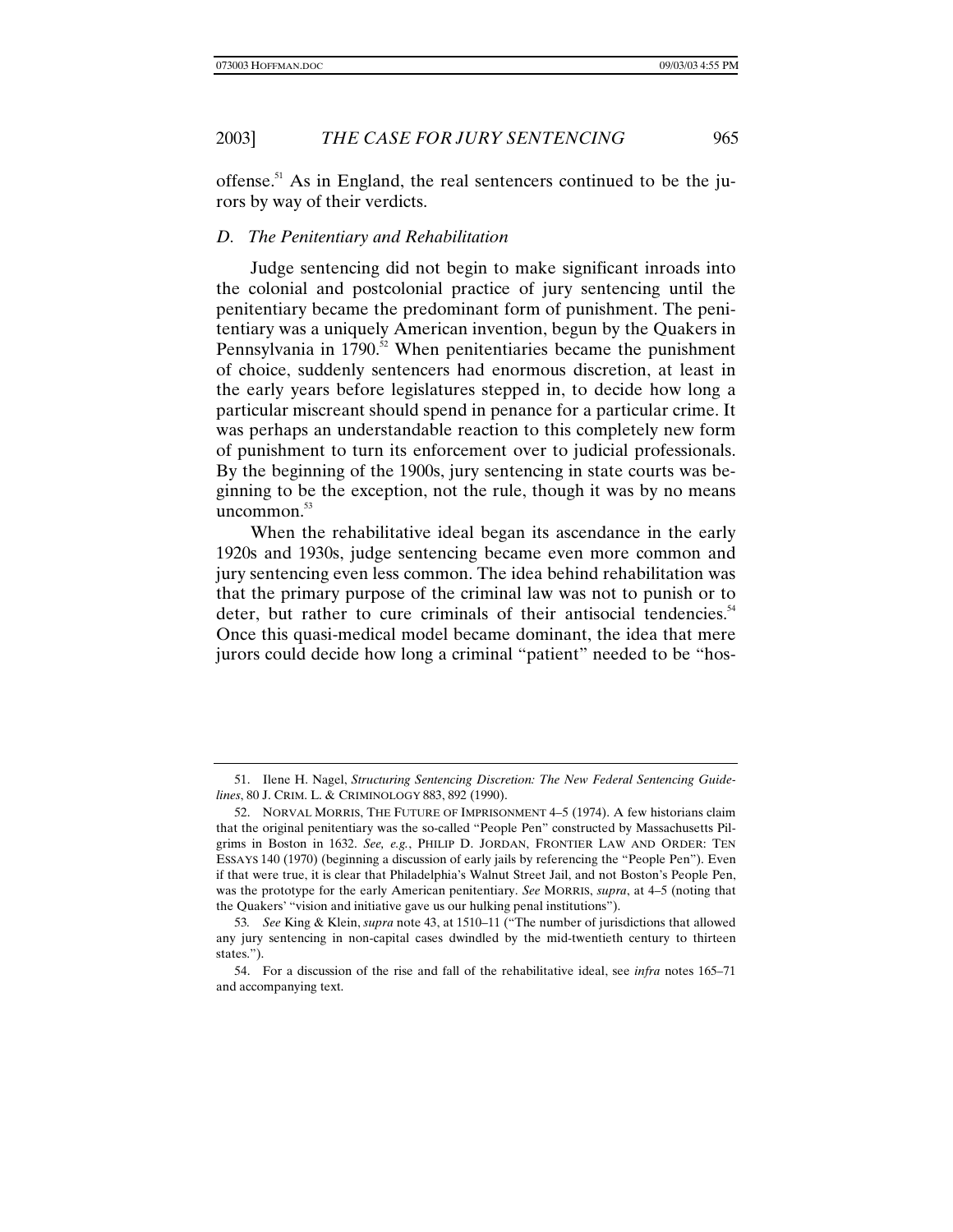offense.[51] As in England, the real sentencers continued to be the jurors by way of their verdicts.

### *D. The Penitentiary and Rehabilitation*

Judge sentencing did not begin to make significant inroads into the colonial and postcolonial practice of jury sentencing until the penitentiary became the predominant form of punishment. The penitentiary was a uniquely American invention, begun by the Quakers in Pennsylvania in 1790.[52] When penitentiaries became the punishment of choice, suddenly sentencers had enormous discretion, at least in the early years before legislatures stepped in, to decide how long a particular miscreant should spend in penance for a particular crime. It was perhaps an understandable reaction to this completely new form of punishment to turn its enforcement over to judicial professionals. By the beginning of the 1900s, jury sentencing in state courts was beginning to be the exception, not the rule, though it was by no means uncommon.[53]

When the rehabilitative ideal began its ascendance in the early 1920s and 1930s, judge sentencing became even more common and jury sentencing even less common. The idea behind rehabilitation was that the primary purpose of the criminal law was not to punish or to deter, but rather to cure criminals of their antisocial tendencies.[54] Once this quasi-medical model became dominant, the idea that mere jurors could decide how long a criminal "patient" needed to be "hos-

---

51. Ilene H. Nagel, *Structuring Sentencing Discretion: The New Federal Sentencing Guidelines*, 80 J. CRIM. L. & CRIMINOLOGY 883, 892 (1990).

52. NORVAL MORRIS, THE FUTURE OF IMPRISONMENT 4–5 (1974). A few historians claim that the original penitentiary was the so-called "People Pen" constructed by Massachusetts Pilgrims in Boston in 1632. *See, e.g.*, PHILIP D. JORDAN, FRONTIER LAW AND ORDER: TEN ESSAYS 140 (1970) (beginning a discussion of early jails by referencing the "People Pen"). Even if that were true, it is clear that Philadelphia's Walnut Street Jail, and not Boston's People Pen, was the prototype for the early American penitentiary. *See* MORRIS, *supra*, at 4–5 (noting that the Quakers' "vision and initiative gave us our hulking penal institutions").

53. *See* King & Klein, *supra* note 43, at 1510–11 ("The number of jurisdictions that allowed any jury sentencing in non-capital cases dwindled by the mid-twentieth century to thirteen states.").

54. For a discussion of the rise and fall of the rehabilitative ideal, see *infra* notes 165–71 and accompanying text.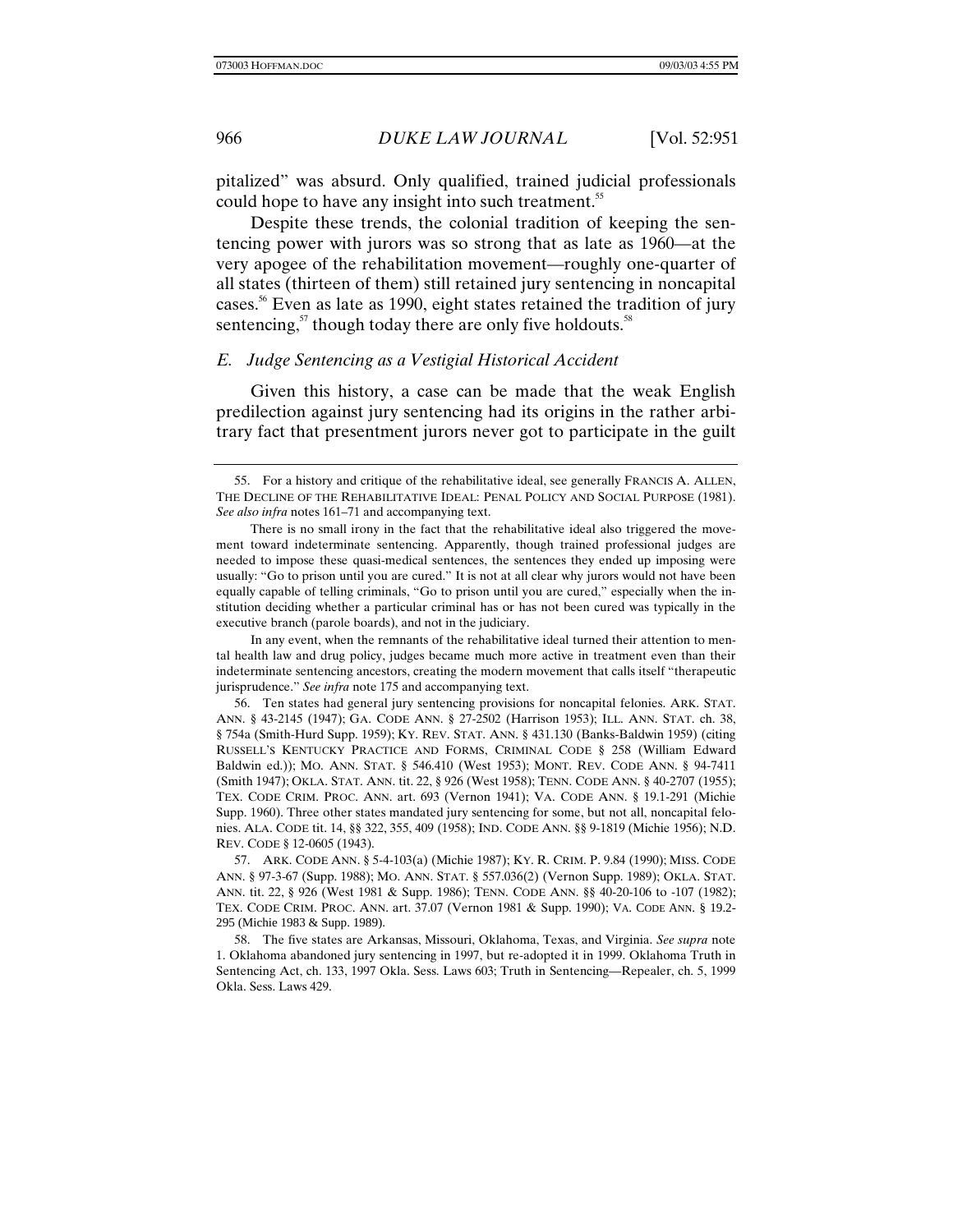pitalized" was absurd. Only qualified, trained judicial professionals could hope to have any insight into such treatment.[55]

Despite these trends, the colonial tradition of keeping the sentencing power with jurors was so strong that as late as 1960—at the very apogee of the rehabilitation movement—roughly one-quarter of all states (thirteen of them) still retained jury sentencing in noncapital cases.[56] Even as late as 1990, eight states retained the tradition of jury sentencing,[57] though today there are only five holdouts.[58]

### *E. Judge Sentencing as a Vestigial Historical Accident*

Given this history, a case can be made that the weak English predilection against jury sentencing had its origins in the rather arbitrary fact that presentment jurors never got to participate in the guilt

---

55. For a history and critique of the rehabilitative ideal, see generally FRANCIS A. ALLEN, THE DECLINE OF THE REHABILITATIVE IDEAL: PENAL POLICY AND SOCIAL PURPOSE (1981). *See also infra* notes 161–71 and accompanying text.

There is no small irony in the fact that the rehabilitative ideal also triggered the movement toward indeterminate sentencing. Apparently, though trained professional judges are needed to impose these quasi-medical sentences, the sentences they ended up imposing were usually: "Go to prison until you are cured." It is not at all clear why jurors would not have been equally capable of telling criminals, "Go to prison until you are cured," especially when the institution deciding whether a particular criminal has or has not been cured was typically in the executive branch (parole boards), and not in the judiciary.

In any event, when the remnants of the rehabilitative ideal turned their attention to mental health law and drug policy, judges became much more active in treatment even than their indeterminate sentencing ancestors, creating the modern movement that calls itself "therapeutic jurisprudence." *See infra* note 175 and accompanying text.

56. Ten states had general jury sentencing provisions for noncapital felonies. ARK. STAT. ANN. § 43-2145 (1947); GA. CODE ANN. § 27-2502 (Harrison 1953); ILL. ANN. STAT. ch. 38, § 754a (Smith-Hurd Supp. 1959); KY. REV. STAT. ANN. § 431.130 (Banks-Baldwin 1959) (citing RUSSELL'S KENTUCKY PRACTICE AND FORMS, CRIMINAL CODE § 258 (William Edward Baldwin ed.)); MO. ANN. STAT. § 546.410 (West 1953); MONT. REV. CODE ANN. § 94-7411 (Smith 1947); OKLA. STAT. ANN. tit. 22, § 926 (West 1958); TENN. CODE ANN. § 40-2707 (1955); TEX. CODE CRIM. PROC. ANN. art. 693 (Vernon 1941); VA. CODE ANN. § 19.1-291 (Michie Supp. 1960). Three other states mandated jury sentencing for some, but not all, noncapital felonies. ALA. CODE tit. 14, §§ 322, 355, 409 (1958); IND. CODE ANN. §§ 9-1819 (Michie 1956); N.D. REV. CODE § 12-0605 (1943).

57. ARK. CODE ANN. § 5-4-103(a) (Michie 1987); KY. R. CRIM. P. 9.84 (1990); MISS. CODE ANN. § 97-3-67 (Supp. 1988); MO. ANN. STAT. § 557.036(2) (Vernon Supp. 1989); OKLA. STAT. ANN. tit. 22, § 926 (West 1981 & Supp. 1986); TENN. CODE ANN. §§ 40-20-106 to -107 (1982); TEX. CODE CRIM. PROC. ANN. art. 37.07 (Vernon 1981 & Supp. 1990); VA. CODE ANN. § 19.2-295 (Michie 1983 & Supp. 1989).

58. The five states are Arkansas, Missouri, Oklahoma, Texas, and Virginia. *See supra* note 1. Oklahoma abandoned jury sentencing in 1997, but re-adopted it in 1999. Oklahoma Truth in Sentencing Act, ch. 133, 1997 Okla. Sess. Laws 603; Truth in Sentencing—Repealer, ch. 5, 1999 Okla. Sess. Laws 429.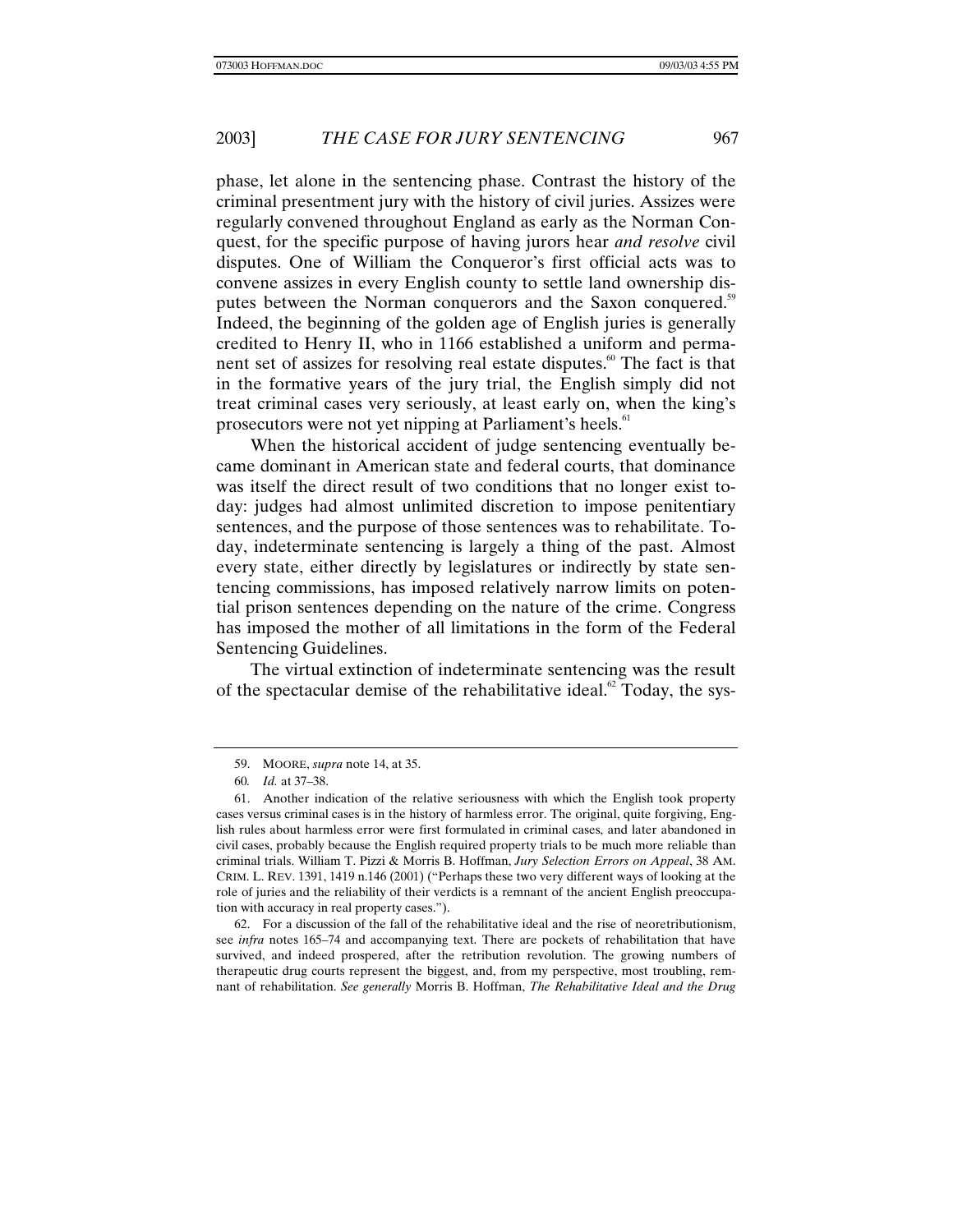phase, let alone in the sentencing phase. Contrast the history of the criminal presentment jury with the history of civil juries. Assizes were regularly convened throughout England as early as the Norman Conquest, for the specific purpose of having jurors hear *and resolve* civil disputes. One of William the Conqueror's first official acts was to convene assizes in every English county to settle land ownership disputes between the Norman conquerors and the Saxon conquered.[59] Indeed, the beginning of the golden age of English juries is generally credited to Henry II, who in 1166 established a uniform and permanent set of assizes for resolving real estate disputes.[60] The fact is that in the formative years of the jury trial, the English simply did not treat criminal cases very seriously, at least early on, when the king's prosecutors were not yet nipping at Parliament's heels.[61]

When the historical accident of judge sentencing eventually became dominant in American state and federal courts, that dominance was itself the direct result of two conditions that no longer exist today: judges had almost unlimited discretion to impose penitentiary sentences, and the purpose of those sentences was to rehabilitate. Today, indeterminate sentencing is largely a thing of the past. Almost every state, either directly by legislatures or indirectly by state sentencing commissions, has imposed relatively narrow limits on potential prison sentences depending on the nature of the crime. Congress has imposed the mother of all limitations in the form of the Federal Sentencing Guidelines.

The virtual extinction of indeterminate sentencing was the result of the spectacular demise of the rehabilitative ideal.[62] Today, the sys-

---

59. MOORE, *supra* note 14, at 35.

60. *Id.* at 37–38.

61. Another indication of the relative seriousness with which the English took property cases versus criminal cases is in the history of harmless error. The original, quite forgiving, English rules about harmless error were first formulated in criminal cases, and later abandoned in civil cases, probably because the English required property trials to be much more reliable than criminal trials. William T. Pizzi & Morris B. Hoffman, *Jury Selection Errors on Appeal*, 38 AM. CRIM. L. REV. 1391, 1419 n.146 (2001) ("Perhaps these two very different ways of looking at the role of juries and the reliability of their verdicts is a remnant of the ancient English preoccupation with accuracy in real property cases.").

62. For a discussion of the fall of the rehabilitative ideal and the rise of neoretributionism, see *infra* notes 165–74 and accompanying text. There are pockets of rehabilitation that have survived, and indeed prospered, after the retribution revolution. The growing numbers of therapeutic drug courts represent the biggest, and, from my perspective, most troubling, remnant of rehabilitation. *See generally* Morris B. Hoffman, *The Rehabilitative Ideal and the Drug*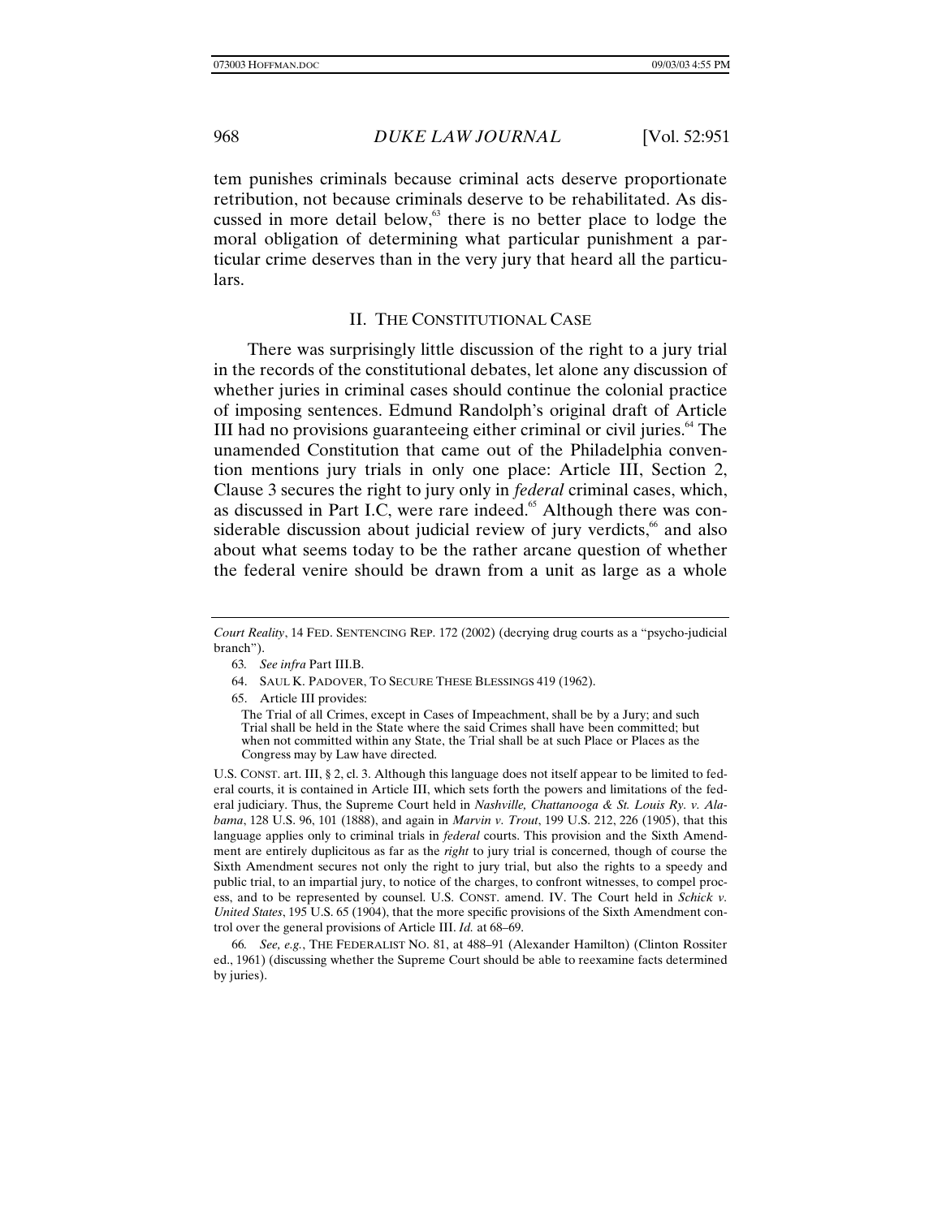tem punishes criminals because criminal acts deserve proportionate retribution, not because criminals deserve to be rehabilitated. As discussed in more detail below,[63] there is no better place to lodge the moral obligation of determining what particular punishment a particular crime deserves than in the very jury that heard all the particulars.

## II. THE CONSTITUTIONAL CASE

There was surprisingly little discussion of the right to a jury trial in the records of the constitutional debates, let alone any discussion of whether juries in criminal cases should continue the colonial practice of imposing sentences. Edmund Randolph's original draft of Article III had no provisions guaranteeing either criminal or civil juries.[64] The unamended Constitution that came out of the Philadelphia convention mentions jury trials in only one place: Article III, Section 2, Clause 3 secures the right to jury only in *federal* criminal cases, which, as discussed in Part I.C, were rare indeed.[65] Although there was considerable discussion about judicial review of jury verdicts,[66] and also about what seems today to be the rather arcane question of whether the federal venire should be drawn from a unit as large as a whole

---

*Court Reality*, 14 FED. SENTENCING REP. 172 (2002) (decrying drug courts as a "psycho-judicial branch").

63. *See infra* Part III.B.

64. SAUL K. PADOVER, TO SECURE THESE BLESSINGS 419 (1962).

65. Article III provides:

> The Trial of all Crimes, except in Cases of Impeachment, shall be by a Jury; and such Trial shall be held in the State where the said Crimes shall have been committed; but when not committed within any State, the Trial shall be at such Place or Places as the Congress may by Law have directed.

U.S. CONST. art. III, § 2, cl. 3. Although this language does not itself appear to be limited to federal courts, it is contained in Article III, which sets forth the powers and limitations of the federal judiciary. Thus, the Supreme Court held in *Nashville, Chattanooga & St. Louis Ry. v. Alabama*, 128 U.S. 96, 101 (1888), and again in *Marvin v. Trout*, 199 U.S. 212, 226 (1905), that this language applies only to criminal trials in *federal* courts. This provision and the Sixth Amendment are entirely duplicitous as far as the *right* to jury trial is concerned, though of course the Sixth Amendment secures not only the right to jury trial, but also the rights to a speedy and public trial, to an impartial jury, to notice of the charges, to confront witnesses, to compel process, and to be represented by counsel. U.S. CONST. amend. IV. The Court held in *Schick v. United States*, 195 U.S. 65 (1904), that the more specific provisions of the Sixth Amendment control over the general provisions of Article III. *Id.* at 68–69.

66. *See, e.g.*, THE FEDERALIST NO. 81, at 488–91 (Alexander Hamilton) (Clinton Rossiter ed., 1961) (discussing whether the Supreme Court should be able to reexamine facts determined by juries).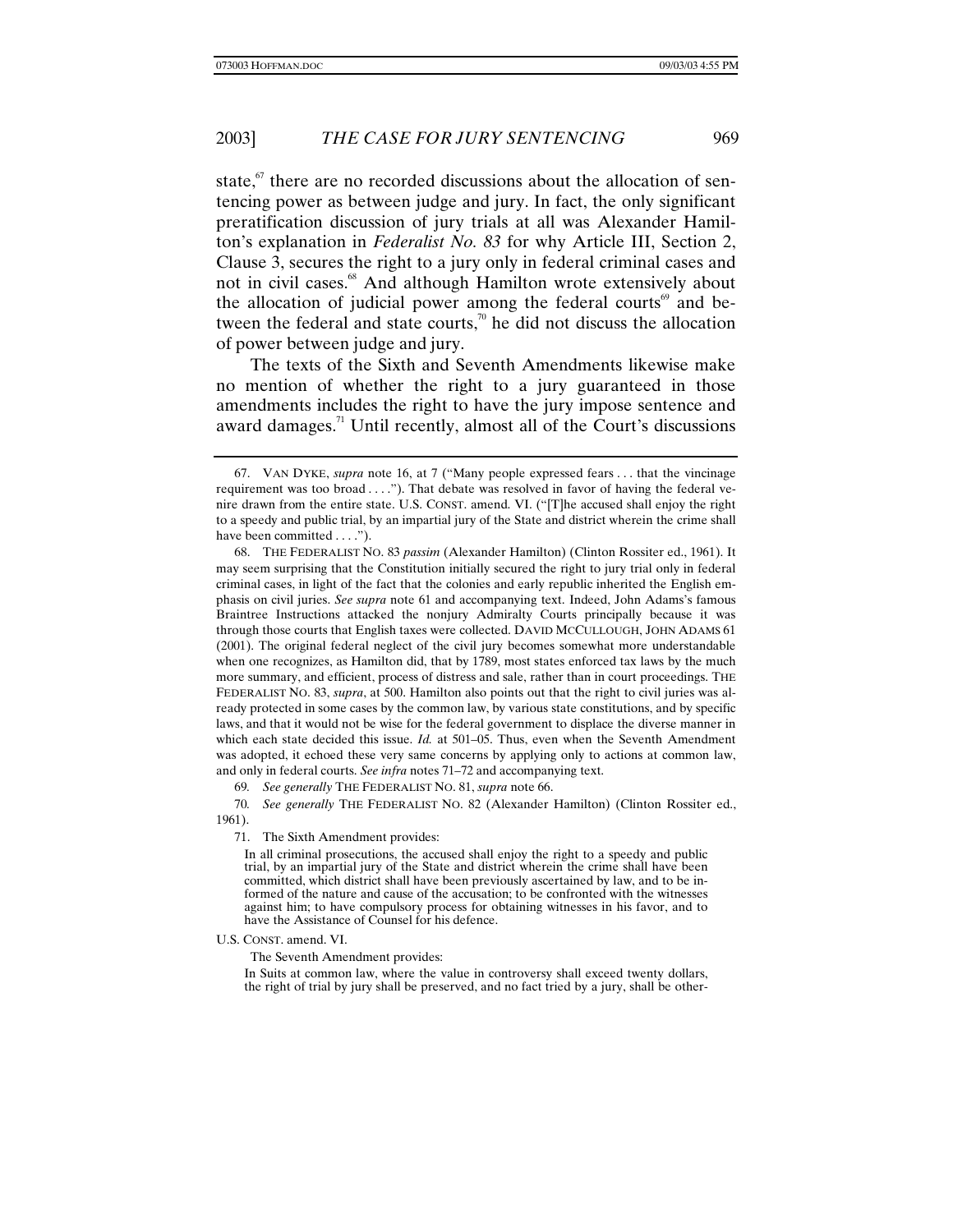state,[67] there are no recorded discussions about the allocation of sentencing power as between judge and jury. In fact, the only significant preratification discussion of jury trials at all was Alexander Hamilton's explanation in *Federalist No. 83* for why Article III, Section 2, Clause 3, secures the right to a jury only in federal criminal cases and not in civil cases.[68] And although Hamilton wrote extensively about the allocation of judicial power among the federal courts[69] and between the federal and state courts,[70] he did not discuss the allocation of power between judge and jury.

The texts of the Sixth and Seventh Amendments likewise make no mention of whether the right to a jury guaranteed in those amendments includes the right to have the jury impose sentence and award damages.[71] Until recently, almost all of the Court's discussions

---

67. VAN DYKE, *supra* note 16, at 7 ("Many people expressed fears . . . that the vincinage requirement was too broad . . . ."). That debate was resolved in favor of having the federal venire drawn from the entire state. U.S. CONST. amend. VI. ("[T]he accused shall enjoy the right to a speedy and public trial, by an impartial jury of the State and district wherein the crime shall have been committed . . . .").

68. THE FEDERALIST NO. 83 *passim* (Alexander Hamilton) (Clinton Rossiter ed., 1961). It may seem surprising that the Constitution initially secured the right to jury trial only in federal criminal cases, in light of the fact that the colonies and early republic inherited the English emphasis on civil juries. *See supra* note 61 and accompanying text. Indeed, John Adams's famous Braintree Instructions attacked the nonjury Admiralty Courts principally because it was through those courts that English taxes were collected. DAVID MCCULLOUGH, JOHN ADAMS 61 (2001). The original federal neglect of the civil jury becomes somewhat more understandable when one recognizes, as Hamilton did, that by 1789, most states enforced tax laws by the much more summary, and efficient, process of distress and sale, rather than in court proceedings. THE FEDERALIST NO. 83, *supra*, at 500. Hamilton also points out that the right to civil juries was already protected in some cases by the common law, by various state constitutions, and by specific laws, and that it would not be wise for the federal government to displace the diverse manner in which each state decided this issue. *Id.* at 501–05. Thus, even when the Seventh Amendment was adopted, it echoed these very same concerns by applying only to actions at common law, and only in federal courts. *See infra* notes 71–72 and accompanying text.

69. *See generally* THE FEDERALIST NO. 81, *supra* note 66.

70. *See generally* THE FEDERALIST NO. 82 (Alexander Hamilton) (Clinton Rossiter ed., 1961).

71. The Sixth Amendment provides:

> In all criminal prosecutions, the accused shall enjoy the right to a speedy and public trial, by an impartial jury of the State and district wherein the crime shall have been committed, which district shall have been previously ascertained by law, and to be informed of the nature and cause of the accusation; to be confronted with the witnesses against him; to have compulsory process for obtaining witnesses in his favor, and to have the Assistance of Counsel for his defence.

U.S. CONST. amend. VI.

The Seventh Amendment provides:

> In Suits at common law, where the value in controversy shall exceed twenty dollars, the right of trial by jury shall be preserved, and no fact tried by a jury, shall be other-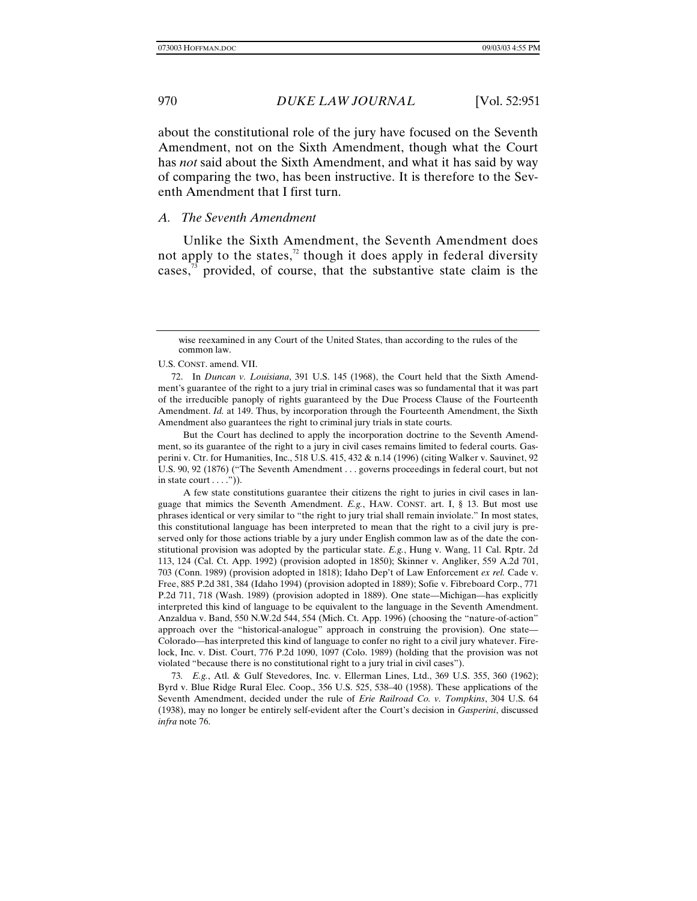about the constitutional role of the jury have focused on the Seventh Amendment, not on the Sixth Amendment, though what the Court has *not* said about the Sixth Amendment, and what it has said by way of comparing the two, has been instructive. It is therefore to the Seventh Amendment that I first turn.

### *A. The Seventh Amendment*

Unlike the Sixth Amendment, the Seventh Amendment does not apply to the states,[72] though it does apply in federal diversity cases,[73] provided, of course, that the substantive state claim is the

---

wise reexamined in any Court of the United States, than according to the rules of the common law.

U.S. CONST. amend. VII.

72. In *Duncan v. Louisiana*, 391 U.S. 145 (1968), the Court held that the Sixth Amendment's guarantee of the right to a jury trial in criminal cases was so fundamental that it was part of the irreducible panoply of rights guaranteed by the Due Process Clause of the Fourteenth Amendment. *Id.* at 149. Thus, by incorporation through the Fourteenth Amendment, the Sixth Amendment also guarantees the right to criminal jury trials in state courts.

But the Court has declined to apply the incorporation doctrine to the Seventh Amendment, so its guarantee of the right to a jury in civil cases remains limited to federal courts. Gasperini v. Ctr. for Humanities, Inc., 518 U.S. 415, 432 & n.14 (1996) (citing Walker v. Sauvinet, 92 U.S. 90, 92 (1876) ("The Seventh Amendment . . . governs proceedings in federal court, but not in state court . . . .")).

A few state constitutions guarantee their citizens the right to juries in civil cases in language that mimics the Seventh Amendment. *E.g.*, HAW. CONST. art. I, § 13. But most use phrases identical or very similar to "the right to jury trial shall remain inviolate." In most states, this constitutional language has been interpreted to mean that the right to a civil jury is preserved only for those actions triable by a jury under English common law as of the date the constitutional provision was adopted by the particular state. *E.g.*, Hung v. Wang, 11 Cal. Rptr. 2d 113, 124 (Cal. Ct. App. 1992) (provision adopted in 1850); Skinner v. Angliker, 559 A.2d 701, 703 (Conn. 1989) (provision adopted in 1818); Idaho Dep't of Law Enforcement *ex rel.* Cade v. Free, 885 P.2d 381, 384 (Idaho 1994) (provision adopted in 1889); Sofie v. Fibreboard Corp., 771 P.2d 711, 718 (Wash. 1989) (provision adopted in 1889). One state—Michigan—has explicitly interpreted this kind of language to be equivalent to the language in the Seventh Amendment. Anzaldua v. Band, 550 N.W.2d 544, 554 (Mich. Ct. App. 1996) (choosing the "nature-of-action" approach over the "historical-analogue" approach in construing the provision). One state—Colorado—has interpreted this kind of language to confer no right to a civil jury whatever. Firelock, Inc. v. Dist. Court, 776 P.2d 1090, 1097 (Colo. 1989) (holding that the provision was not violated "because there is no constitutional right to a jury trial in civil cases").

73. *E.g.*, Atl. & Gulf Stevedores, Inc. v. Ellerman Lines, Ltd., 369 U.S. 355, 360 (1962); Byrd v. Blue Ridge Rural Elec. Coop., 356 U.S. 525, 538–40 (1958). These applications of the Seventh Amendment, decided under the rule of *Erie Railroad Co. v. Tompkins*, 304 U.S. 64 (1938), may no longer be entirely self-evident after the Court's decision in *Gasperini*, discussed *infra* note 76.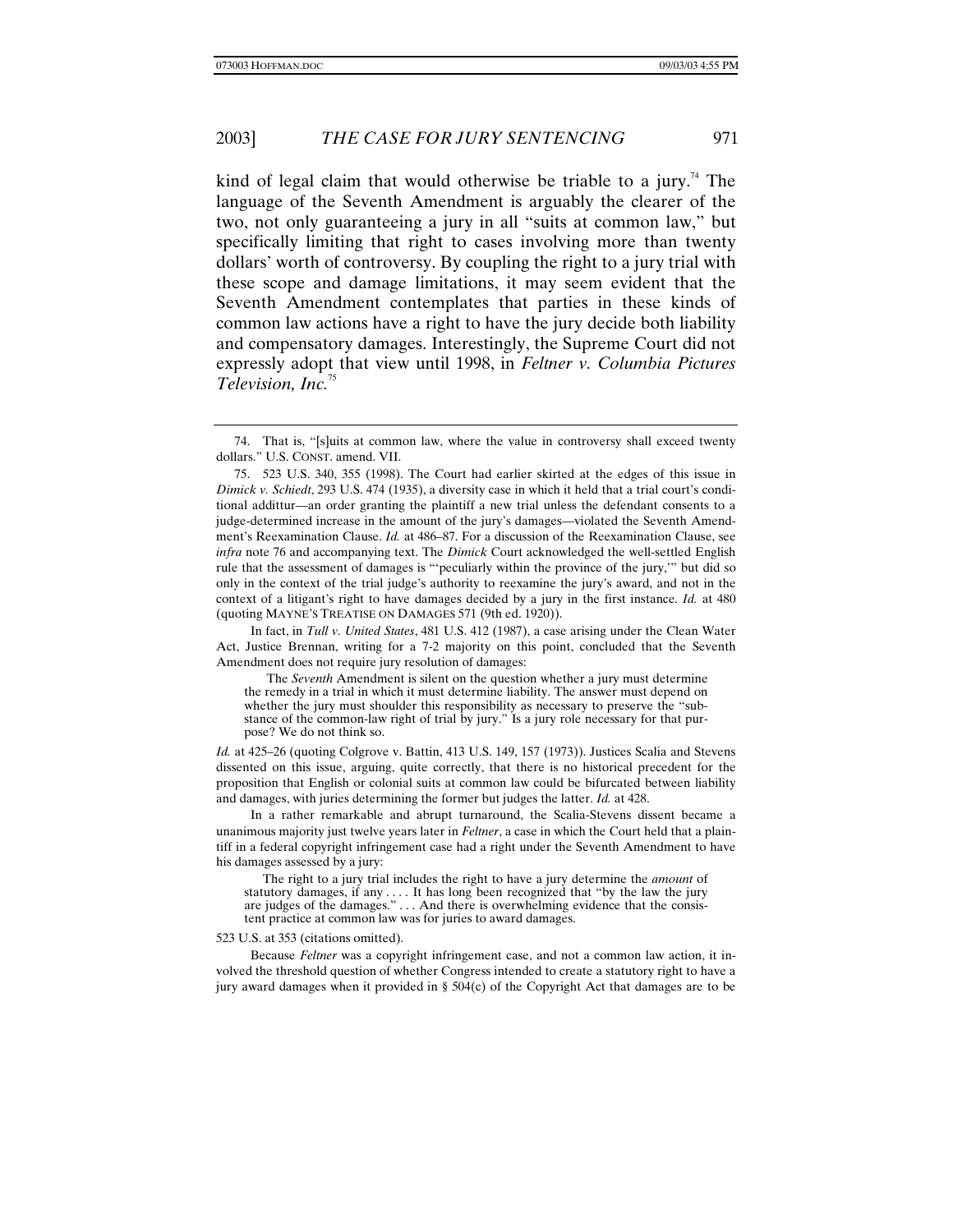kind of legal claim that would otherwise be triable to a jury.[74] The language of the Seventh Amendment is arguably the clearer of the two, not only guaranteeing a jury in all "suits at common law," but specifically limiting that right to cases involving more than twenty dollars' worth of controversy. By coupling the right to a jury trial with these scope and damage limitations, it may seem evident that the Seventh Amendment contemplates that parties in these kinds of common law actions have a right to have the jury decide both liability and compensatory damages. Interestingly, the Supreme Court did not expressly adopt that view until 1998, in *Feltner v. Columbia Pictures Television, Inc.*[75]

---

74. That is, "[s]uits at common law, where the value in controversy shall exceed twenty dollars." U.S. CONST. amend. VII.

75. 523 U.S. 340, 355 (1998). The Court had earlier skirted at the edges of this issue in *Dimick v. Schiedt*, 293 U.S. 474 (1935), a diversity case in which it held that a trial court's conditional addittur—an order granting the plaintiff a new trial unless the defendant consents to a judge-determined increase in the amount of the jury's damages—violated the Seventh Amendment's Reexamination Clause. *Id.* at 486–87. For a discussion of the Reexamination Clause, see *infra* note 76 and accompanying text. The *Dimick* Court acknowledged the well-settled English rule that the assessment of damages is "'peculiarly within the province of the jury,'" but did so only in the context of the trial judge's authority to reexamine the jury's award, and not in the context of a litigant's right to have damages decided by a jury in the first instance. *Id.* at 480 (quoting MAYNE'S TREATISE ON DAMAGES 571 (9th ed. 1920)).

In fact, in *Tull v. United States*, 481 U.S. 412 (1987), a case arising under the Clean Water Act, Justice Brennan, writing for a 7-2 majority on this point, concluded that the Seventh Amendment does not require jury resolution of damages:

> The *Seventh* Amendment is silent on the question whether a jury must determine the remedy in a trial in which it must determine liability. The answer must depend on whether the jury must shoulder this responsibility as necessary to preserve the "substance of the common-law right of trial by jury." Is a jury role necessary for that purpose? We do not think so.

*Id.* at 425–26 (quoting Colgrove v. Battin, 413 U.S. 149, 157 (1973)). Justices Scalia and Stevens dissented on this issue, arguing, quite correctly, that there is no historical precedent for the proposition that English or colonial suits at common law could be bifurcated between liability and damages, with juries determining the former but judges the latter. *Id.* at 428.

In a rather remarkable and abrupt turnaround, the Scalia-Stevens dissent became a unanimous majority just twelve years later in *Feltner*, a case in which the Court held that a plaintiff in a federal copyright infringement case had a right under the Seventh Amendment to have his damages assessed by a jury:

> The right to a jury trial includes the right to have a jury determine the *amount* of statutory damages, if any . . . . It has long been recognized that "by the law the jury are judges of the damages." . . . And there is overwhelming evidence that the consistent practice at common law was for juries to award damages.

523 U.S. at 353 (citations omitted).

Because *Feltner* was a copyright infringement case, and not a common law action, it involved the threshold question of whether Congress intended to create a statutory right to have a jury award damages when it provided in § 504(c) of the Copyright Act that damages are to be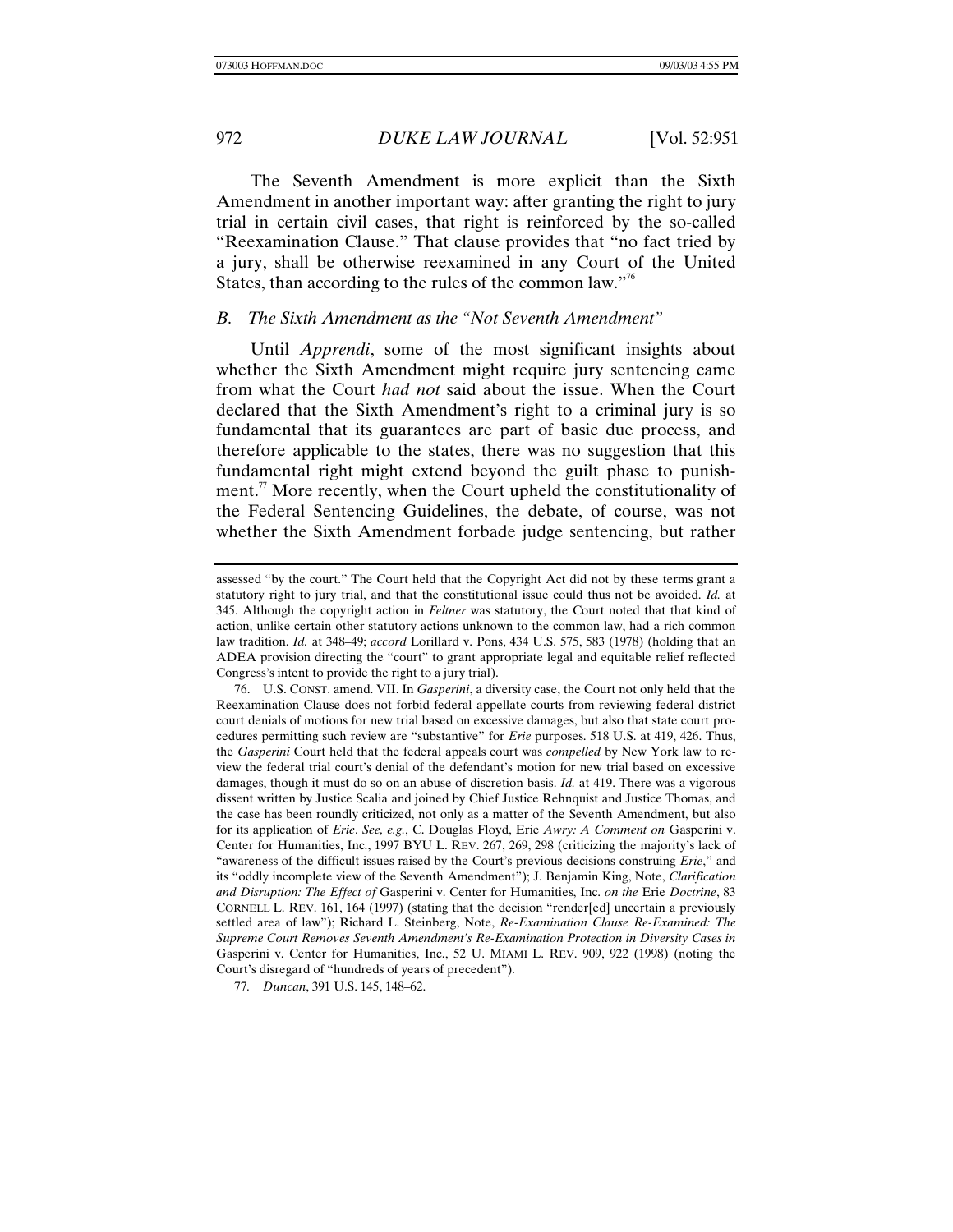The Seventh Amendment is more explicit than the Sixth Amendment in another important way: after granting the right to jury trial in certain civil cases, that right is reinforced by the so-called "Reexamination Clause." That clause provides that "no fact tried by a jury, shall be otherwise reexamined in any Court of the United States, than according to the rules of the common law."[76]

### *B. The Sixth Amendment as the "Not Seventh Amendment"*

Until *Apprendi*, some of the most significant insights about whether the Sixth Amendment might require jury sentencing came from what the Court *had not* said about the issue. When the Court declared that the Sixth Amendment's right to a criminal jury is so fundamental that its guarantees are part of basic due process, and therefore applicable to the states, there was no suggestion that this fundamental right might extend beyond the guilt phase to punishment.[77] More recently, when the Court upheld the constitutionality of the Federal Sentencing Guidelines, the debate, of course, was not whether the Sixth Amendment forbade judge sentencing, but rather

---

assessed "by the court." The Court held that the Copyright Act did not by these terms grant a statutory right to jury trial, and that the constitutional issue could thus not be avoided. *Id.* at 345. Although the copyright action in *Feltner* was statutory, the Court noted that that kind of action, unlike certain other statutory actions unknown to the common law, had a rich common law tradition. *Id.* at 348–49; *accord* Lorillard v. Pons, 434 U.S. 575, 583 (1978) (holding that an ADEA provision directing the "court" to grant appropriate legal and equitable relief reflected Congress's intent to provide the right to a jury trial).

76. U.S. CONST. amend. VII. In *Gasperini*, a diversity case, the Court not only held that the Reexamination Clause does not forbid federal appellate courts from reviewing federal district court denials of motions for new trial based on excessive damages, but also that state court procedures permitting such review are "substantive" for *Erie* purposes. 518 U.S. at 419, 426. Thus, the *Gasperini* Court held that the federal appeals court was *compelled* by New York law to review the federal trial court's denial of the defendant's motion for new trial based on excessive damages, though it must do so on an abuse of discretion basis. *Id.* at 419. There was a vigorous dissent written by Justice Scalia and joined by Chief Justice Rehnquist and Justice Thomas, and the case has been roundly criticized, not only as a matter of the Seventh Amendment, but also for its application of *Erie*. *See, e.g.*, C. Douglas Floyd, Erie *Awry: A Comment on* Gasperini v. Center for Humanities, Inc., 1997 BYU L. REV. 267, 269, 298 (criticizing the majority's lack of "awareness of the difficult issues raised by the Court's previous decisions construing *Erie*," and its "oddly incomplete view of the Seventh Amendment"); J. Benjamin King, Note, *Clarification and Disruption: The Effect of* Gasperini v. Center for Humanities, Inc. *on the* Erie *Doctrine*, 83 CORNELL L. REV. 161, 164 (1997) (stating that the decision "render[ed] uncertain a previously settled area of law"); Richard L. Steinberg, Note, *Re-Examination Clause Re-Examined: The Supreme Court Removes Seventh Amendment's Re-Examination Protection in Diversity Cases in* Gasperini v. Center for Humanities, Inc., 52 U. MIAMI L. REV. 909, 922 (1998) (noting the Court's disregard of "hundreds of years of precedent").

77. *Duncan*, 391 U.S. 145, 148–62.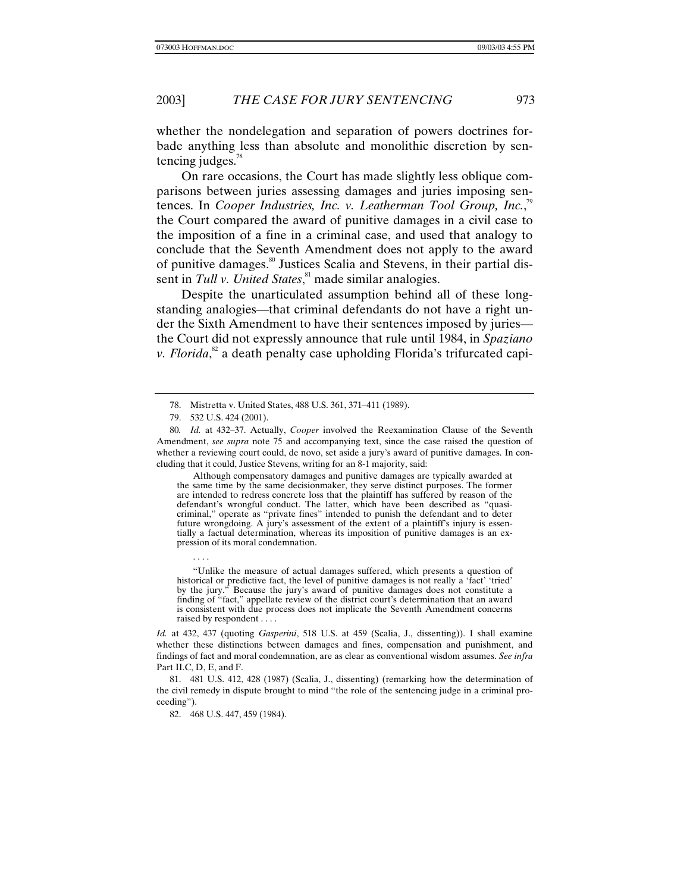whether the nondelegation and separation of powers doctrines forbade anything less than absolute and monolithic discretion by sentencing judges.[78]

On rare occasions, the Court has made slightly less oblique comparisons between juries assessing damages and juries imposing sentences. In *Cooper Industries, Inc. v. Leatherman Tool Group, Inc.*,[79] the Court compared the award of punitive damages in a civil case to the imposition of a fine in a criminal case, and used that analogy to conclude that the Seventh Amendment does not apply to the award of punitive damages.[80] Justices Scalia and Stevens, in their partial dissent in *Tull v. United States*,[81] made similar analogies.

Despite the unarticulated assumption behind all of these longstanding analogies—that criminal defendants do not have a right under the Sixth Amendment to have their sentences imposed by juries—the Court did not expressly announce that rule until 1984, in *Spaziano v. Florida*,[82] a death penalty case upholding Florida's trifurcated capi-

---

78. Mistretta v. United States, 488 U.S. 361, 371–411 (1989).

79. 532 U.S. 424 (2001).

80. *Id.* at 432–37. Actually, *Cooper* involved the Reexamination Clause of the Seventh Amendment, *see supra* note 75 and accompanying text, since the case raised the question of whether a reviewing court could, de novo, set aside a jury's award of punitive damages. In concluding that it could, Justice Stevens, writing for an 8-1 majority, said:

> Although compensatory damages and punitive damages are typically awarded at the same time by the same decisionmaker, they serve distinct purposes. The former are intended to redress concrete loss that the plaintiff has suffered by reason of the defendant's wrongful conduct. The latter, which have been described as "quasi-criminal," operate as "private fines" intended to punish the defendant and to deter future wrongdoing. A jury's assessment of the extent of a plaintiff's injury is essentially a factual determination, whereas its imposition of punitive damages is an expression of its moral condemnation.
>
> . . . .
>
> "Unlike the measure of actual damages suffered, which presents a question of historical or predictive fact, the level of punitive damages is not really a 'fact' 'tried' by the jury." Because the jury's award of punitive damages does not constitute a finding of "fact," appellate review of the district court's determination that an award is consistent with due process does not implicate the Seventh Amendment concerns raised by respondent . . . .

*Id.* at 432, 437 (quoting *Gasperini*, 518 U.S. at 459 (Scalia, J., dissenting)). I shall examine whether these distinctions between damages and fines, compensation and punishment, and findings of fact and moral condemnation, are as clear as conventional wisdom assumes. *See infra* Part II.C, D, E, and F.

81. 481 U.S. 412, 428 (1987) (Scalia, J., dissenting) (remarking how the determination of the civil remedy in dispute brought to mind "the role of the sentencing judge in a criminal proceeding").

82. 468 U.S. 447, 459 (1984).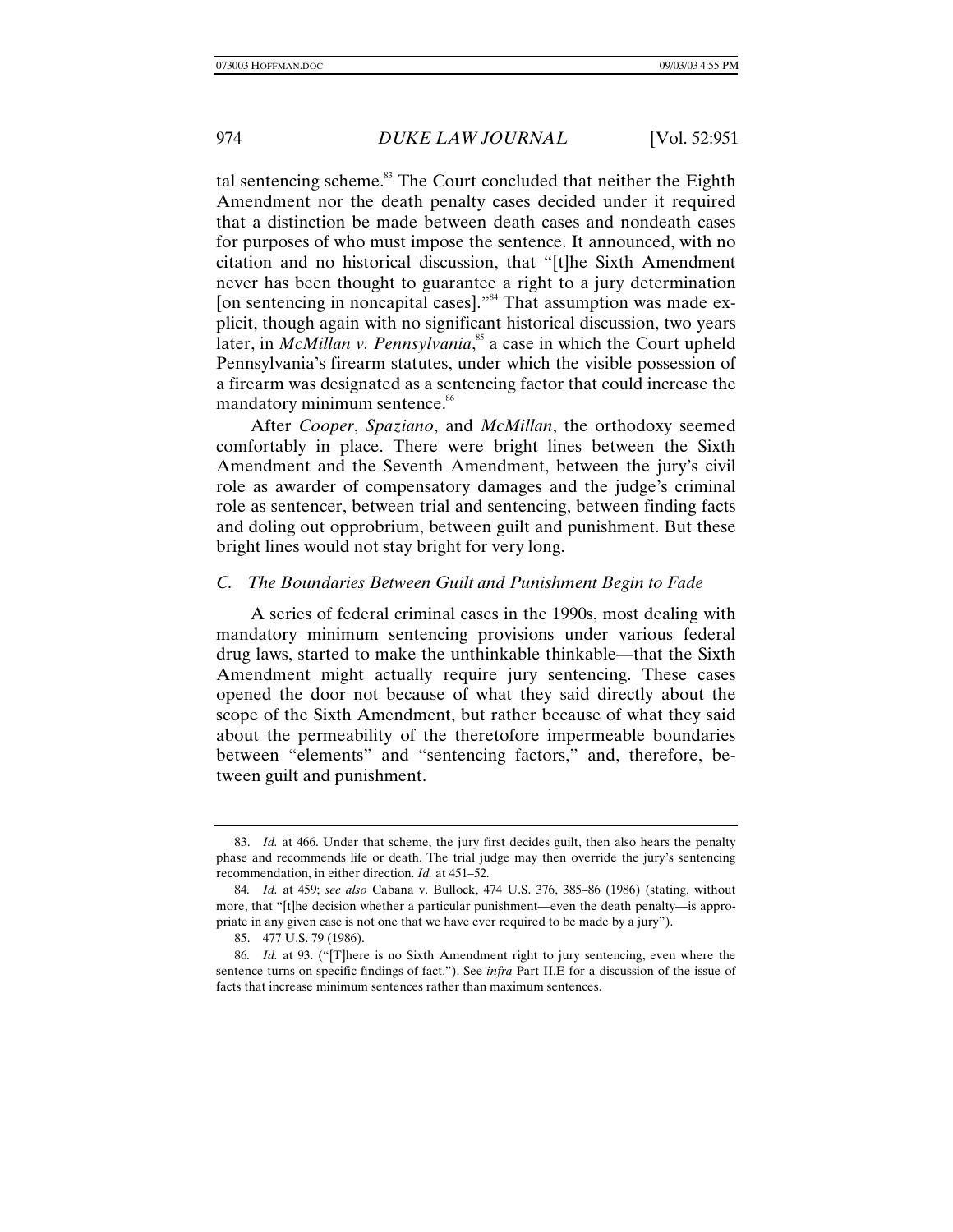tal sentencing scheme.[83] The Court concluded that neither the Eighth Amendment nor the death penalty cases decided under it required that a distinction be made between death cases and nondeath cases for purposes of who must impose the sentence. It announced, with no citation and no historical discussion, that "[t]he Sixth Amendment never has been thought to guarantee a right to a jury determination [on sentencing in noncapital cases]."[84] That assumption was made explicit, though again with no significant historical discussion, two years later, in *McMillan v. Pennsylvania*,[85] a case in which the Court upheld Pennsylvania's firearm statutes, under which the visible possession of a firearm was designated as a sentencing factor that could increase the mandatory minimum sentence.[86]

After *Cooper*, *Spaziano*, and *McMillan*, the orthodoxy seemed comfortably in place. There were bright lines between the Sixth Amendment and the Seventh Amendment, between the jury's civil role as awarder of compensatory damages and the judge's criminal role as sentencer, between trial and sentencing, between finding facts and doling out opprobrium, between guilt and punishment. But these bright lines would not stay bright for very long.

### *C. The Boundaries Between Guilt and Punishment Begin to Fade*

A series of federal criminal cases in the 1990s, most dealing with mandatory minimum sentencing provisions under various federal drug laws, started to make the unthinkable thinkable—that the Sixth Amendment might actually require jury sentencing. These cases opened the door not because of what they said directly about the scope of the Sixth Amendment, but rather because of what they said about the permeability of the theretofore impermeable boundaries between "elements" and "sentencing factors," and, therefore, between guilt and punishment.

---

83. *Id.* at 466. Under that scheme, the jury first decides guilt, then also hears the penalty phase and recommends life or death. The trial judge may then override the jury's sentencing recommendation, in either direction. *Id.* at 451–52.

84. *Id.* at 459; *see also* Cabana v. Bullock, 474 U.S. 376, 385–86 (1986) (stating, without more, that "[t]he decision whether a particular punishment—even the death penalty—is appropriate in any given case is not one that we have ever required to be made by a jury").

85. 477 U.S. 79 (1986).

86. *Id.* at 93. ("[T]here is no Sixth Amendment right to jury sentencing, even where the sentence turns on specific findings of fact."). See *infra* Part II.E for a discussion of the issue of facts that increase minimum sentences rather than maximum sentences.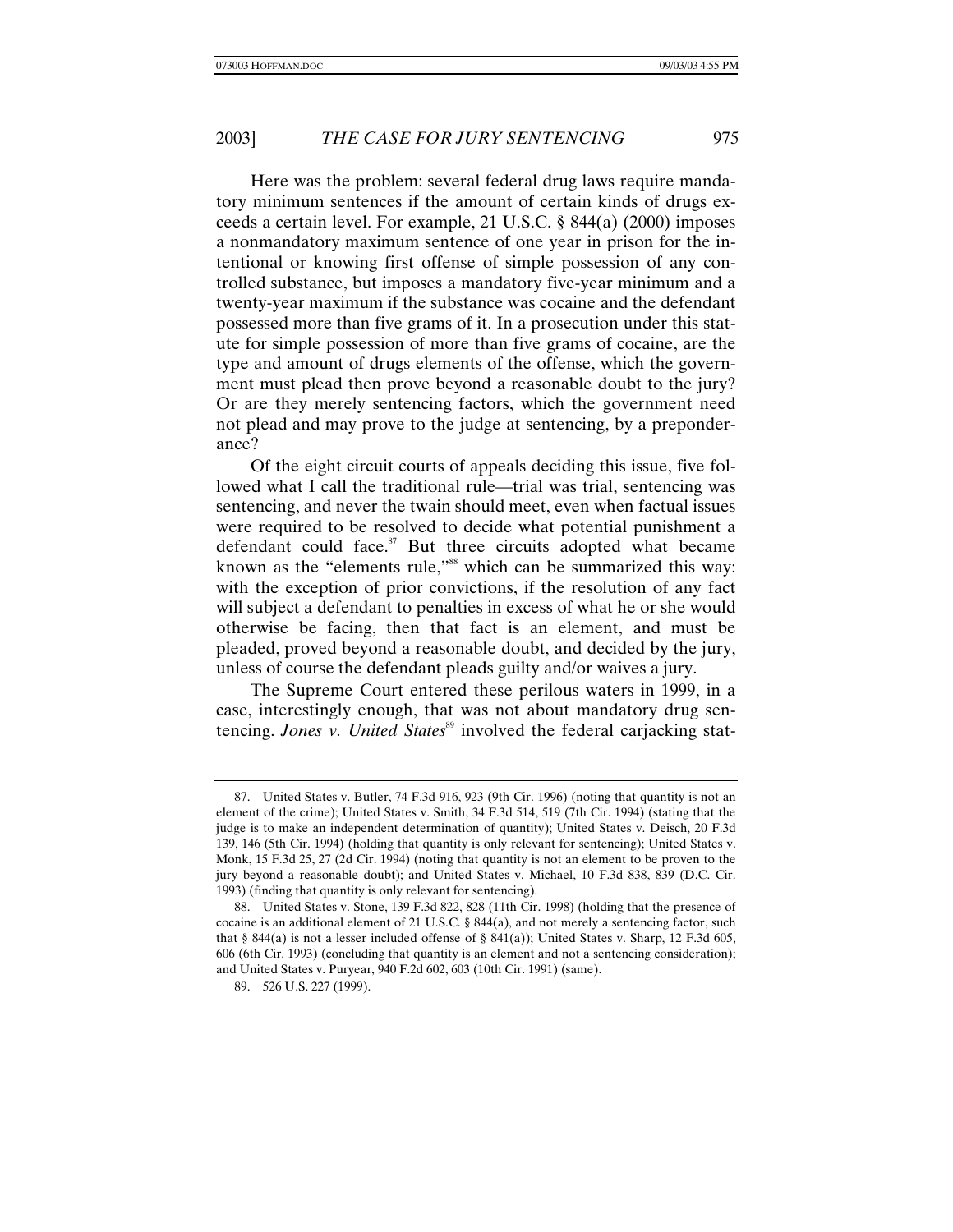Here was the problem: several federal drug laws require mandatory minimum sentences if the amount of certain kinds of drugs exceeds a certain level. For example, 21 U.S.C. § 844(a) (2000) imposes a nonmandatory maximum sentence of one year in prison for the intentional or knowing first offense of simple possession of any controlled substance, but imposes a mandatory five-year minimum and a twenty-year maximum if the substance was cocaine and the defendant possessed more than five grams of it. In a prosecution under this statute for simple possession of more than five grams of cocaine, are the type and amount of drugs elements of the offense, which the government must plead then prove beyond a reasonable doubt to the jury? Or are they merely sentencing factors, which the government need not plead and may prove to the judge at sentencing, by a preponderance?

Of the eight circuit courts of appeals deciding this issue, five followed what I call the traditional rule—trial was trial, sentencing was sentencing, and never the twain should meet, even when factual issues were required to be resolved to decide what potential punishment a defendant could face.[87] But three circuits adopted what became known as the "elements rule,"[88] which can be summarized this way: with the exception of prior convictions, if the resolution of any fact will subject a defendant to penalties in excess of what he or she would otherwise be facing, then that fact is an element, and must be pleaded, proved beyond a reasonable doubt, and decided by the jury, unless of course the defendant pleads guilty and/or waives a jury.

The Supreme Court entered these perilous waters in 1999, in a case, interestingly enough, that was not about mandatory drug sentencing. *Jones v. United States*[89] involved the federal carjacking stat-

---

87. United States v. Butler, 74 F.3d 916, 923 (9th Cir. 1996) (noting that quantity is not an element of the crime); United States v. Smith, 34 F.3d 514, 519 (7th Cir. 1994) (stating that the judge is to make an independent determination of quantity); United States v. Deisch, 20 F.3d 139, 146 (5th Cir. 1994) (holding that quantity is only relevant for sentencing); United States v. Monk, 15 F.3d 25, 27 (2d Cir. 1994) (noting that quantity is not an element to be proven to the jury beyond a reasonable doubt); and United States v. Michael, 10 F.3d 838, 839 (D.C. Cir. 1993) (finding that quantity is only relevant for sentencing).

88. United States v. Stone, 139 F.3d 822, 828 (11th Cir. 1998) (holding that the presence of cocaine is an additional element of 21 U.S.C. § 844(a), and not merely a sentencing factor, such that § 844(a) is not a lesser included offense of § 841(a)); United States v. Sharp, 12 F.3d 605, 606 (6th Cir. 1993) (concluding that quantity is an element and not a sentencing consideration); and United States v. Puryear, 940 F.2d 602, 603 (10th Cir. 1991) (same).

89. 526 U.S. 227 (1999).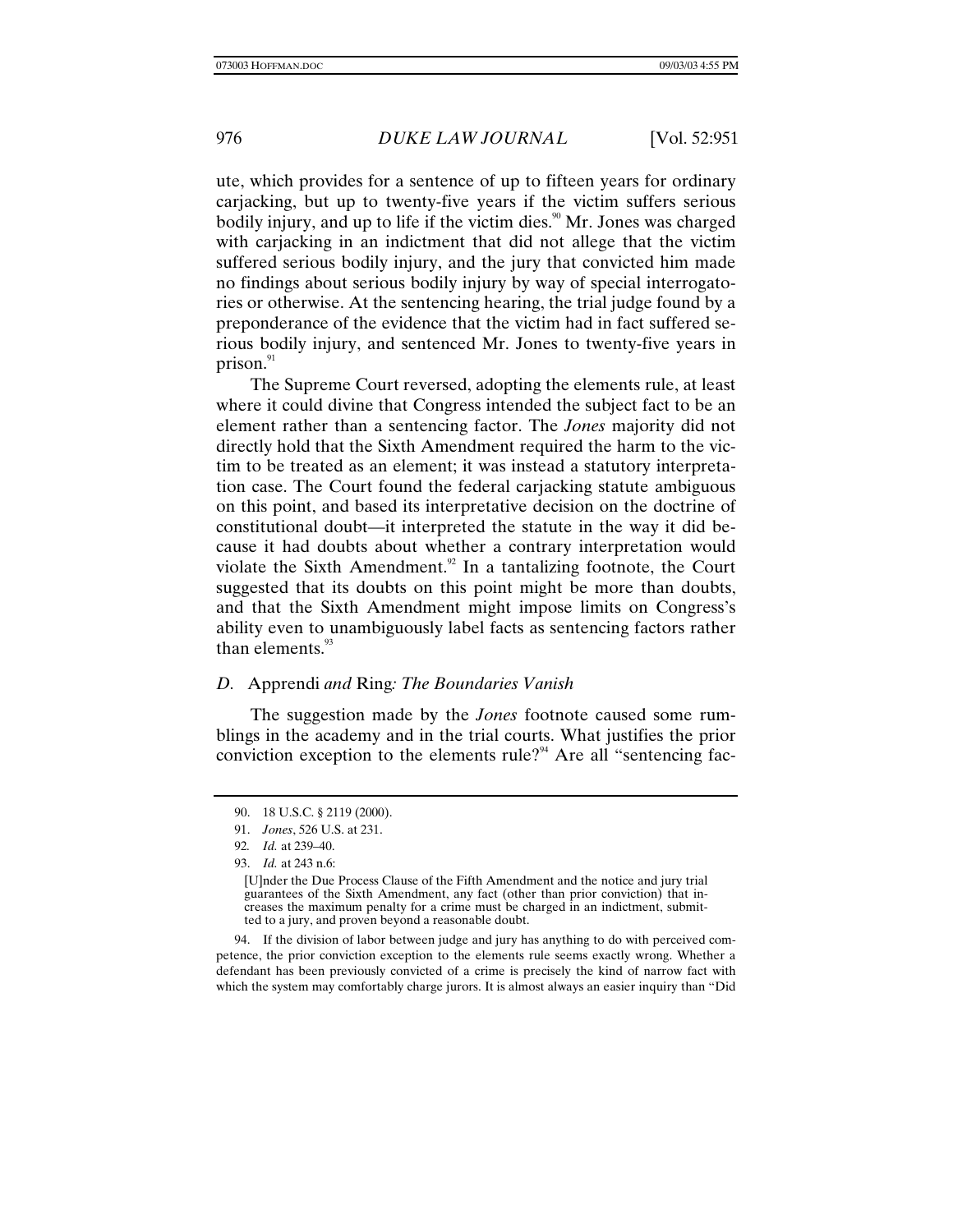ute, which provides for a sentence of up to fifteen years for ordinary carjacking, but up to twenty-five years if the victim suffers serious bodily injury, and up to life if the victim dies.[90] Mr. Jones was charged with carjacking in an indictment that did not allege that the victim suffered serious bodily injury, and the jury that convicted him made no findings about serious bodily injury by way of special interrogatories or otherwise. At the sentencing hearing, the trial judge found by a preponderance of the evidence that the victim had in fact suffered serious bodily injury, and sentenced Mr. Jones to twenty-five years in prison.[91]

The Supreme Court reversed, adopting the elements rule, at least where it could divine that Congress intended the subject fact to be an element rather than a sentencing factor. The *Jones* majority did not directly hold that the Sixth Amendment required the harm to the victim to be treated as an element; it was instead a statutory interpretation case. The Court found the federal carjacking statute ambiguous on this point, and based its interpretative decision on the doctrine of constitutional doubt—it interpreted the statute in the way it did because it had doubts about whether a contrary interpretation would violate the Sixth Amendment.[92] In a tantalizing footnote, the Court suggested that its doubts on this point might be more than doubts, and that the Sixth Amendment might impose limits on Congress's ability even to unambiguously label facts as sentencing factors rather than elements.[93]

### *D.* Apprendi *and* Ring*: The Boundaries Vanish*

The suggestion made by the *Jones* footnote caused some rumblings in the academy and in the trial courts. What justifies the prior conviction exception to the elements rule?[94] Are all "sentencing fac-

---

90. 18 U.S.C. § 2119 (2000).

91. *Jones*, 526 U.S. at 231.

92. *Id.* at 239–40.

93. *Id.* at 243 n.6:

> [U]nder the Due Process Clause of the Fifth Amendment and the notice and jury trial guarantees of the Sixth Amendment, any fact (other than prior conviction) that increases the maximum penalty for a crime must be charged in an indictment, submitted to a jury, and proven beyond a reasonable doubt.

94. If the division of labor between judge and jury has anything to do with perceived competence, the prior conviction exception to the elements rule seems exactly wrong. Whether a defendant has been previously convicted of a crime is precisely the kind of narrow fact with which the system may comfortably charge jurors. It is almost always an easier inquiry than "Did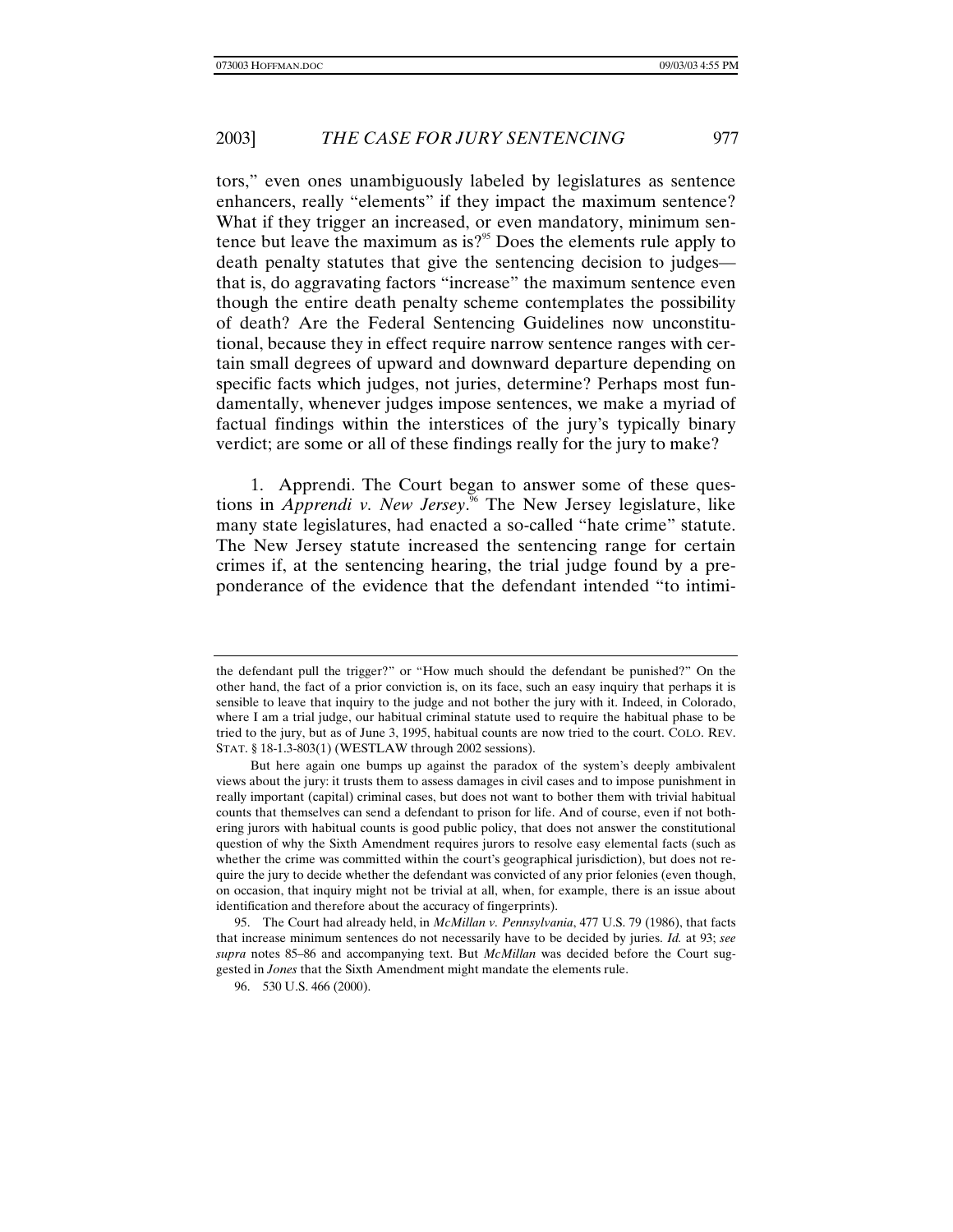tors," even ones unambiguously labeled by legislatures as sentence enhancers, really "elements" if they impact the maximum sentence? What if they trigger an increased, or even mandatory, minimum sentence but leave the maximum as is?[95] Does the elements rule apply to death penalty statutes that give the sentencing decision to judges—that is, do aggravating factors "increase" the maximum sentence even though the entire death penalty scheme contemplates the possibility of death? Are the Federal Sentencing Guidelines now unconstitutional, because they in effect require narrow sentence ranges with certain small degrees of upward and downward departure depending on specific facts which judges, not juries, determine? Perhaps most fundamentally, whenever judges impose sentences, we make a myriad of factual findings within the interstices of the jury's typically binary verdict; are some or all of these findings really for the jury to make?

1. Apprendi. The Court began to answer some of these questions in *Apprendi v. New Jersey*.[96] The New Jersey legislature, like many state legislatures, had enacted a so-called "hate crime" statute. The New Jersey statute increased the sentencing range for certain crimes if, at the sentencing hearing, the trial judge found by a preponderance of the evidence that the defendant intended "to intimi-

---

the defendant pull the trigger?" or "How much should the defendant be punished?" On the other hand, the fact of a prior conviction is, on its face, such an easy inquiry that perhaps it is sensible to leave that inquiry to the judge and not bother the jury with it. Indeed, in Colorado, where I am a trial judge, our habitual criminal statute used to require the habitual phase to be tried to the jury, but as of June 3, 1995, habitual counts are now tried to the court. COLO. REV. STAT. § 18-1.3-803(1) (WESTLAW through 2002 sessions).

But here again one bumps up against the paradox of the system's deeply ambivalent views about the jury: it trusts them to assess damages in civil cases and to impose punishment in really important (capital) criminal cases, but does not want to bother them with trivial habitual counts that themselves can send a defendant to prison for life. And of course, even if not bothering jurors with habitual counts is good public policy, that does not answer the constitutional question of why the Sixth Amendment requires jurors to resolve easy elemental facts (such as whether the crime was committed within the court's geographical jurisdiction), but does not require the jury to decide whether the defendant was convicted of any prior felonies (even though, on occasion, that inquiry might not be trivial at all, when, for example, there is an issue about identification and therefore about the accuracy of fingerprints).

95. The Court had already held, in *McMillan v. Pennsylvania*, 477 U.S. 79 (1986), that facts that increase minimum sentences do not necessarily have to be decided by juries. *Id.* at 93; *see supra* notes 85–86 and accompanying text. But *McMillan* was decided before the Court suggested in *Jones* that the Sixth Amendment might mandate the elements rule.

96. 530 U.S. 466 (2000).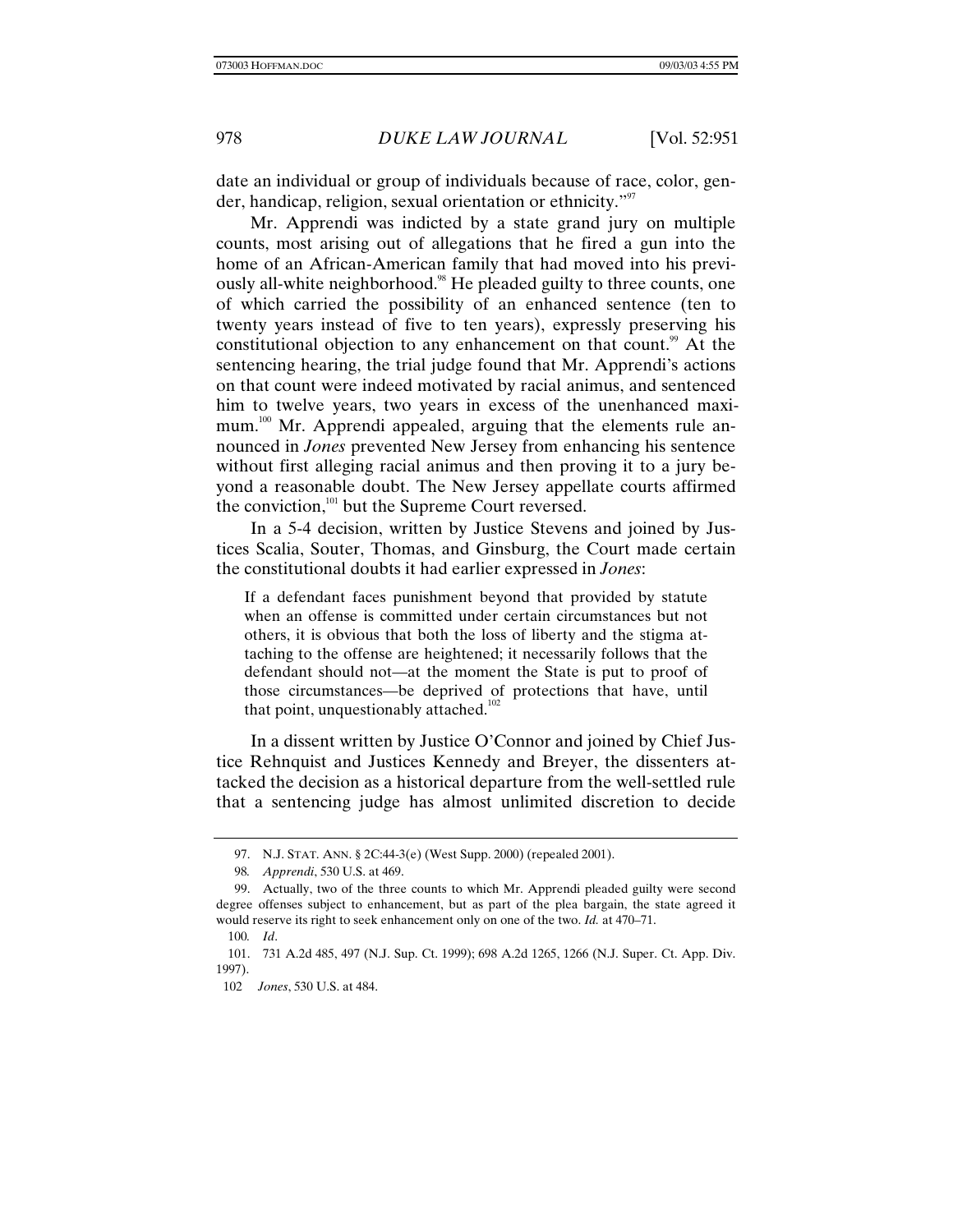date an individual or group of individuals because of race, color, gender, handicap, religion, sexual orientation or ethnicity."[97]

Mr. Apprendi was indicted by a state grand jury on multiple counts, most arising out of allegations that he fired a gun into the home of an African-American family that had moved into his previously all-white neighborhood.[98] He pleaded guilty to three counts, one of which carried the possibility of an enhanced sentence (ten to twenty years instead of five to ten years), expressly preserving his constitutional objection to any enhancement on that count.[99] At the sentencing hearing, the trial judge found that Mr. Apprendi's actions on that count were indeed motivated by racial animus, and sentenced him to twelve years, two years in excess of the unenhanced maximum.[100] Mr. Apprendi appealed, arguing that the elements rule announced in *Jones* prevented New Jersey from enhancing his sentence without first alleging racial animus and then proving it to a jury beyond a reasonable doubt. The New Jersey appellate courts affirmed the conviction,[101] but the Supreme Court reversed.

In a 5-4 decision, written by Justice Stevens and joined by Justices Scalia, Souter, Thomas, and Ginsburg, the Court made certain the constitutional doubts it had earlier expressed in *Jones*:

> If a defendant faces punishment beyond that provided by statute when an offense is committed under certain circumstances but not others, it is obvious that both the loss of liberty and the stigma attaching to the offense are heightened; it necessarily follows that the defendant should not—at the moment the State is put to proof of those circumstances—be deprived of protections that have, until that point, unquestionably attached.[102]

In a dissent written by Justice O'Connor and joined by Chief Justice Rehnquist and Justices Kennedy and Breyer, the dissenters attacked the decision as a historical departure from the well-settled rule that a sentencing judge has almost unlimited discretion to decide

---

97. N.J. STAT. ANN. § 2C:44-3(e) (West Supp. 2000) (repealed 2001).

98. *Apprendi*, 530 U.S. at 469.

99. Actually, two of the three counts to which Mr. Apprendi pleaded guilty were second degree offenses subject to enhancement, but as part of the plea bargain, the state agreed it would reserve its right to seek enhancement only on one of the two. *Id.* at 470–71.

100. *Id*.

101. 731 A.2d 485, 497 (N.J. Sup. Ct. 1999); 698 A.2d 1265, 1266 (N.J. Super. Ct. App. Div. 1997).

102 *Jones*, 530 U.S. at 484.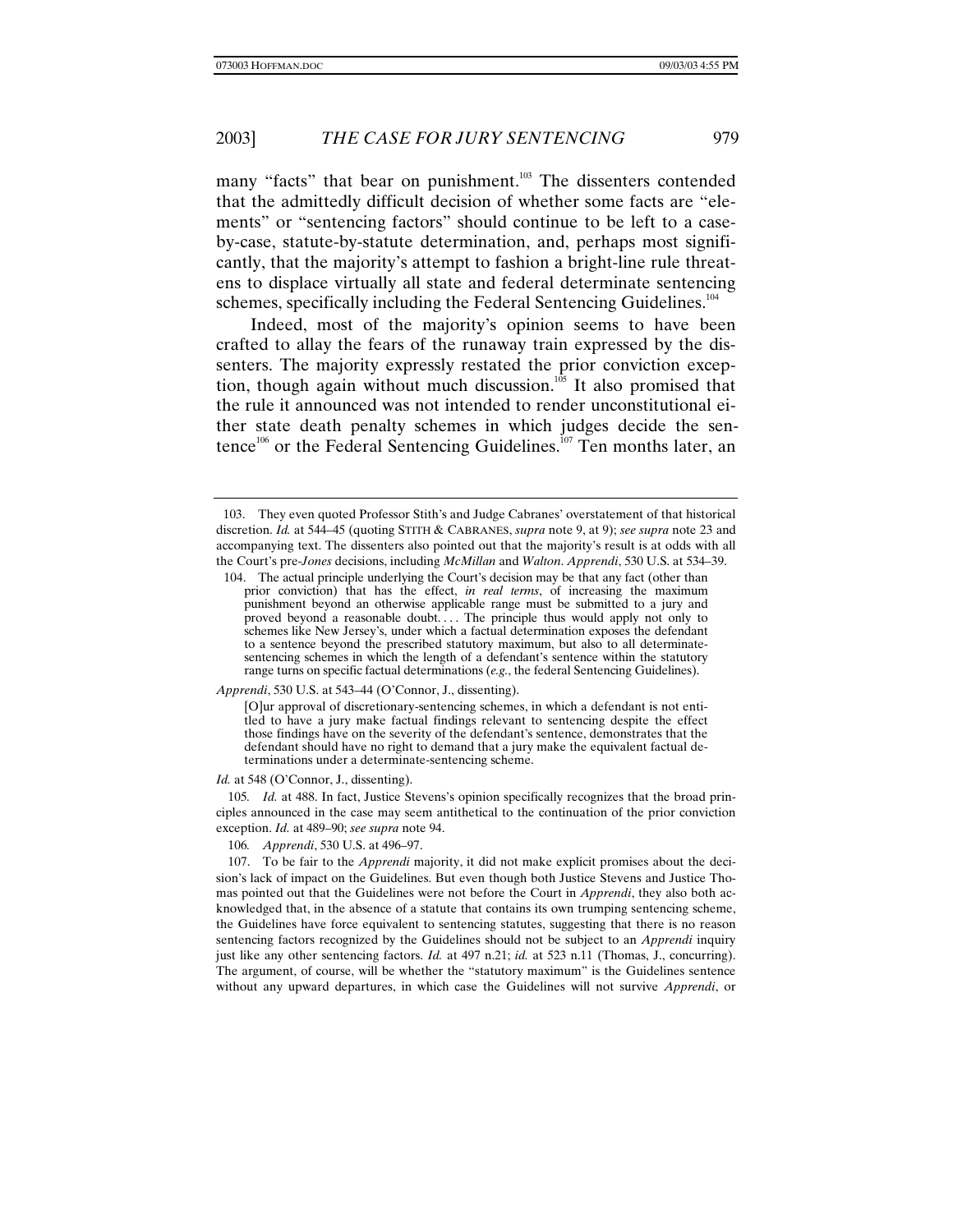many "facts" that bear on punishment.[103] The dissenters contended that the admittedly difficult decision of whether some facts are "elements" or "sentencing factors" should continue to be left to a case-by-case, statute-by-statute determination, and, perhaps most significantly, that the majority's attempt to fashion a bright-line rule threatens to displace virtually all state and federal determinate sentencing schemes, specifically including the Federal Sentencing Guidelines.[104]

Indeed, most of the majority's opinion seems to have been crafted to allay the fears of the runaway train expressed by the dissenters. The majority expressly restated the prior conviction exception, though again without much discussion.[105] It also promised that the rule it announced was not intended to render unconstitutional either state death penalty schemes in which judges decide the sentence[106] or the Federal Sentencing Guidelines.[107] Ten months later, an

---

103. They even quoted Professor Stith's and Judge Cabranes' overstatement of that historical discretion. *Id.* at 544–45 (quoting STITH & CABRANES, *supra* note 9, at 9); *see supra* note 23 and accompanying text. The dissenters also pointed out that the majority's result is at odds with all the Court's pre-*Jones* decisions, including *McMillan* and *Walton*. *Apprendi*, 530 U.S. at 534–39.

104. The actual principle underlying the Court's decision may be that any fact (other than prior conviction) that has the effect, *in real terms*, of increasing the maximum punishment beyond an otherwise applicable range must be submitted to a jury and proved beyond a reasonable doubt. . . . The principle thus would apply not only to schemes like New Jersey's, under which a factual determination exposes the defendant to a sentence beyond the prescribed statutory maximum, but also to all determinate-sentencing schemes in which the length of a defendant's sentence within the statutory range turns on specific factual determinations (*e.g.*, the federal Sentencing Guidelines).

*Apprendi*, 530 U.S. at 543–44 (O'Connor, J., dissenting).

> [O]ur approval of discretionary-sentencing schemes, in which a defendant is not entitled to have a jury make factual findings relevant to sentencing despite the effect those findings have on the severity of the defendant's sentence, demonstrates that the defendant should have no right to demand that a jury make the equivalent factual determinations under a determinate-sentencing scheme.

*Id.* at 548 (O'Connor, J., dissenting).

105. *Id.* at 488. In fact, Justice Stevens's opinion specifically recognizes that the broad principles announced in the case may seem antithetical to the continuation of the prior conviction exception. *Id.* at 489–90; *see supra* note 94.

106. *Apprendi*, 530 U.S. at 496–97.

107. To be fair to the *Apprendi* majority, it did not make explicit promises about the decision's lack of impact on the Guidelines. But even though both Justice Stevens and Justice Thomas pointed out that the Guidelines were not before the Court in *Apprendi*, they also both acknowledged that, in the absence of a statute that contains its own trumping sentencing scheme, the Guidelines have force equivalent to sentencing statutes, suggesting that there is no reason sentencing factors recognized by the Guidelines should not be subject to an *Apprendi* inquiry just like any other sentencing factors. *Id.* at 497 n.21; *id.* at 523 n.11 (Thomas, J., concurring). The argument, of course, will be whether the "statutory maximum" is the Guidelines sentence without any upward departures, in which case the Guidelines will not survive *Apprendi*, or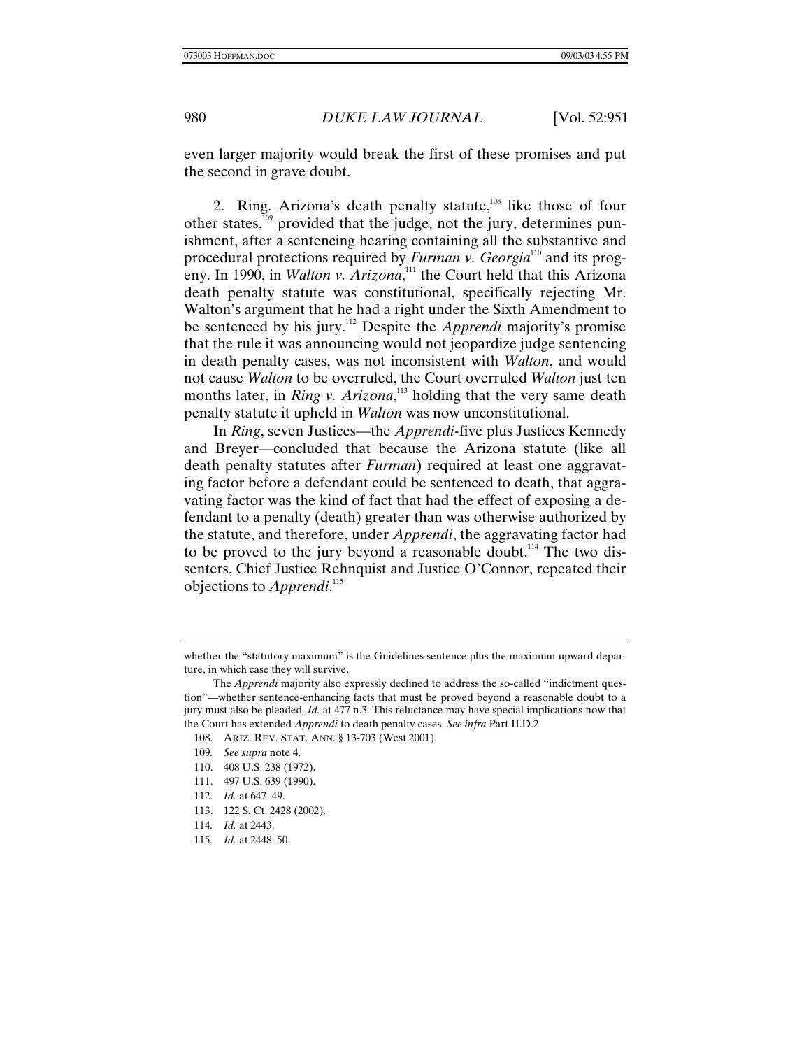even larger majority would break the first of these promises and put the second in grave doubt.

2. Ring. Arizona's death penalty statute,[108] like those of four other states,[109] provided that the judge, not the jury, determines punishment, after a sentencing hearing containing all the substantive and procedural protections required by *Furman v. Georgia*[110] and its progeny. In 1990, in *Walton v. Arizona*,[111] the Court held that this Arizona death penalty statute was constitutional, specifically rejecting Mr. Walton's argument that he had a right under the Sixth Amendment to be sentenced by his jury.[112] Despite the *Apprendi* majority's promise that the rule it was announcing would not jeopardize judge sentencing in death penalty cases, was not inconsistent with *Walton*, and would not cause *Walton* to be overruled, the Court overruled *Walton* just ten months later, in *Ring v. Arizona*,[113] holding that the very same death penalty statute it upheld in *Walton* was now unconstitutional.

In *Ring*, seven Justices—the *Apprendi*-five plus Justices Kennedy and Breyer—concluded that because the Arizona statute (like all death penalty statutes after *Furman*) required at least one aggravating factor before a defendant could be sentenced to death, that aggravating factor was the kind of fact that had the effect of exposing a defendant to a penalty (death) greater than was otherwise authorized by the statute, and therefore, under *Apprendi*, the aggravating factor had to be proved to the jury beyond a reasonable doubt.[114] The two dissenters, Chief Justice Rehnquist and Justice O'Connor, repeated their objections to *Apprendi*.[115]

---

whether the "statutory maximum" is the Guidelines sentence plus the maximum upward departure, in which case they will survive.

The *Apprendi* majority also expressly declined to address the so-called "indictment question"—whether sentence-enhancing facts that must be proved beyond a reasonable doubt to a jury must also be pleaded. *Id.* at 477 n.3. This reluctance may have special implications now that the Court has extended *Apprendi* to death penalty cases. *See infra* Part II.D.2.

108. ARIZ. REV. STAT. ANN. § 13-703 (West 2001).

109. *See supra* note 4.

110. 408 U.S. 238 (1972).

111. 497 U.S. 639 (1990).

112. *Id.* at 647–49.

113. 122 S. Ct. 2428 (2002).

114. *Id.* at 2443.

115. *Id.* at 2448–50.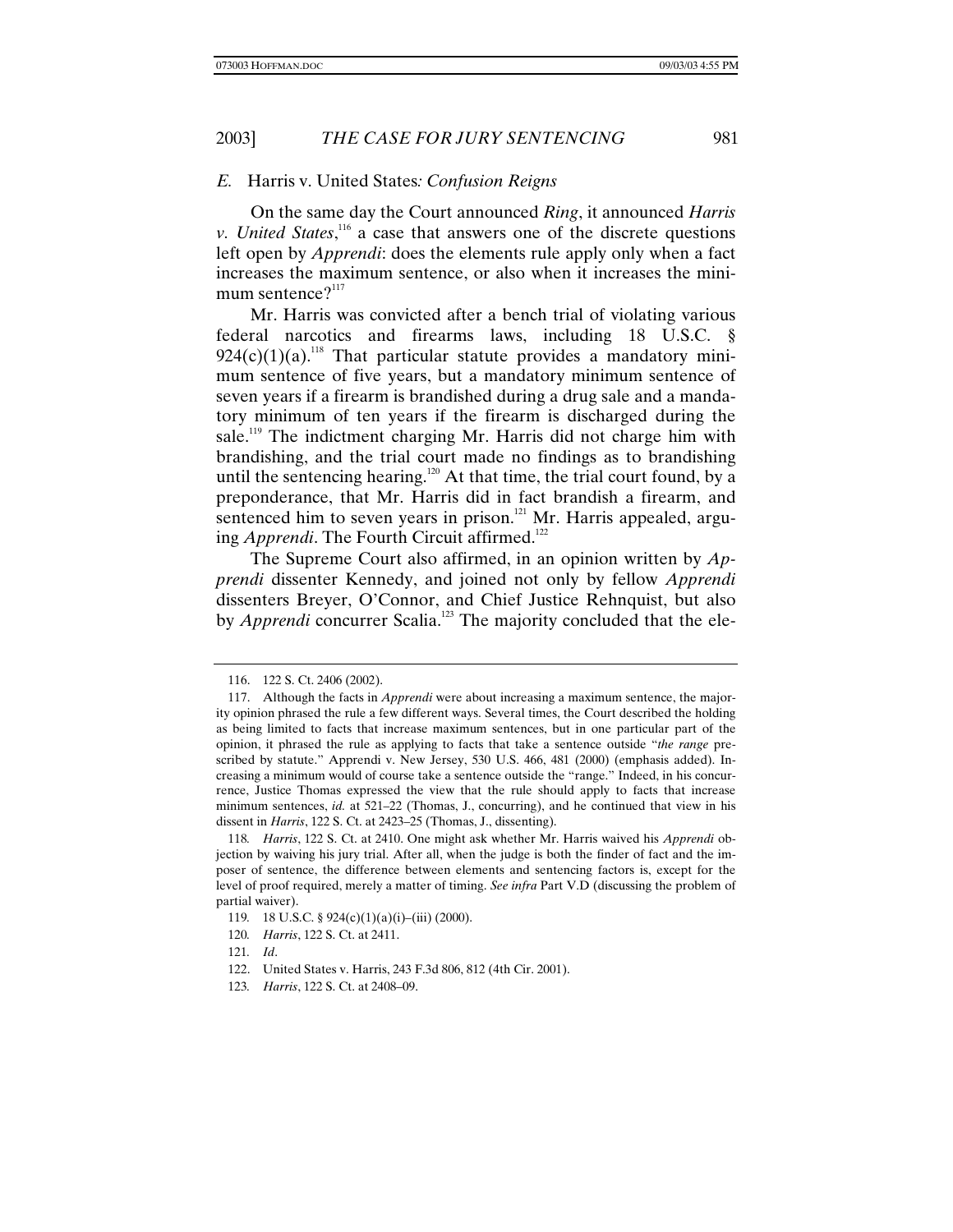### *E.* Harris v. United States*: Confusion Reigns*

On the same day the Court announced *Ring*, it announced *Harris v. United States*,[116] a case that answers one of the discrete questions left open by *Apprendi*: does the elements rule apply only when a fact increases the maximum sentence, or also when it increases the minimum sentence?[117]

Mr. Harris was convicted after a bench trial of violating various federal narcotics and firearms laws, including 18 U.S.C. § 924(c)(1)(a).[118] That particular statute provides a mandatory minimum sentence of five years, but a mandatory minimum sentence of seven years if a firearm is brandished during a drug sale and a mandatory minimum of ten years if the firearm is discharged during the sale.[119] The indictment charging Mr. Harris did not charge him with brandishing, and the trial court made no findings as to brandishing until the sentencing hearing.[120] At that time, the trial court found, by a preponderance, that Mr. Harris did in fact brandish a firearm, and sentenced him to seven years in prison.[121] Mr. Harris appealed, arguing *Apprendi*. The Fourth Circuit affirmed.[122]

The Supreme Court also affirmed, in an opinion written by *Apprendi* dissenter Kennedy, and joined not only by fellow *Apprendi* dissenters Breyer, O'Connor, and Chief Justice Rehnquist, but also by *Apprendi* concurrer Scalia.[123] The majority concluded that the ele-

---

116. 122 S. Ct. 2406 (2002).

117. Although the facts in *Apprendi* were about increasing a maximum sentence, the majority opinion phrased the rule a few different ways. Several times, the Court described the holding as being limited to facts that increase maximum sentences, but in one particular part of the opinion, it phrased the rule as applying to facts that take a sentence outside "*the range* prescribed by statute." Apprendi v. New Jersey, 530 U.S. 466, 481 (2000) (emphasis added). Increasing a minimum would of course take a sentence outside the "range." Indeed, in his concurrence, Justice Thomas expressed the view that the rule should apply to facts that increase minimum sentences, *id.* at 521–22 (Thomas, J., concurring), and he continued that view in his dissent in *Harris*, 122 S. Ct. at 2423–25 (Thomas, J., dissenting).

118. *Harris*, 122 S. Ct. at 2410. One might ask whether Mr. Harris waived his *Apprendi* objection by waiving his jury trial. After all, when the judge is both the finder of fact and the imposer of sentence, the difference between elements and sentencing factors is, except for the level of proof required, merely a matter of timing. *See infra* Part V.D (discussing the problem of partial waiver).

119. 18 U.S.C. § 924(c)(1)(a)(i)–(iii) (2000).

120. *Harris*, 122 S. Ct. at 2411.

121. *Id*.

122. United States v. Harris, 243 F.3d 806, 812 (4th Cir. 2001).

123. *Harris*, 122 S. Ct. at 2408–09.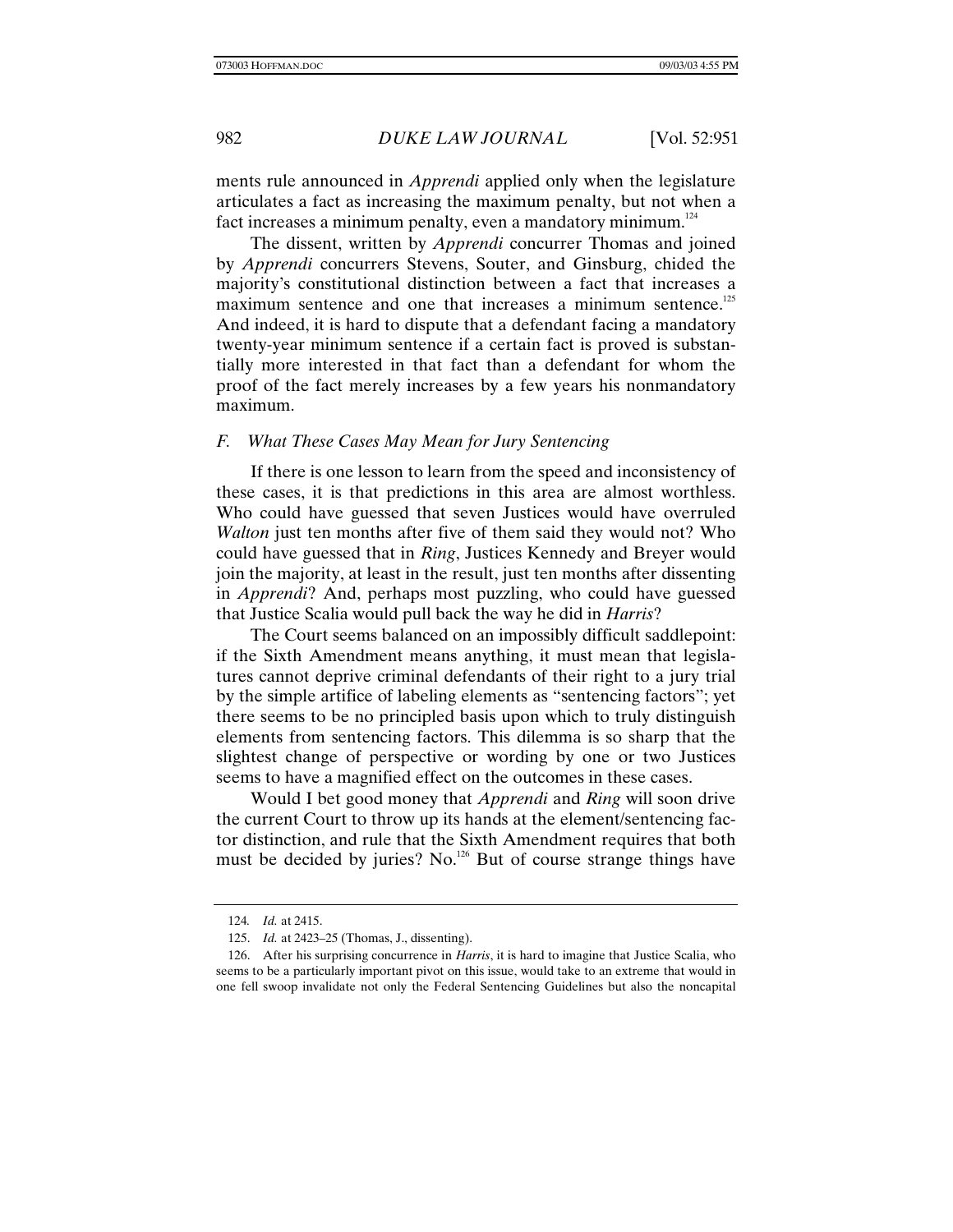ments rule announced in *Apprendi* applied only when the legislature articulates a fact as increasing the maximum penalty, but not when a fact increases a minimum penalty, even a mandatory minimum.[124]

The dissent, written by *Apprendi* concurrer Thomas and joined by *Apprendi* concurrers Stevens, Souter, and Ginsburg, chided the majority's constitutional distinction between a fact that increases a maximum sentence and one that increases a minimum sentence.[125] And indeed, it is hard to dispute that a defendant facing a mandatory twenty-year minimum sentence if a certain fact is proved is substantially more interested in that fact than a defendant for whom the proof of the fact merely increases by a few years his nonmandatory maximum.

### *F. What These Cases May Mean for Jury Sentencing*

If there is one lesson to learn from the speed and inconsistency of these cases, it is that predictions in this area are almost worthless. Who could have guessed that seven Justices would have overruled *Walton* just ten months after five of them said they would not? Who could have guessed that in *Ring*, Justices Kennedy and Breyer would join the majority, at least in the result, just ten months after dissenting in *Apprendi*? And, perhaps most puzzling, who could have guessed that Justice Scalia would pull back the way he did in *Harris*?

The Court seems balanced on an impossibly difficult saddlepoint: if the Sixth Amendment means anything, it must mean that legislatures cannot deprive criminal defendants of their right to a jury trial by the simple artifice of labeling elements as "sentencing factors"; yet there seems to be no principled basis upon which to truly distinguish elements from sentencing factors. This dilemma is so sharp that the slightest change of perspective or wording by one or two Justices seems to have a magnified effect on the outcomes in these cases.

Would I bet good money that *Apprendi* and *Ring* will soon drive the current Court to throw up its hands at the element/sentencing factor distinction, and rule that the Sixth Amendment requires that both must be decided by juries? No.[126] But of course strange things have

---

124. *Id.* at 2415.

125. *Id.* at 2423–25 (Thomas, J., dissenting).

126. After his surprising concurrence in *Harris*, it is hard to imagine that Justice Scalia, who seems to be a particularly important pivot on this issue, would take to an extreme that would in one fell swoop invalidate not only the Federal Sentencing Guidelines but also the noncapital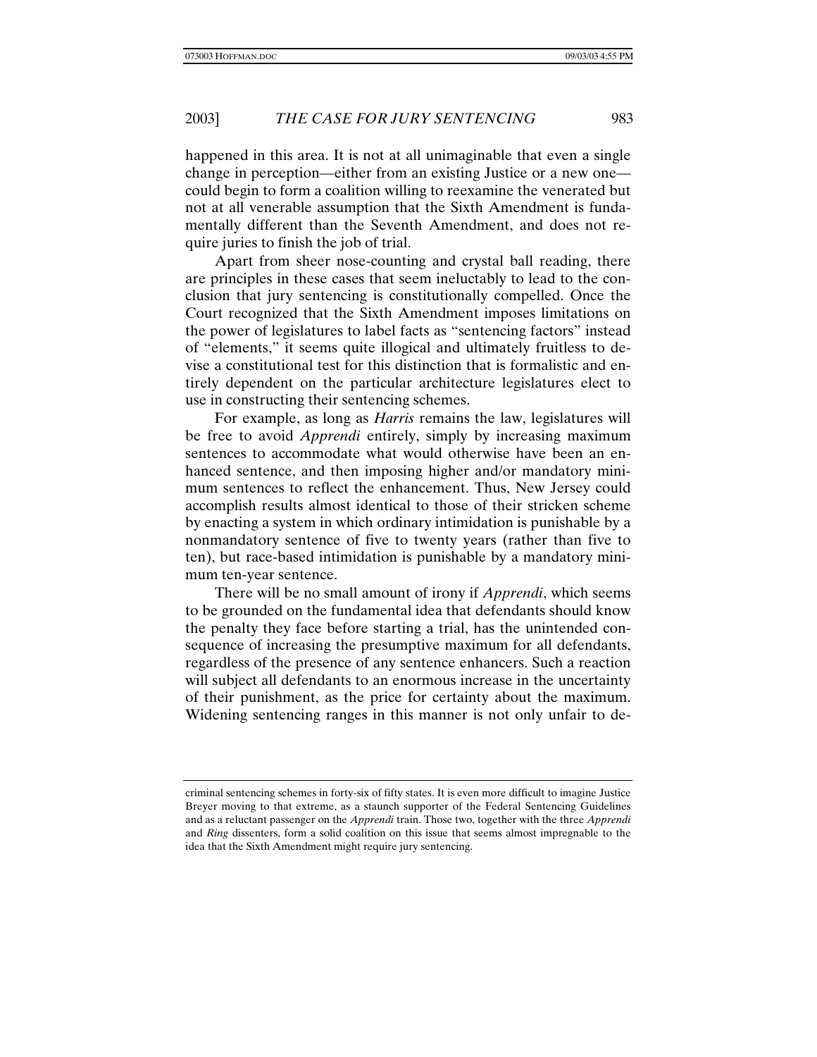happened in this area. It is not at all unimaginable that even a single change in perception—either from an existing Justice or a new one—could begin to form a coalition willing to reexamine the venerated but not at all venerable assumption that the Sixth Amendment is fundamentally different than the Seventh Amendment, and does not require juries to finish the job of trial.

Apart from sheer nose-counting and crystal ball reading, there are principles in these cases that seem ineluctably to lead to the conclusion that jury sentencing is constitutionally compelled. Once the Court recognized that the Sixth Amendment imposes limitations on the power of legislatures to label facts as "sentencing factors" instead of "elements," it seems quite illogical and ultimately fruitless to devise a constitutional test for this distinction that is formalistic and entirely dependent on the particular architecture legislatures elect to use in constructing their sentencing schemes.

For example, as long as *Harris* remains the law, legislatures will be free to avoid *Apprendi* entirely, simply by increasing maximum sentences to accommodate what would otherwise have been an enhanced sentence, and then imposing higher and/or mandatory minimum sentences to reflect the enhancement. Thus, New Jersey could accomplish results almost identical to those of their stricken scheme by enacting a system in which ordinary intimidation is punishable by a nonmandatory sentence of five to twenty years (rather than five to ten), but race-based intimidation is punishable by a mandatory minimum ten-year sentence.

There will be no small amount of irony if *Apprendi*, which seems to be grounded on the fundamental idea that defendants should know the penalty they face before starting a trial, has the unintended consequence of increasing the presumptive maximum for all defendants, regardless of the presence of any sentence enhancers. Such a reaction will subject all defendants to an enormous increase in the uncertainty of their punishment, as the price for certainty about the maximum. Widening sentencing ranges in this manner is not only unfair to de-

---

criminal sentencing schemes in forty-six of fifty states. It is even more difficult to imagine Justice Breyer moving to that extreme, as a staunch supporter of the Federal Sentencing Guidelines and as a reluctant passenger on the *Apprendi* train. Those two, together with the three *Apprendi* and *Ring* dissenters, form a solid coalition on this issue that seems almost impregnable to the idea that the Sixth Amendment might require jury sentencing.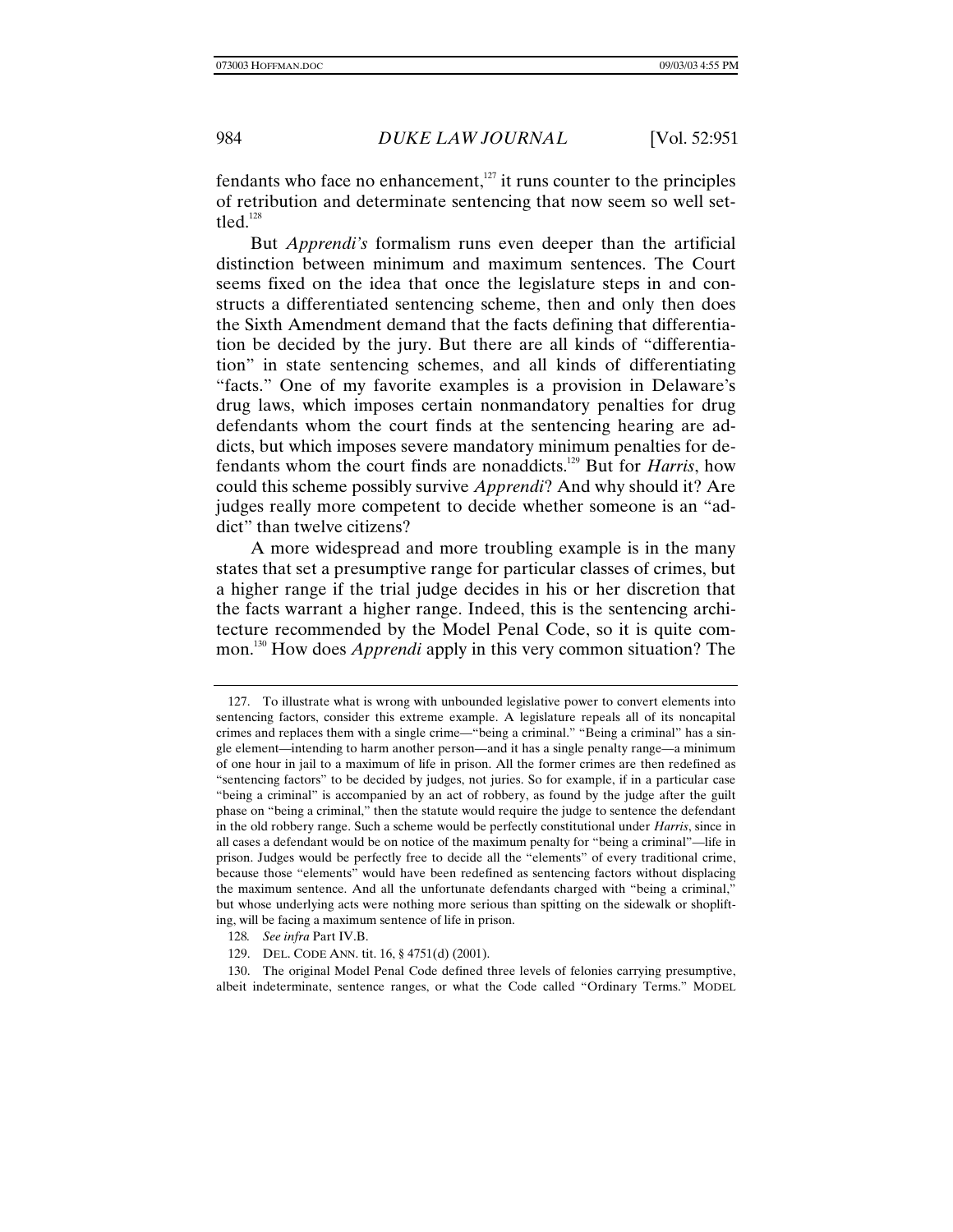fendants who face no enhancement,[127] it runs counter to the principles of retribution and determinate sentencing that now seem so well settled.[128]

But *Apprendi's* formalism runs even deeper than the artificial distinction between minimum and maximum sentences. The Court seems fixed on the idea that once the legislature steps in and constructs a differentiated sentencing scheme, then and only then does the Sixth Amendment demand that the facts defining that differentiation be decided by the jury. But there are all kinds of "differentiation" in state sentencing schemes, and all kinds of differentiating "facts." One of my favorite examples is a provision in Delaware's drug laws, which imposes certain nonmandatory penalties for drug defendants whom the court finds at the sentencing hearing are addicts, but which imposes severe mandatory minimum penalties for defendants whom the court finds are nonaddicts.[129] But for *Harris*, how could this scheme possibly survive *Apprendi*? And why should it? Are judges really more competent to decide whether someone is an "addict" than twelve citizens?

A more widespread and more troubling example is in the many states that set a presumptive range for particular classes of crimes, but a higher range if the trial judge decides in his or her discretion that the facts warrant a higher range. Indeed, this is the sentencing architecture recommended by the Model Penal Code, so it is quite common.[130] How does *Apprendi* apply in this very common situation? The

---

127. To illustrate what is wrong with unbounded legislative power to convert elements into sentencing factors, consider this extreme example. A legislature repeals all of its noncapital crimes and replaces them with a single crime—"being a criminal." "Being a criminal" has a single element—intending to harm another person—and it has a single penalty range—a minimum of one hour in jail to a maximum of life in prison. All the former crimes are then redefined as "sentencing factors" to be decided by judges, not juries. So for example, if in a particular case "being a criminal" is accompanied by an act of robbery, as found by the judge after the guilt phase on "being a criminal," then the statute would require the judge to sentence the defendant in the old robbery range. Such a scheme would be perfectly constitutional under *Harris*, since in all cases a defendant would be on notice of the maximum penalty for "being a criminal"—life in prison. Judges would be perfectly free to decide all the "elements" of every traditional crime, because those "elements" would have been redefined as sentencing factors without displacing the maximum sentence. And all the unfortunate defendants charged with "being a criminal," but whose underlying acts were nothing more serious than spitting on the sidewalk or shoplifting, will be facing a maximum sentence of life in prison.

128. *See infra* Part IV.B.

129. DEL. CODE ANN. tit. 16, § 4751(d) (2001).

130. The original Model Penal Code defined three levels of felonies carrying presumptive, albeit indeterminate, sentence ranges, or what the Code called "Ordinary Terms." MODEL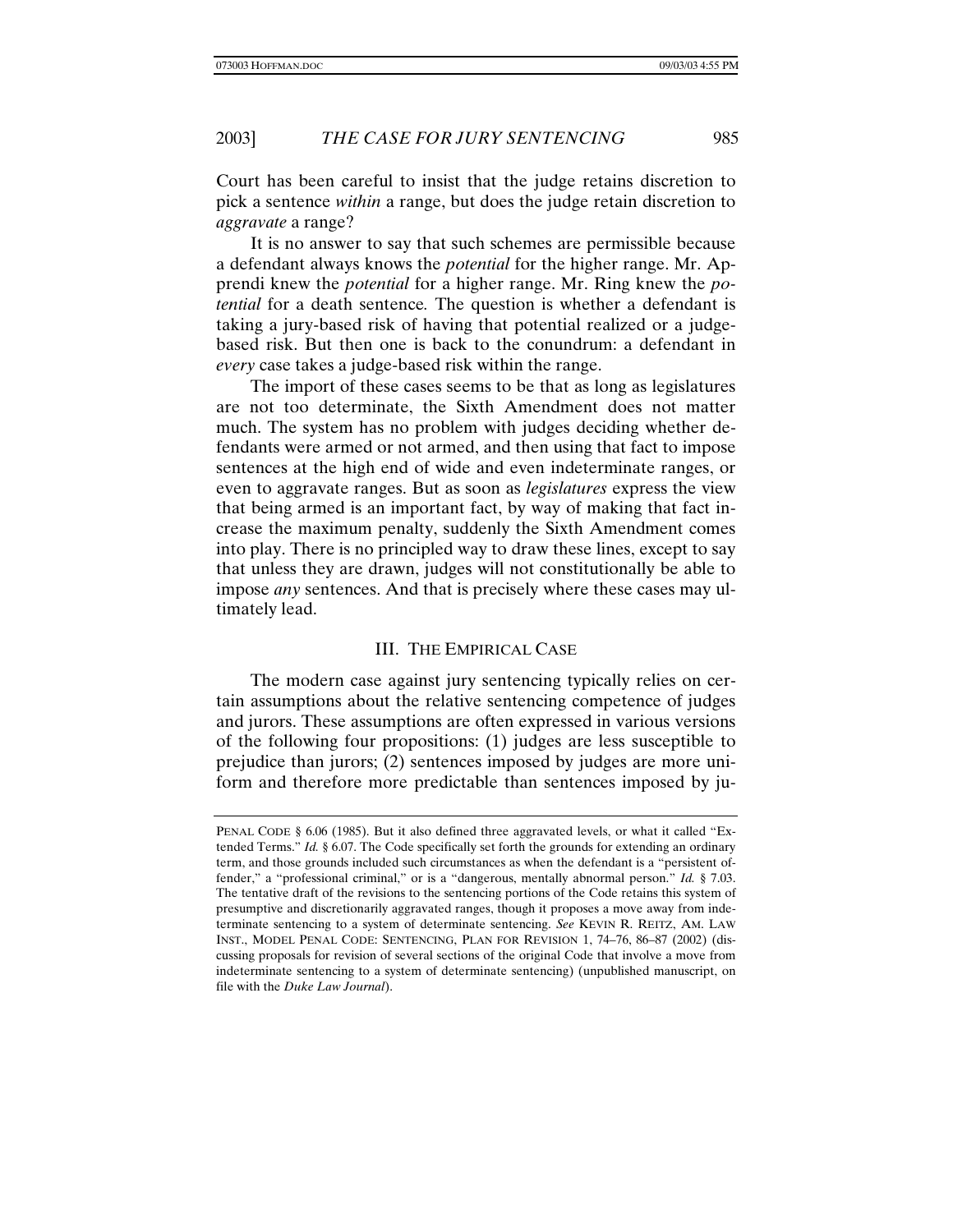Court has been careful to insist that the judge retains discretion to pick a sentence *within* a range, but does the judge retain discretion to *aggravate* a range?

It is no answer to say that such schemes are permissible because a defendant always knows the *potential* for the higher range. Mr. Apprendi knew the *potential* for a higher range. Mr. Ring knew the *potential* for a death sentence*.* The question is whether a defendant is taking a jury-based risk of having that potential realized or a judge-based risk. But then one is back to the conundrum: a defendant in *every* case takes a judge-based risk within the range.

The import of these cases seems to be that as long as legislatures are not too determinate, the Sixth Amendment does not matter much. The system has no problem with judges deciding whether defendants were armed or not armed, and then using that fact to impose sentences at the high end of wide and even indeterminate ranges, or even to aggravate ranges. But as soon as *legislatures* express the view that being armed is an important fact, by way of making that fact increase the maximum penalty, suddenly the Sixth Amendment comes into play. There is no principled way to draw these lines, except to say that unless they are drawn, judges will not constitutionally be able to impose *any* sentences. And that is precisely where these cases may ultimately lead.

## III. The Empirical Case

The modern case against jury sentencing typically relies on certain assumptions about the relative sentencing competence of judges and jurors. These assumptions are often expressed in various versions of the following four propositions: (1) judges are less susceptible to prejudice than jurors; (2) sentences imposed by judges are more uniform and therefore more predictable than sentences imposed by ju-

---

PENAL CODE § 6.06 (1985). But it also defined three aggravated levels, or what it called "Extended Terms." *Id.* § 6.07. The Code specifically set forth the grounds for extending an ordinary term, and those grounds included such circumstances as when the defendant is a "persistent offender," a "professional criminal," or is a "dangerous, mentally abnormal person." *Id.* § 7.03. The tentative draft of the revisions to the sentencing portions of the Code retains this system of presumptive and discretionarily aggravated ranges, though it proposes a move away from indeterminate sentencing to a system of determinate sentencing. *See* KEVIN R. REITZ, AM. LAW INST., MODEL PENAL CODE: SENTENCING, PLAN FOR REVISION 1, 74–76, 86–87 (2002) (discussing proposals for revision of several sections of the original Code that involve a move from indeterminate sentencing to a system of determinate sentencing) (unpublished manuscript, on file with the *Duke Law Journal*).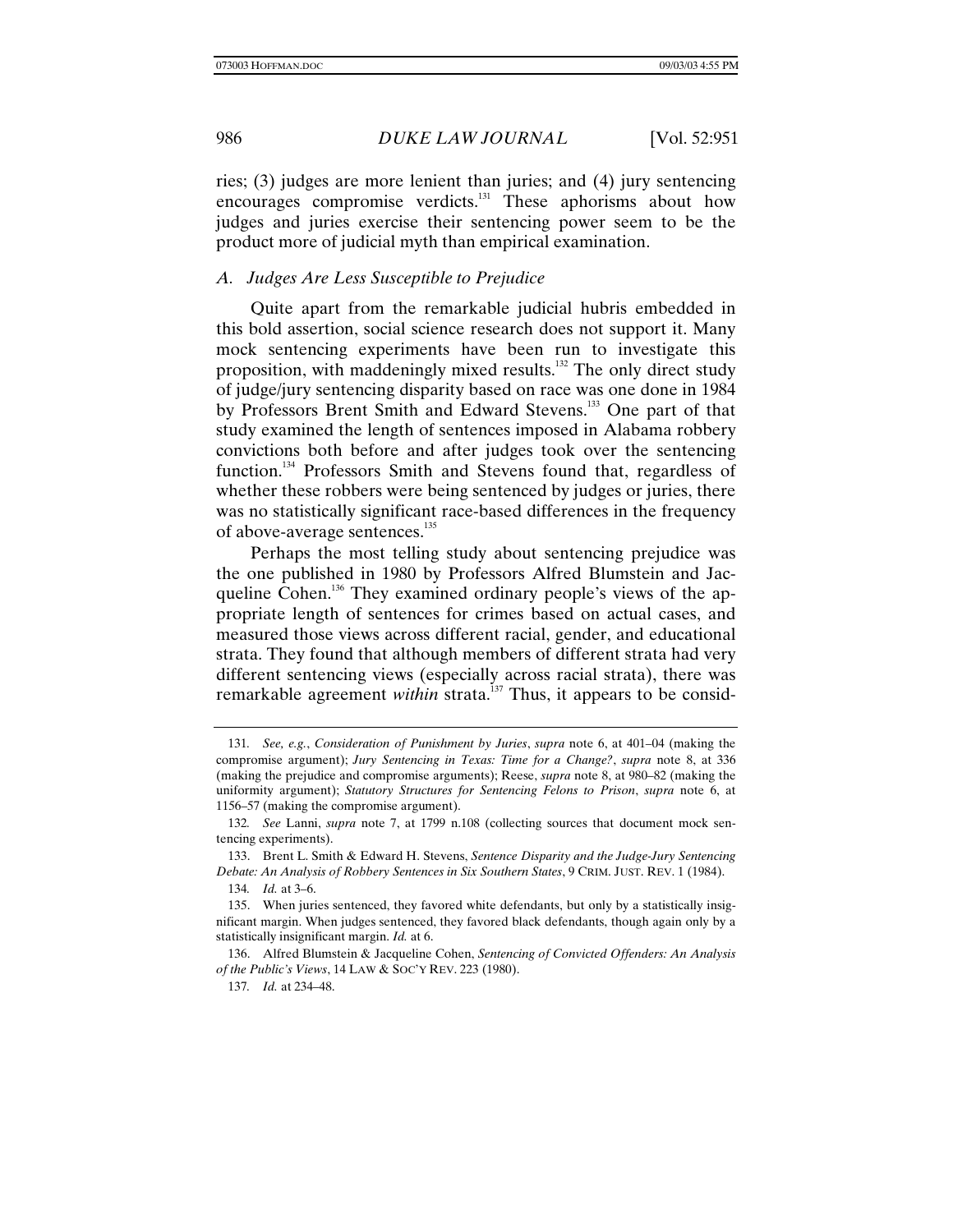ries; (3) judges are more lenient than juries; and (4) jury sentencing encourages compromise verdicts.[131] These aphorisms about how judges and juries exercise their sentencing power seem to be the product more of judicial myth than empirical examination.

### *A. Judges Are Less Susceptible to Prejudice*

Quite apart from the remarkable judicial hubris embedded in this bold assertion, social science research does not support it. Many mock sentencing experiments have been run to investigate this proposition, with maddeningly mixed results.[132] The only direct study of judge/jury sentencing disparity based on race was one done in 1984 by Professors Brent Smith and Edward Stevens.[133] One part of that study examined the length of sentences imposed in Alabama robbery convictions both before and after judges took over the sentencing function.[134] Professors Smith and Stevens found that, regardless of whether these robbers were being sentenced by judges or juries, there was no statistically significant race-based differences in the frequency of above-average sentences.[135]

Perhaps the most telling study about sentencing prejudice was the one published in 1980 by Professors Alfred Blumstein and Jacqueline Cohen.[136] They examined ordinary people's views of the appropriate length of sentences for crimes based on actual cases, and measured those views across different racial, gender, and educational strata. They found that although members of different strata had very different sentencing views (especially across racial strata), there was remarkable agreement *within* strata.[137] Thus, it appears to be consid-

---

131. *See, e.g.*, *Consideration of Punishment by Juries*, *supra* note 6, at 401–04 (making the compromise argument); *Jury Sentencing in Texas: Time for a Change?*, *supra* note 8, at 336 (making the prejudice and compromise arguments); Reese, *supra* note 8, at 980–82 (making the uniformity argument); *Statutory Structures for Sentencing Felons to Prison*, *supra* note 6, at 1156–57 (making the compromise argument).

132. *See* Lanni, *supra* note 7, at 1799 n.108 (collecting sources that document mock sentencing experiments).

133. Brent L. Smith & Edward H. Stevens, *Sentence Disparity and the Judge-Jury Sentencing Debate: An Analysis of Robbery Sentences in Six Southern States*, 9 CRIM. JUST. REV. 1 (1984).

134. *Id.* at 3–6.

135. When juries sentenced, they favored white defendants, but only by a statistically insignificant margin. When judges sentenced, they favored black defendants, though again only by a statistically insignificant margin. *Id.* at 6.

136. Alfred Blumstein & Jacqueline Cohen, *Sentencing of Convicted Offenders: An Analysis of the Public's Views*, 14 LAW & SOC'Y REV. 223 (1980).

137. *Id.* at 234–48.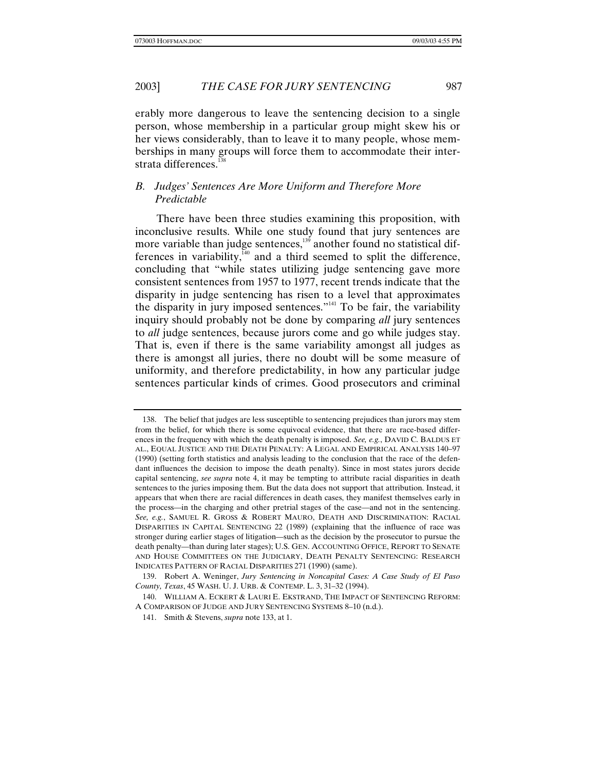erably more dangerous to leave the sentencing decision to a single person, whose membership in a particular group might skew his or her views considerably, than to leave it to many people, whose memberships in many groups will force them to accommodate their inter-strata differences.[138]

### *B. Judges' Sentences Are More Uniform and Therefore More Predictable*

There have been three studies examining this proposition, with inconclusive results. While one study found that jury sentences are more variable than judge sentences,[139] another found no statistical differences in variability,[140] and a third seemed to split the difference, concluding that "while states utilizing judge sentencing gave more consistent sentences from 1957 to 1977, recent trends indicate that the disparity in judge sentencing has risen to a level that approximates the disparity in jury imposed sentences."[141] To be fair, the variability inquiry should probably not be done by comparing *all* jury sentences to *all* judge sentences, because jurors come and go while judges stay. That is, even if there is the same variability amongst all judges as there is amongst all juries, there no doubt will be some measure of uniformity, and therefore predictability, in how any particular judge sentences particular kinds of crimes. Good prosecutors and criminal

---

138. The belief that judges are less susceptible to sentencing prejudices than jurors may stem from the belief, for which there is some equivocal evidence, that there are race-based differences in the frequency with which the death penalty is imposed. *See, e.g.*, DAVID C. BALDUS ET AL., EQUAL JUSTICE AND THE DEATH PENALTY: A LEGAL AND EMPIRICAL ANALYSIS 140–97 (1990) (setting forth statistics and analysis leading to the conclusion that the race of the defendant influences the decision to impose the death penalty). Since in most states jurors decide capital sentencing, *see supra* note 4, it may be tempting to attribute racial disparities in death sentences to the juries imposing them. But the data does not support that attribution. Instead, it appears that when there are racial differences in death cases, they manifest themselves early in the process—in the charging and other pretrial stages of the case—and not in the sentencing. *See, e.g.*, SAMUEL R. GROSS & ROBERT MAURO, DEATH AND DISCRIMINATION: RACIAL DISPARITIES IN CAPITAL SENTENCING 22 (1989) (explaining that the influence of race was stronger during earlier stages of litigation—such as the decision by the prosecutor to pursue the death penalty—than during later stages); U.S. GEN. ACCOUNTING OFFICE, REPORT TO SENATE AND HOUSE COMMITTEES ON THE JUDICIARY, DEATH PENALTY SENTENCING: RESEARCH INDICATES PATTERN OF RACIAL DISPARITIES 271 (1990) (same).

139. Robert A. Weninger, *Jury Sentencing in Noncapital Cases: A Case Study of El Paso County, Texas*, 45 WASH. U. J. URB. & CONTEMP. L. 3, 31–32 (1994).

140. WILLIAM A. ECKERT & LAURI E. EKSTRAND, THE IMPACT OF SENTENCING REFORM: A COMPARISON OF JUDGE AND JURY SENTENCING SYSTEMS 8–10 (n.d.).

141. Smith & Stevens, *supra* note 133, at 1.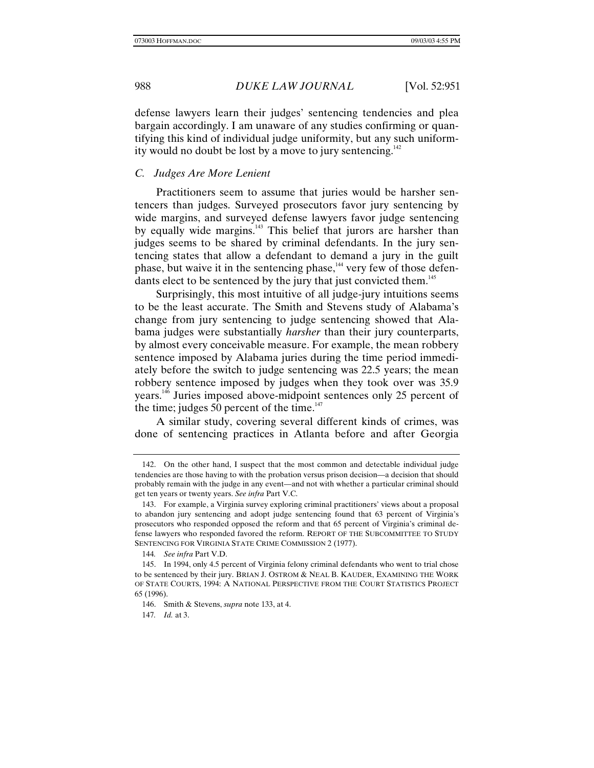defense lawyers learn their judges' sentencing tendencies and plea bargain accordingly. I am unaware of any studies confirming or quantifying this kind of individual judge uniformity, but any such uniformity would no doubt be lost by a move to jury sentencing.[142]

### C. Judges Are More Lenient

Practitioners seem to assume that juries would be harsher sentencers than judges. Surveyed prosecutors favor jury sentencing by wide margins, and surveyed defense lawyers favor judge sentencing by equally wide margins.[143] This belief that jurors are harsher than judges seems to be shared by criminal defendants. In the jury sentencing states that allow a defendant to demand a jury in the guilt phase, but waive it in the sentencing phase,[144] very few of those defendants elect to be sentenced by the jury that just convicted them.[145]

Surprisingly, this most intuitive of all judge-jury intuitions seems to be the least accurate. The Smith and Stevens study of Alabama's change from jury sentencing to judge sentencing showed that Alabama judges were substantially *harsher* than their jury counterparts, by almost every conceivable measure. For example, the mean robbery sentence imposed by Alabama juries during the time period immediately before the switch to judge sentencing was 22.5 years; the mean robbery sentence imposed by judges when they took over was 35.9 years.[146] Juries imposed above-midpoint sentences only 25 percent of the time; judges 50 percent of the time.[147]

A similar study, covering several different kinds of crimes, was done of sentencing practices in Atlanta before and after Georgia

---

142. On the other hand, I suspect that the most common and detectable individual judge tendencies are those having to with the probation versus prison decision—a decision that should probably remain with the judge in any event—and not with whether a particular criminal should get ten years or twenty years. *See infra* Part V.C.

143. For example, a Virginia survey exploring criminal practitioners' views about a proposal to abandon jury sentencing and adopt judge sentencing found that 63 percent of Virginia's prosecutors who responded opposed the reform and that 65 percent of Virginia's criminal defense lawyers who responded favored the reform. REPORT OF THE SUBCOMMITTEE TO STUDY SENTENCING FOR VIRGINIA STATE CRIME COMMISSION 2 (1977).

144. *See infra* Part V.D.

145. In 1994, only 4.5 percent of Virginia felony criminal defendants who went to trial chose to be sentenced by their jury. BRIAN J. OSTROM & NEAL B. KAUDER, EXAMINING THE WORK OF STATE COURTS, 1994: A NATIONAL PERSPECTIVE FROM THE COURT STATISTICS PROJECT 65 (1996).

146. Smith & Stevens, *supra* note 133, at 4.

147. *Id.* at 3.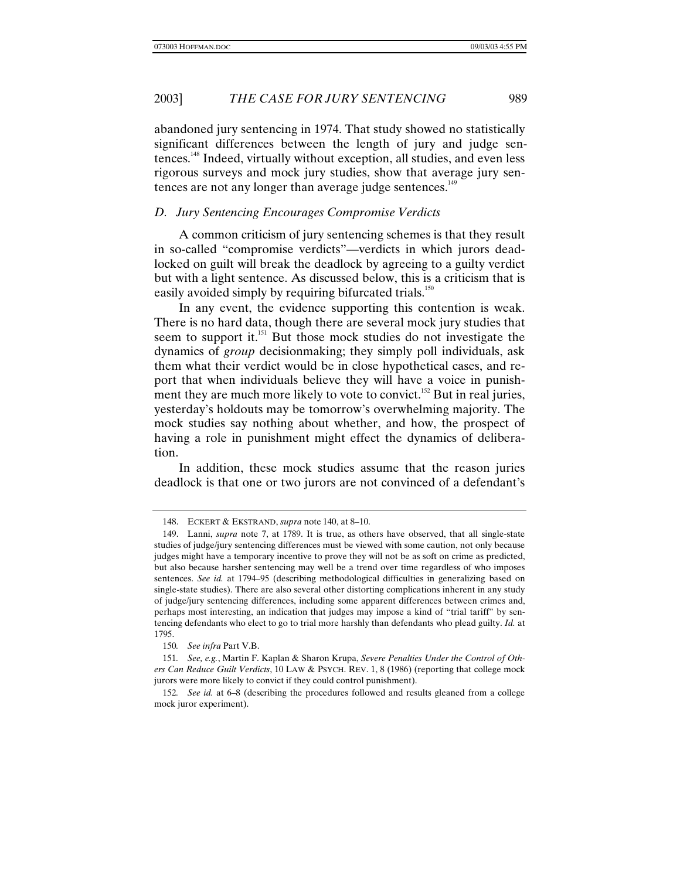abandoned jury sentencing in 1974. That study showed no statistically significant differences between the length of jury and judge sentences.[148] Indeed, virtually without exception, all studies, and even less rigorous surveys and mock jury studies, show that average jury sentences are not any longer than average judge sentences.[149]

### *D. Jury Sentencing Encourages Compromise Verdicts*

A common criticism of jury sentencing schemes is that they result in so-called "compromise verdicts"—verdicts in which jurors deadlocked on guilt will break the deadlock by agreeing to a guilty verdict but with a light sentence. As discussed below, this is a criticism that is easily avoided simply by requiring bifurcated trials.[150]

In any event, the evidence supporting this contention is weak. There is no hard data, though there are several mock jury studies that seem to support it.[151] But those mock studies do not investigate the dynamics of *group* decisionmaking; they simply poll individuals, ask them what their verdict would be in close hypothetical cases, and report that when individuals believe they will have a voice in punishment they are much more likely to vote to convict.[152] But in real juries, yesterday's holdouts may be tomorrow's overwhelming majority. The mock studies say nothing about whether, and how, the prospect of having a role in punishment might effect the dynamics of deliberation.

In addition, these mock studies assume that the reason juries deadlock is that one or two jurors are not convinced of a defendant's

---

148. ECKERT & EKSTRAND, *supra* note 140, at 8–10.

149. Lanni, *supra* note 7, at 1789. It is true, as others have observed, that all single-state studies of judge/jury sentencing differences must be viewed with some caution, not only because judges might have a temporary incentive to prove they will not be as soft on crime as predicted, but also because harsher sentencing may well be a trend over time regardless of who imposes sentences. *See id.* at 1794–95 (describing methodological difficulties in generalizing based on single-state studies). There are also several other distorting complications inherent in any study of judge/jury sentencing differences, including some apparent differences between crimes and, perhaps most interesting, an indication that judges may impose a kind of "trial tariff" by sentencing defendants who elect to go to trial more harshly than defendants who plead guilty. *Id.* at 1795.

150. *See infra* Part V.B.

151. *See, e.g.*, Martin F. Kaplan & Sharon Krupa, *Severe Penalties Under the Control of Others Can Reduce Guilt Verdicts*, 10 LAW & PSYCH. REV. 1, 8 (1986) (reporting that college mock jurors were more likely to convict if they could control punishment).

152. *See id.* at 6–8 (describing the procedures followed and results gleaned from a college mock juror experiment).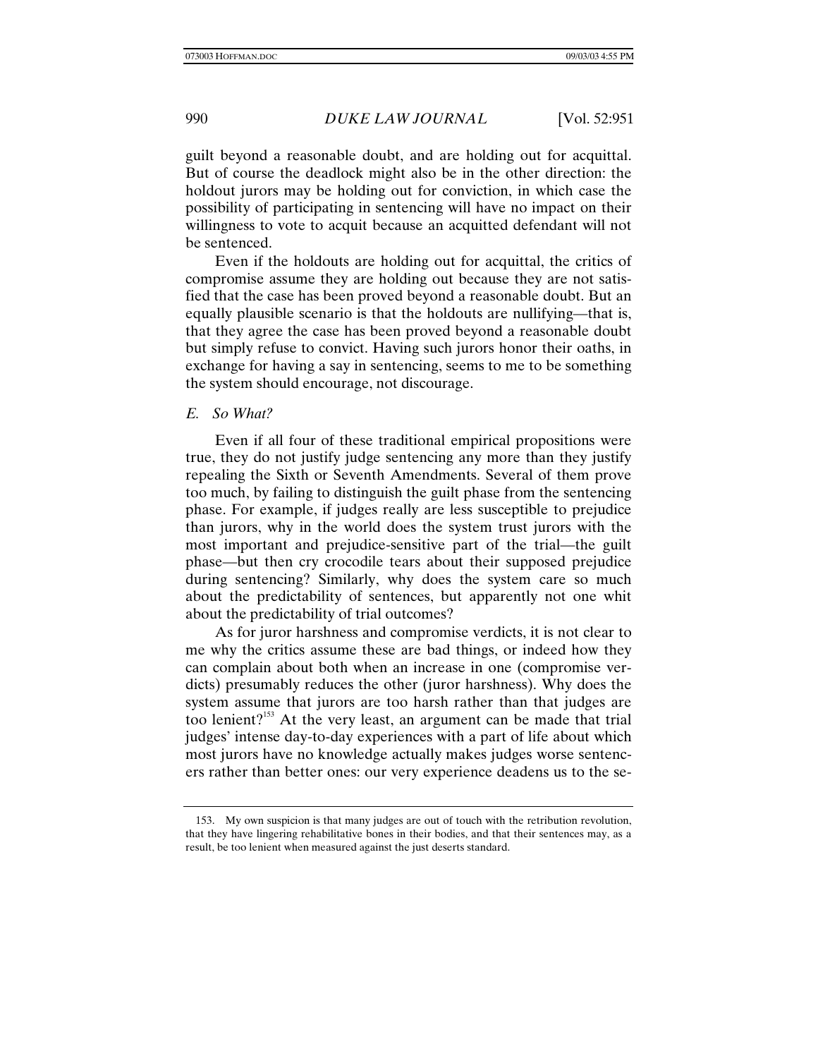guilt beyond a reasonable doubt, and are holding out for acquittal. But of course the deadlock might also be in the other direction: the holdout jurors may be holding out for conviction, in which case the possibility of participating in sentencing will have no impact on their willingness to vote to acquit because an acquitted defendant will not be sentenced.

Even if the holdouts are holding out for acquittal, the critics of compromise assume they are holding out because they are not satisfied that the case has been proved beyond a reasonable doubt. But an equally plausible scenario is that the holdouts are nullifying—that is, that they agree the case has been proved beyond a reasonable doubt but simply refuse to convict. Having such jurors honor their oaths, in exchange for having a say in sentencing, seems to me to be something the system should encourage, not discourage.

### *E. So What?*

Even if all four of these traditional empirical propositions were true, they do not justify judge sentencing any more than they justify repealing the Sixth or Seventh Amendments. Several of them prove too much, by failing to distinguish the guilt phase from the sentencing phase. For example, if judges really are less susceptible to prejudice than jurors, why in the world does the system trust jurors with the most important and prejudice-sensitive part of the trial—the guilt phase—but then cry crocodile tears about their supposed prejudice during sentencing? Similarly, why does the system care so much about the predictability of sentences, but apparently not one whit about the predictability of trial outcomes?

As for juror harshness and compromise verdicts, it is not clear to me why the critics assume these are bad things, or indeed how they can complain about both when an increase in one (compromise verdicts) presumably reduces the other (juror harshness). Why does the system assume that jurors are too harsh rather than that judges are too lenient?[153] At the very least, an argument can be made that trial judges' intense day-to-day experiences with a part of life about which most jurors have no knowledge actually makes judges worse sentencers rather than better ones: our very experience deadens us to the se-

---

153. My own suspicion is that many judges are out of touch with the retribution revolution, that they have lingering rehabilitative bones in their bodies, and that their sentences may, as a result, be too lenient when measured against the just deserts standard.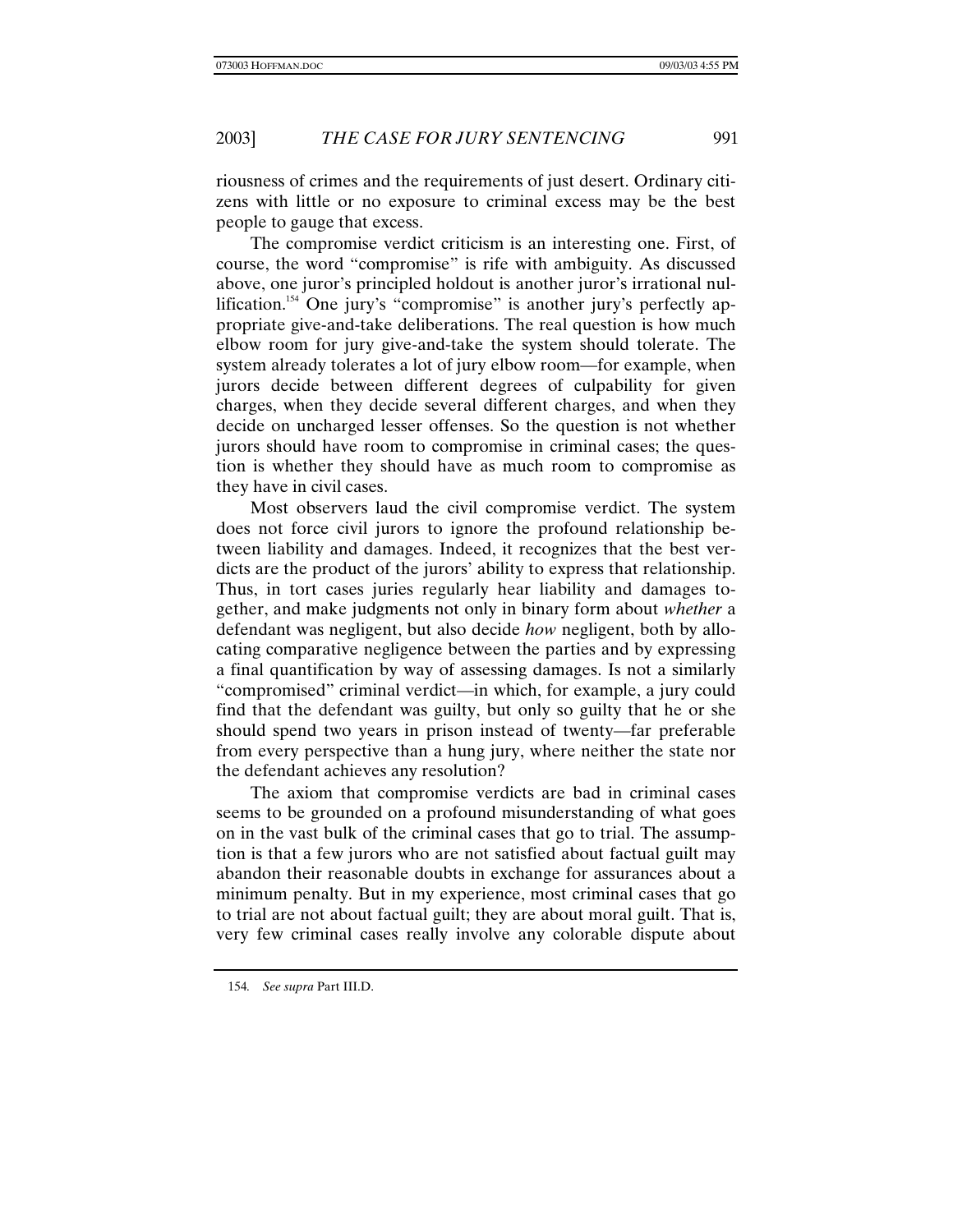riousness of crimes and the requirements of just desert. Ordinary citizens with little or no exposure to criminal excess may be the best people to gauge that excess.

The compromise verdict criticism is an interesting one. First, of course, the word "compromise" is rife with ambiguity. As discussed above, one juror's principled holdout is another juror's irrational nullification.[154] One jury's "compromise" is another jury's perfectly appropriate give-and-take deliberations. The real question is how much elbow room for jury give-and-take the system should tolerate. The system already tolerates a lot of jury elbow room—for example, when jurors decide between different degrees of culpability for given charges, when they decide several different charges, and when they decide on uncharged lesser offenses. So the question is not whether jurors should have room to compromise in criminal cases; the question is whether they should have as much room to compromise as they have in civil cases.

Most observers laud the civil compromise verdict. The system does not force civil jurors to ignore the profound relationship between liability and damages. Indeed, it recognizes that the best verdicts are the product of the jurors' ability to express that relationship. Thus, in tort cases juries regularly hear liability and damages together, and make judgments not only in binary form about *whether* a defendant was negligent, but also decide *how* negligent, both by allocating comparative negligence between the parties and by expressing a final quantification by way of assessing damages. Is not a similarly "compromised" criminal verdict—in which, for example, a jury could find that the defendant was guilty, but only so guilty that he or she should spend two years in prison instead of twenty—far preferable from every perspective than a hung jury, where neither the state nor the defendant achieves any resolution?

The axiom that compromise verdicts are bad in criminal cases seems to be grounded on a profound misunderstanding of what goes on in the vast bulk of the criminal cases that go to trial. The assumption is that a few jurors who are not satisfied about factual guilt may abandon their reasonable doubts in exchange for assurances about a minimum penalty. But in my experience, most criminal cases that go to trial are not about factual guilt; they are about moral guilt. That is, very few criminal cases really involve any colorable dispute about

154. *See supra* Part III.D.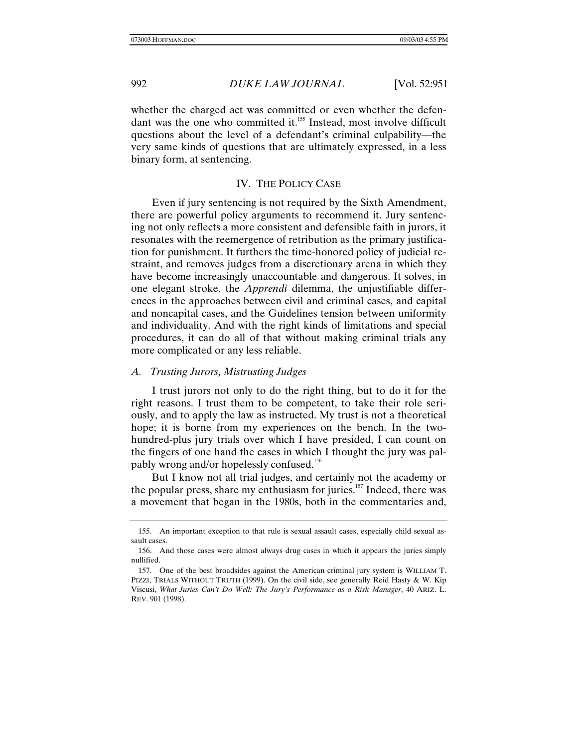whether the charged act was committed or even whether the defendant was the one who committed it.[155] Instead, most involve difficult questions about the level of a defendant's criminal culpability—the very same kinds of questions that are ultimately expressed, in a less binary form, at sentencing.

## IV. THE POLICY CASE

Even if jury sentencing is not required by the Sixth Amendment, there are powerful policy arguments to recommend it. Jury sentencing not only reflects a more consistent and defensible faith in jurors, it resonates with the reemergence of retribution as the primary justification for punishment. It furthers the time-honored policy of judicial restraint, and removes judges from a discretionary arena in which they have become increasingly unaccountable and dangerous. It solves, in one elegant stroke, the *Apprendi* dilemma, the unjustifiable differences in the approaches between civil and criminal cases, and capital and noncapital cases, and the Guidelines tension between uniformity and individuality. And with the right kinds of limitations and special procedures, it can do all of that without making criminal trials any more complicated or any less reliable.

### *A. Trusting Jurors, Mistrusting Judges*

I trust jurors not only to do the right thing, but to do it for the right reasons. I trust them to be competent, to take their role seriously, and to apply the law as instructed. My trust is not a theoretical hope; it is borne from my experiences on the bench. In the two-hundred-plus jury trials over which I have presided, I can count on the fingers of one hand the cases in which I thought the jury was palpably wrong and/or hopelessly confused.[156]

But I know not all trial judges, and certainly not the academy or the popular press, share my enthusiasm for juries.[157] Indeed, there was a movement that began in the 1980s, both in the commentaries and,

---

155. An important exception to that rule is sexual assault cases, especially child sexual assault cases.

156. And those cases were almost always drug cases in which it appears the juries simply nullified.

157. One of the best broadsides against the American criminal jury system is WILLIAM T. PIZZI, TRIALS WITHOUT TRUTH (1999). On the civil side, see generally Reid Hasty & W. Kip Viscusi, *What Juries Can't Do Well: The Jury's Performance as a Risk Manager*, 40 ARIZ. L. REV. 901 (1998).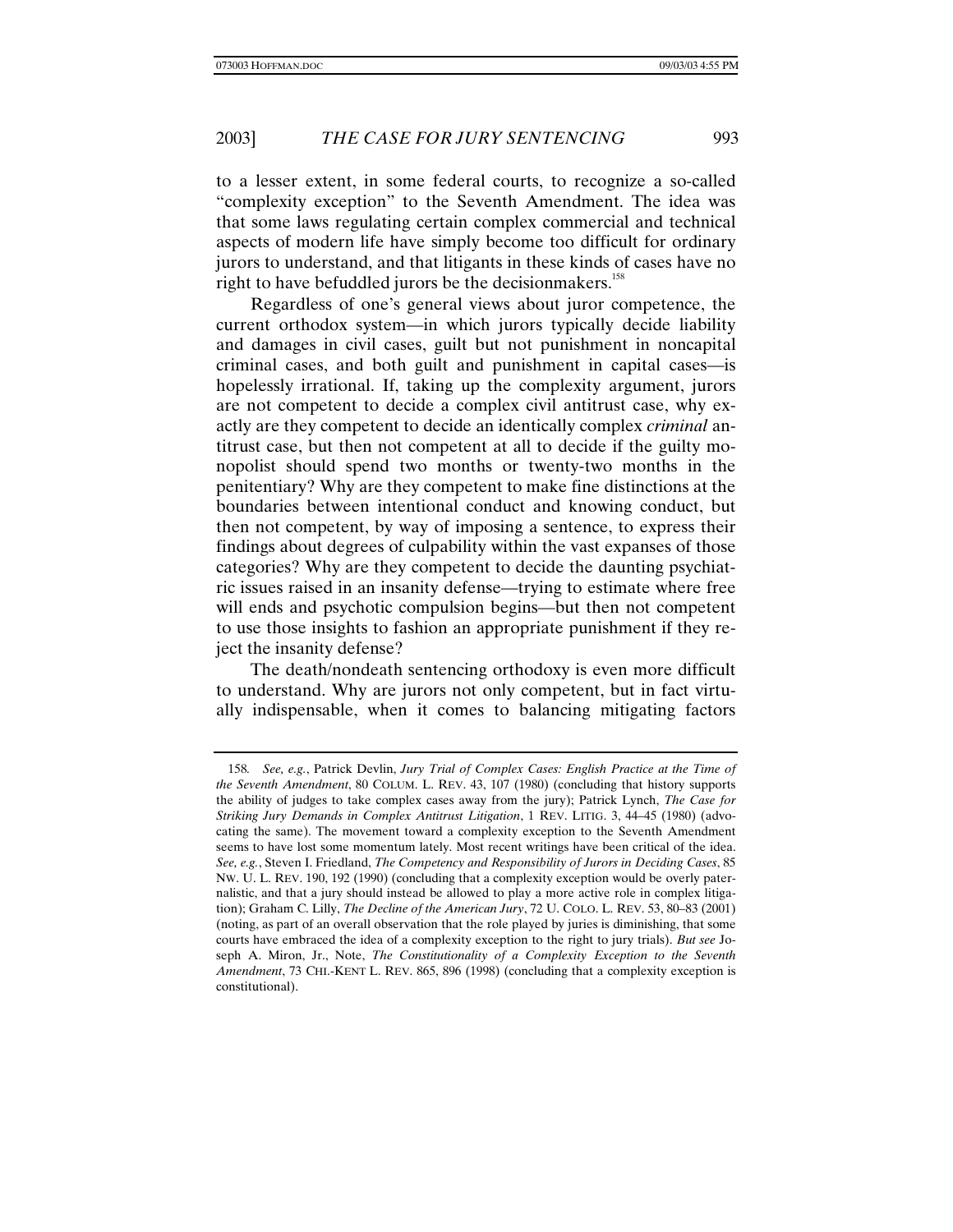to a lesser extent, in some federal courts, to recognize a so-called "complexity exception" to the Seventh Amendment. The idea was that some laws regulating certain complex commercial and technical aspects of modern life have simply become too difficult for ordinary jurors to understand, and that litigants in these kinds of cases have no right to have befuddled jurors be the decisionmakers.[158]

Regardless of one's general views about juror competence, the current orthodox system—in which jurors typically decide liability and damages in civil cases, guilt but not punishment in noncapital criminal cases, and both guilt and punishment in capital cases—is hopelessly irrational. If, taking up the complexity argument, jurors are not competent to decide a complex civil antitrust case, why exactly are they competent to decide an identically complex *criminal* antitrust case, but then not competent at all to decide if the guilty monopolist should spend two months or twenty-two months in the penitentiary? Why are they competent to make fine distinctions at the boundaries between intentional conduct and knowing conduct, but then not competent, by way of imposing a sentence, to express their findings about degrees of culpability within the vast expanses of those categories? Why are they competent to decide the daunting psychiatric issues raised in an insanity defense—trying to estimate where free will ends and psychotic compulsion begins—but then not competent to use those insights to fashion an appropriate punishment if they reject the insanity defense?

The death/nondeath sentencing orthodoxy is even more difficult to understand. Why are jurors not only competent, but in fact virtually indispensable, when it comes to balancing mitigating factors

---

158. *See, e.g.*, Patrick Devlin, *Jury Trial of Complex Cases: English Practice at the Time of the Seventh Amendment*, 80 COLUM. L. REV. 43, 107 (1980) (concluding that history supports the ability of judges to take complex cases away from the jury); Patrick Lynch, *The Case for Striking Jury Demands in Complex Antitrust Litigation*, 1 REV. LITIG. 3, 44–45 (1980) (advocating the same). The movement toward a complexity exception to the Seventh Amendment seems to have lost some momentum lately. Most recent writings have been critical of the idea. *See, e.g.*, Steven I. Friedland, *The Competency and Responsibility of Jurors in Deciding Cases*, 85 NW. U. L. REV. 190, 192 (1990) (concluding that a complexity exception would be overly paternalistic, and that a jury should instead be allowed to play a more active role in complex litigation); Graham C. Lilly, *The Decline of the American Jury*, 72 U. COLO. L. REV. 53, 80–83 (2001) (noting, as part of an overall observation that the role played by juries is diminishing, that some courts have embraced the idea of a complexity exception to the right to jury trials). *But see* Joseph A. Miron, Jr., Note, *The Constitutionality of a Complexity Exception to the Seventh Amendment*, 73 CHI.-KENT L. REV. 865, 896 (1998) (concluding that a complexity exception is constitutional).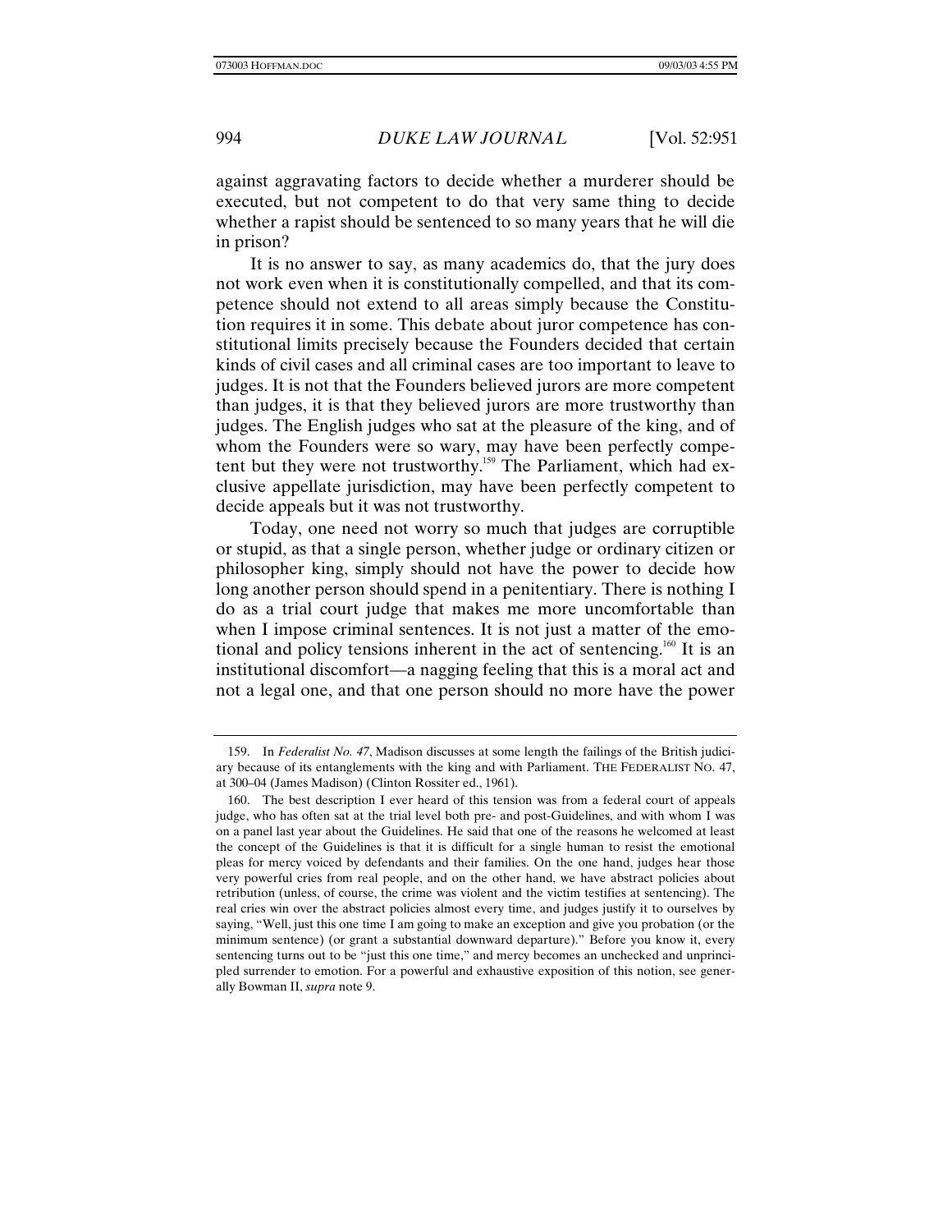against aggravating factors to decide whether a murderer should be executed, but not competent to do that very same thing to decide whether a rapist should be sentenced to so many years that he will die in prison?

It is no answer to say, as many academics do, that the jury does not work even when it is constitutionally compelled, and that its competence should not extend to all areas simply because the Constitution requires it in some. This debate about juror competence has constitutional limits precisely because the Founders decided that certain kinds of civil cases and all criminal cases are too important to leave to judges. It is not that the Founders believed jurors are more competent than judges, it is that they believed jurors are more trustworthy than judges. The English judges who sat at the pleasure of the king, and of whom the Founders were so wary, may have been perfectly competent but they were not trustworthy.[159] The Parliament, which had exclusive appellate jurisdiction, may have been perfectly competent to decide appeals but it was not trustworthy.

Today, one need not worry so much that judges are corruptible or stupid, as that a single person, whether judge or ordinary citizen or philosopher king, simply should not have the power to decide how long another person should spend in a penitentiary. There is nothing I do as a trial court judge that makes me more uncomfortable than when I impose criminal sentences. It is not just a matter of the emotional and policy tensions inherent in the act of sentencing.[160] It is an institutional discomfort—a nagging feeling that this is a moral act and not a legal one, and that one person should no more have the power

---

159. In *Federalist No. 47*, Madison discusses at some length the failings of the British judiciary because of its entanglements with the king and with Parliament. THE FEDERALIST NO. 47, at 300–04 (James Madison) (Clinton Rossiter ed., 1961).

160. The best description I ever heard of this tension was from a federal court of appeals judge, who has often sat at the trial level both pre- and post-Guidelines, and with whom I was on a panel last year about the Guidelines. He said that one of the reasons he welcomed at least the concept of the Guidelines is that it is difficult for a single human to resist the emotional pleas for mercy voiced by defendants and their families. On the one hand, judges hear those very powerful cries from real people, and on the other hand, we have abstract policies about retribution (unless, of course, the crime was violent and the victim testifies at sentencing). The real cries win over the abstract policies almost every time, and judges justify it to ourselves by saying, "Well, just this one time I am going to make an exception and give you probation (or the minimum sentence) (or grant a substantial downward departure)." Before you know it, every sentencing turns out to be "just this one time," and mercy becomes an unchecked and unprincipled surrender to emotion. For a powerful and exhaustive exposition of this notion, see generally Bowman II, *supra* note 9.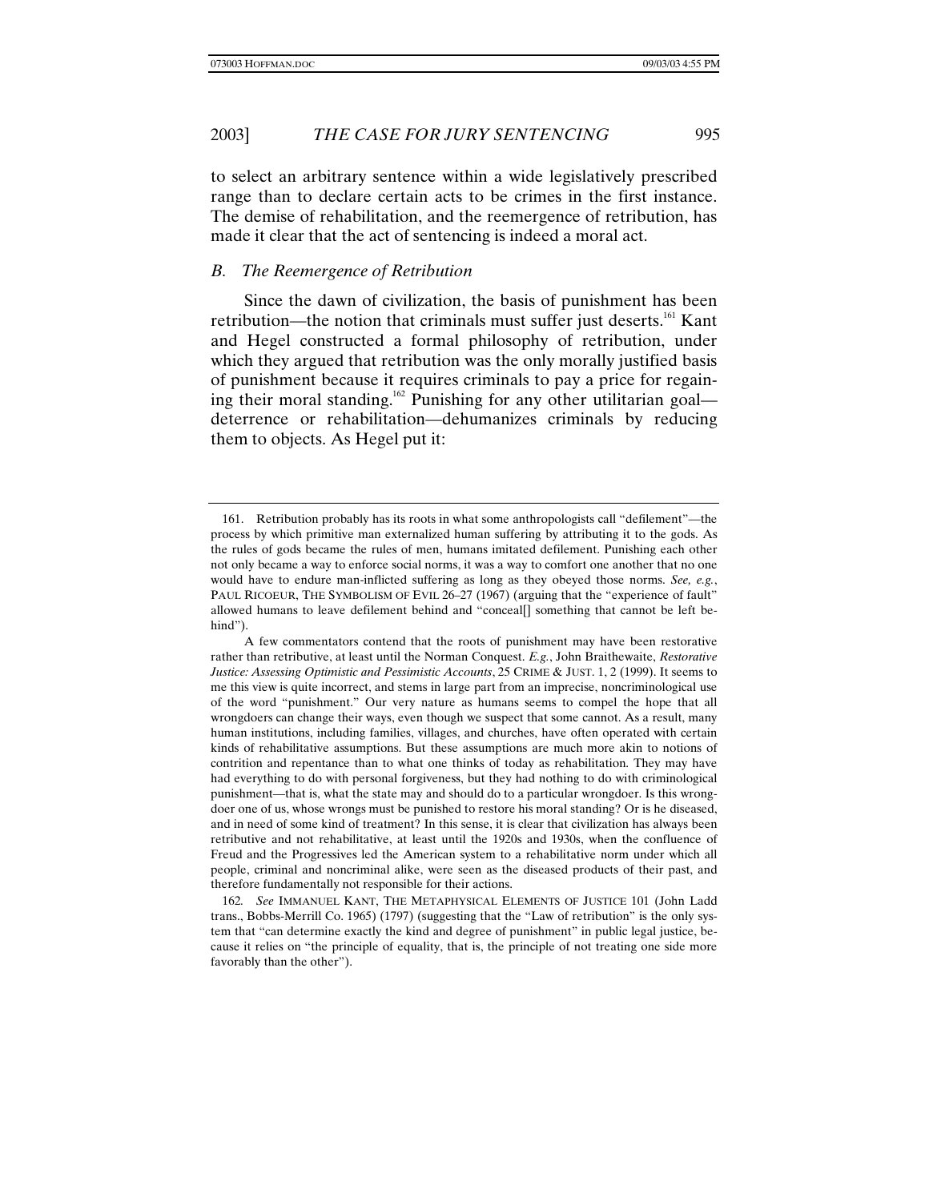to select an arbitrary sentence within a wide legislatively prescribed range than to declare certain acts to be crimes in the first instance. The demise of rehabilitation, and the reemergence of retribution, has made it clear that the act of sentencing is indeed a moral act.

## *B. The Reemergence of Retribution*

Since the dawn of civilization, the basis of punishment has been retribution—the notion that criminals must suffer just deserts.[161] Kant and Hegel constructed a formal philosophy of retribution, under which they argued that retribution was the only morally justified basis of punishment because it requires criminals to pay a price for regaining their moral standing.[162] Punishing for any other utilitarian goal—deterrence or rehabilitation—dehumanizes criminals by reducing them to objects. As Hegel put it:

---

161. Retribution probably has its roots in what some anthropologists call "defilement"—the process by which primitive man externalized human suffering by attributing it to the gods. As the rules of gods became the rules of men, humans imitated defilement. Punishing each other not only became a way to enforce social norms, it was a way to comfort one another that no one would have to endure man-inflicted suffering as long as they obeyed those norms. *See, e.g.*, PAUL RICOEUR, THE SYMBOLISM OF EVIL 26–27 (1967) (arguing that the "experience of fault" allowed humans to leave defilement behind and "conceal[] something that cannot be left behind").

A few commentators contend that the roots of punishment may have been restorative rather than retributive, at least until the Norman Conquest. *E.g.*, John Braithewaite, *Restorative Justice: Assessing Optimistic and Pessimistic Accounts*, 25 CRIME & JUST. 1, 2 (1999). It seems to me this view is quite incorrect, and stems in large part from an imprecise, noncriminological use of the word "punishment." Our very nature as humans seems to compel the hope that all wrongdoers can change their ways, even though we suspect that some cannot. As a result, many human institutions, including families, villages, and churches, have often operated with certain kinds of rehabilitative assumptions. But these assumptions are much more akin to notions of contrition and repentance than to what one thinks of today as rehabilitation. They may have had everything to do with personal forgiveness, but they had nothing to do with criminological punishment—that is, what the state may and should do to a particular wrongdoer. Is this wrongdoer one of us, whose wrongs must be punished to restore his moral standing? Or is he diseased, and in need of some kind of treatment? In this sense, it is clear that civilization has always been retributive and not rehabilitative, at least until the 1920s and 1930s, when the confluence of Freud and the Progressives led the American system to a rehabilitative norm under which all people, criminal and noncriminal alike, were seen as the diseased products of their past, and therefore fundamentally not responsible for their actions.

162. *See* IMMANUEL KANT, THE METAPHYSICAL ELEMENTS OF JUSTICE 101 (John Ladd trans., Bobbs-Merrill Co. 1965) (1797) (suggesting that the "Law of retribution" is the only system that "can determine exactly the kind and degree of punishment" in public legal justice, because it relies on "the principle of equality, that is, the principle of not treating one side more favorably than the other").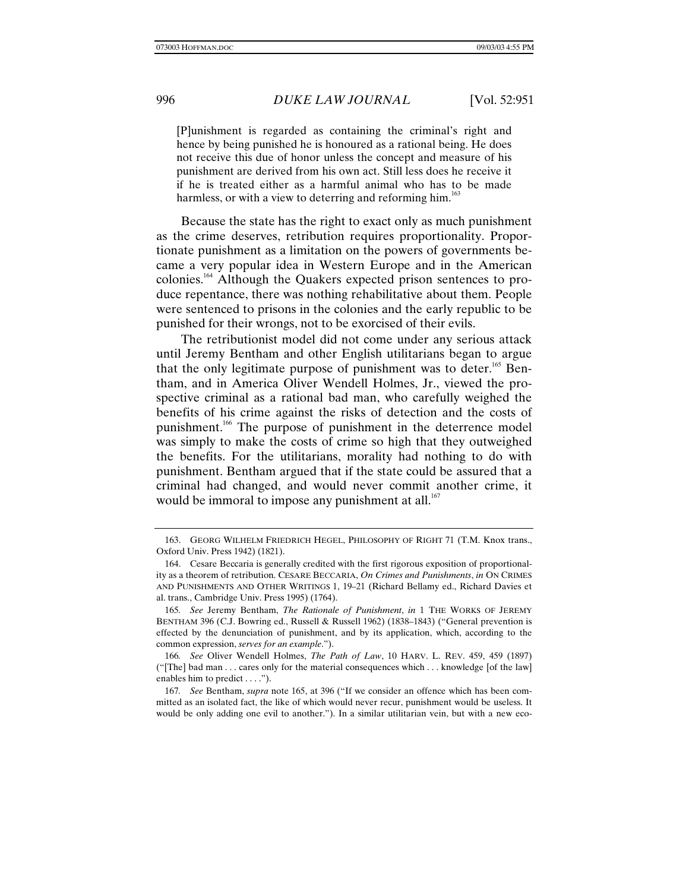> [P]unishment is regarded as containing the criminal's right and hence by being punished he is honoured as a rational being. He does not receive this due of honor unless the concept and measure of his punishment are derived from his own act. Still less does he receive it if he is treated either as a harmful animal who has to be made harmless, or with a view to deterring and reforming him.[163]

Because the state has the right to exact only as much punishment as the crime deserves, retribution requires proportionality. Proportionate punishment as a limitation on the powers of governments became a very popular idea in Western Europe and in the American colonies.[164] Although the Quakers expected prison sentences to produce repentance, there was nothing rehabilitative about them. People were sentenced to prisons in the colonies and the early republic to be punished for their wrongs, not to be exorcised of their evils.

The retributionist model did not come under any serious attack until Jeremy Bentham and other English utilitarians began to argue that the only legitimate purpose of punishment was to deter.[165] Bentham, and in America Oliver Wendell Holmes, Jr., viewed the prospective criminal as a rational bad man, who carefully weighed the benefits of his crime against the risks of detection and the costs of punishment.[166] The purpose of punishment in the deterrence model was simply to make the costs of crime so high that they outweighed the benefits. For the utilitarians, morality had nothing to do with punishment. Bentham argued that if the state could be assured that a criminal had changed, and would never commit another crime, it would be immoral to impose any punishment at all.[167]

---

163. GEORG WILHELM FRIEDRICH HEGEL, PHILOSOPHY OF RIGHT 71 (T.M. Knox trans., Oxford Univ. Press 1942) (1821).

164. Cesare Beccaria is generally credited with the first rigorous exposition of proportionality as a theorem of retribution. CESARE BECCARIA, *On Crimes and Punishments*, *in* ON CRIMES AND PUNISHMENTS AND OTHER WRITINGS 1, 19–21 (Richard Bellamy ed., Richard Davies et al. trans., Cambridge Univ. Press 1995) (1764).

165. *See* Jeremy Bentham, *The Rationale of Punishment*, *in* 1 THE WORKS OF JEREMY BENTHAM 396 (C.J. Bowring ed., Russell & Russell 1962) (1838–1843) ("General prevention is effected by the denunciation of punishment, and by its application, which, according to the common expression, *serves for an example*.").

166. *See* Oliver Wendell Holmes, *The Path of Law*, 10 HARV. L. REV. 459, 459 (1897) ("[The] bad man . . . cares only for the material consequences which . . . knowledge [of the law] enables him to predict . . . .").

167. *See* Bentham, *supra* note 165, at 396 ("If we consider an offence which has been committed as an isolated fact, the like of which would never recur, punishment would be useless. It would be only adding one evil to another."). In a similar utilitarian vein, but with a new eco-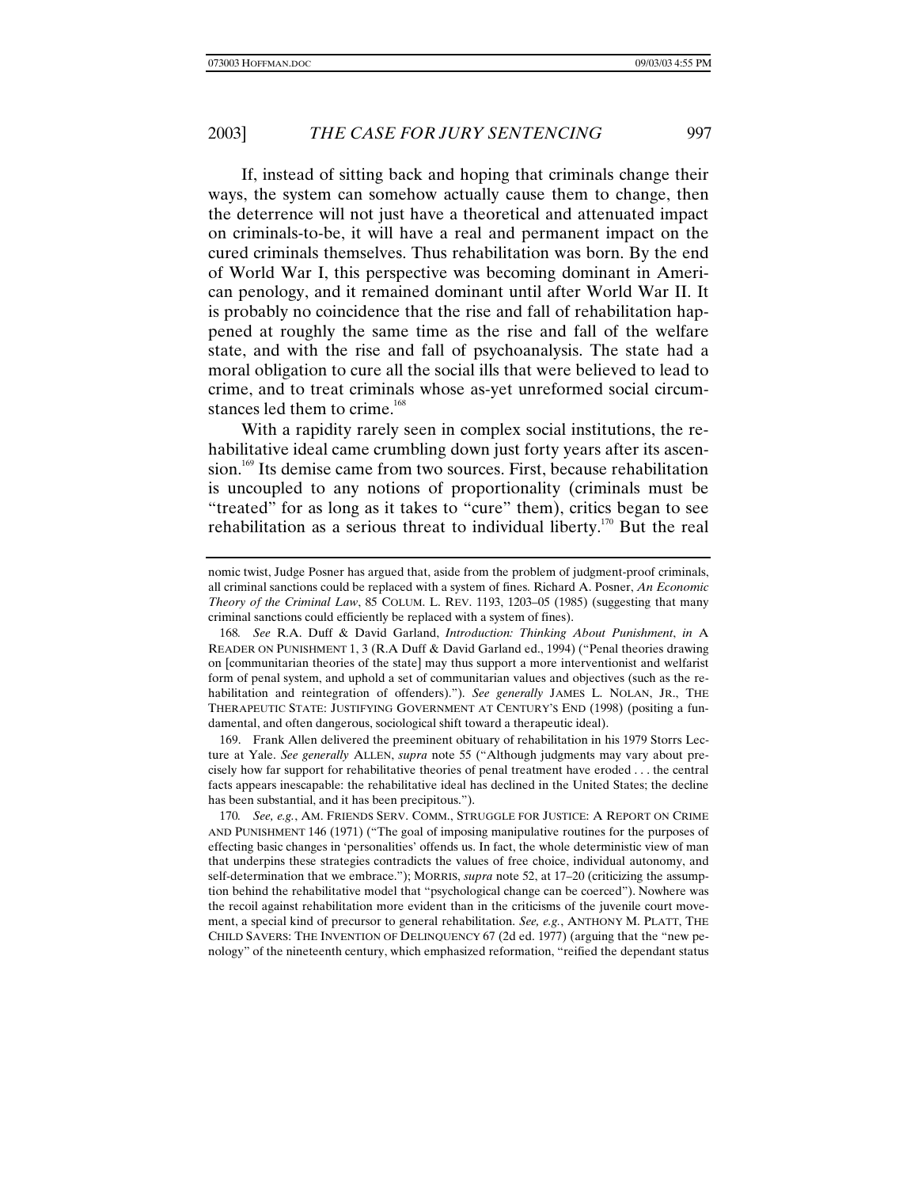If, instead of sitting back and hoping that criminals change their ways, the system can somehow actually cause them to change, then the deterrence will not just have a theoretical and attenuated impact on criminals-to-be, it will have a real and permanent impact on the cured criminals themselves. Thus rehabilitation was born. By the end of World War I, this perspective was becoming dominant in American penology, and it remained dominant until after World War II. It is probably no coincidence that the rise and fall of rehabilitation happened at roughly the same time as the rise and fall of the welfare state, and with the rise and fall of psychoanalysis. The state had a moral obligation to cure all the social ills that were believed to lead to crime, and to treat criminals whose as-yet unreformed social circumstances led them to crime.[168]

With a rapidity rarely seen in complex social institutions, the rehabilitative ideal came crumbling down just forty years after its ascension.[169] Its demise came from two sources. First, because rehabilitation is uncoupled to any notions of proportionality (criminals must be "treated" for as long as it takes to "cure" them), critics began to see rehabilitation as a serious threat to individual liberty.[170] But the real

---

nomic twist, Judge Posner has argued that, aside from the problem of judgment-proof criminals, all criminal sanctions could be replaced with a system of fines. Richard A. Posner, *An Economic Theory of the Criminal Law*, 85 COLUM. L. REV. 1193, 1203–05 (1985) (suggesting that many criminal sanctions could efficiently be replaced with a system of fines).

168. *See* R.A. Duff & David Garland, *Introduction: Thinking About Punishment*, *in* A READER ON PUNISHMENT 1, 3 (R.A Duff & David Garland ed., 1994) ("Penal theories drawing on [communitarian theories of the state] may thus support a more interventionist and welfarist form of penal system, and uphold a set of communitarian values and objectives (such as the rehabilitation and reintegration of offenders)."). *See generally* JAMES L. NOLAN, JR., THE THERAPEUTIC STATE: JUSTIFYING GOVERNMENT AT CENTURY'S END (1998) (positing a fundamental, and often dangerous, sociological shift toward a therapeutic ideal).

169. Frank Allen delivered the preeminent obituary of rehabilitation in his 1979 Storrs Lecture at Yale. *See generally* ALLEN, *supra* note 55 ("Although judgments may vary about precisely how far support for rehabilitative theories of penal treatment have eroded . . . the central facts appears inescapable: the rehabilitative ideal has declined in the United States; the decline has been substantial, and it has been precipitous.").

170. *See, e.g.*, AM. FRIENDS SERV. COMM., STRUGGLE FOR JUSTICE: A REPORT ON CRIME AND PUNISHMENT 146 (1971) ("The goal of imposing manipulative routines for the purposes of effecting basic changes in 'personalities' offends us. In fact, the whole deterministic view of man that underpins these strategies contradicts the values of free choice, individual autonomy, and self-determination that we embrace."); MORRIS, *supra* note 52, at 17–20 (criticizing the assumption behind the rehabilitative model that "psychological change can be coerced"). Nowhere was the recoil against rehabilitation more evident than in the criticisms of the juvenile court movement, a special kind of precursor to general rehabilitation. *See, e.g.*, ANTHONY M. PLATT, THE CHILD SAVERS: THE INVENTION OF DELINQUENCY 67 (2d ed. 1977) (arguing that the "new penology" of the nineteenth century, which emphasized reformation, "reified the dependant status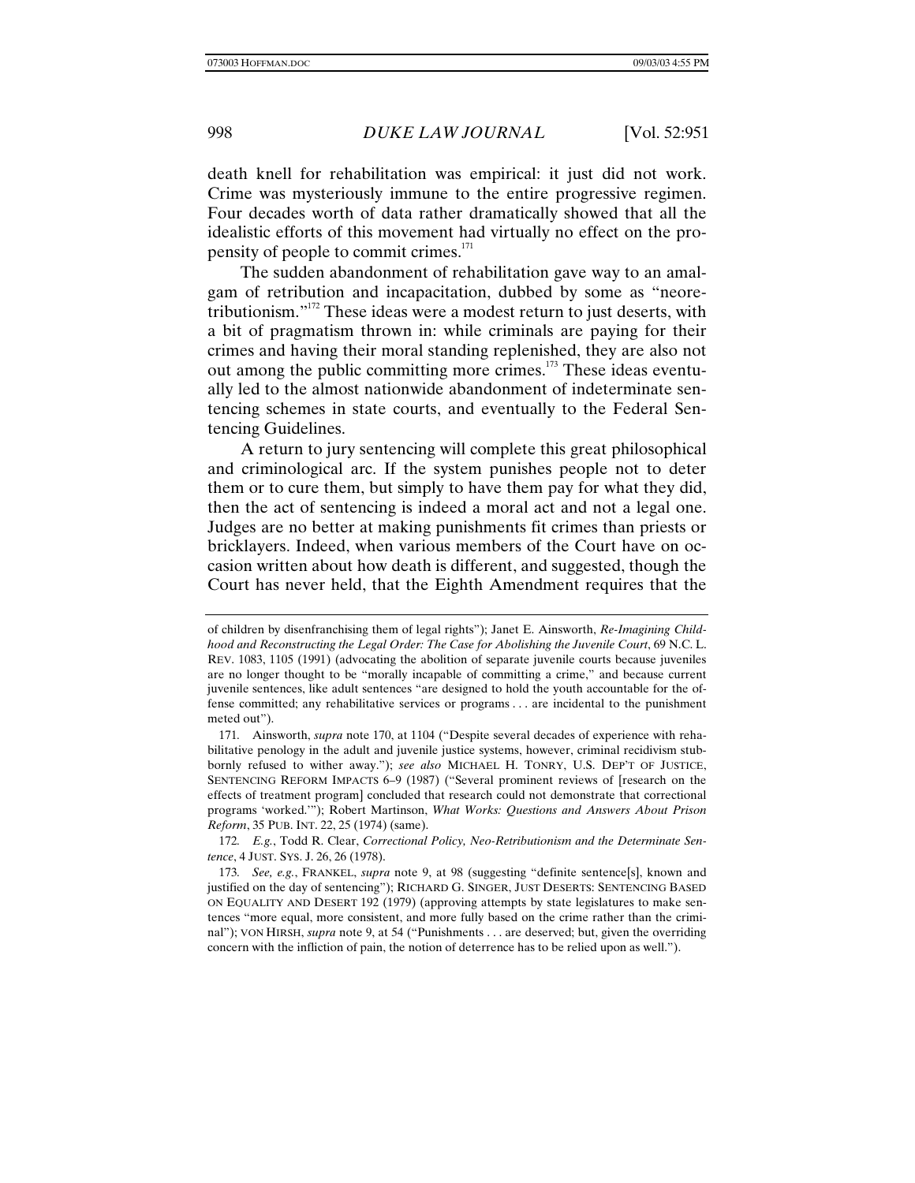death knell for rehabilitation was empirical: it just did not work. Crime was mysteriously immune to the entire progressive regimen. Four decades worth of data rather dramatically showed that all the idealistic efforts of this movement had virtually no effect on the propensity of people to commit crimes.[171]

The sudden abandonment of rehabilitation gave way to an amalgam of retribution and incapacitation, dubbed by some as "neoretributionism."[172] These ideas were a modest return to just deserts, with a bit of pragmatism thrown in: while criminals are paying for their crimes and having their moral standing replenished, they are also not out among the public committing more crimes.[173] These ideas eventually led to the almost nationwide abandonment of indeterminate sentencing schemes in state courts, and eventually to the Federal Sentencing Guidelines.

A return to jury sentencing will complete this great philosophical and criminological arc. If the system punishes people not to deter them or to cure them, but simply to have them pay for what they did, then the act of sentencing is indeed a moral act and not a legal one. Judges are no better at making punishments fit crimes than priests or bricklayers. Indeed, when various members of the Court have on occasion written about how death is different, and suggested, though the Court has never held, that the Eighth Amendment requires that the

---

of children by disenfranchising them of legal rights"); Janet E. Ainsworth, *Re-Imagining Childhood and Reconstructing the Legal Order: The Case for Abolishing the Juvenile Court*, 69 N.C. L. REV. 1083, 1105 (1991) (advocating the abolition of separate juvenile courts because juveniles are no longer thought to be "morally incapable of committing a crime," and because current juvenile sentences, like adult sentences "are designed to hold the youth accountable for the offense committed; any rehabilitative services or programs . . . are incidental to the punishment meted out").

171. Ainsworth, *supra* note 170, at 1104 ("Despite several decades of experience with rehabilitative penology in the adult and juvenile justice systems, however, criminal recidivism stubbornly refused to wither away."); *see also* MICHAEL H. TONRY, U.S. DEP'T OF JUSTICE, SENTENCING REFORM IMPACTS 6–9 (1987) ("Several prominent reviews of [research on the effects of treatment program] concluded that research could not demonstrate that correctional programs 'worked.'"); Robert Martinson, *What Works: Questions and Answers About Prison Reform*, 35 PUB. INT. 22, 25 (1974) (same).

172. *E.g.*, Todd R. Clear, *Correctional Policy, Neo-Retributionism and the Determinate Sentence*, 4 JUST. SYS. J. 26, 26 (1978).

173. *See, e.g.*, FRANKEL, *supra* note 9, at 98 (suggesting "definite sentence[s], known and justified on the day of sentencing"); RICHARD G. SINGER, JUST DESERTS: SENTENCING BASED ON EQUALITY AND DESERT 192 (1979) (approving attempts by state legislatures to make sentences "more equal, more consistent, and more fully based on the crime rather than the criminal"); VON HIRSH, *supra* note 9, at 54 ("Punishments . . . are deserved; but, given the overriding concern with the infliction of pain, the notion of deterrence has to be relied upon as well.").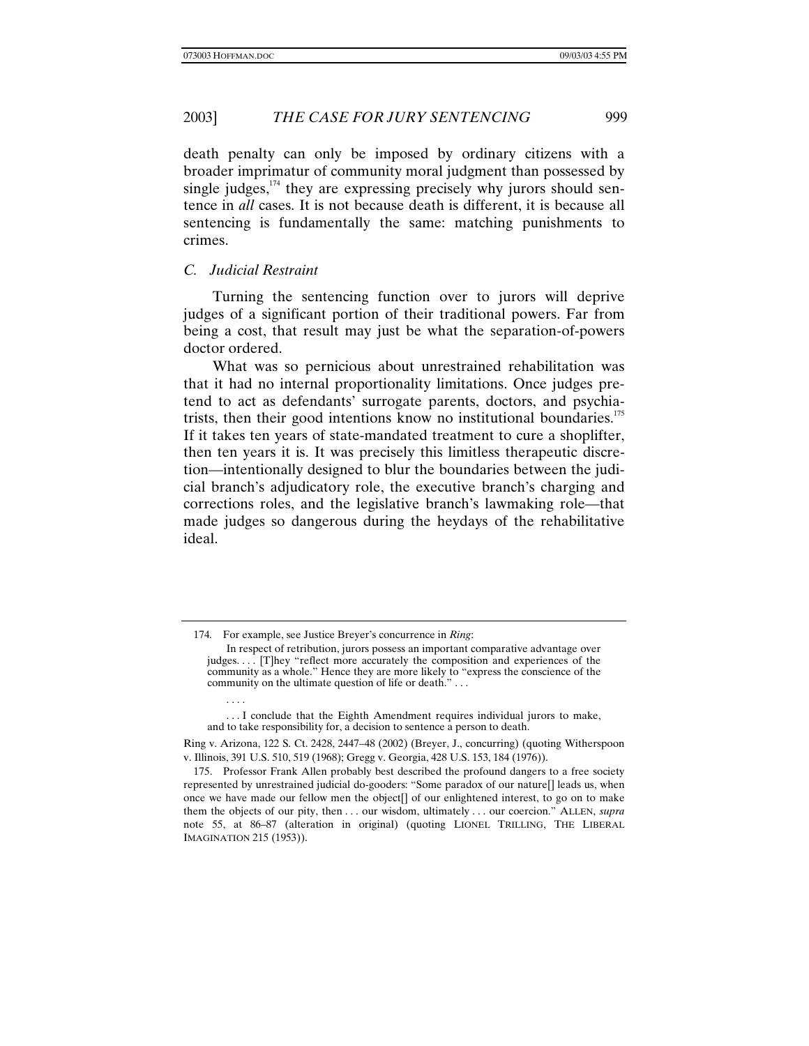death penalty can only be imposed by ordinary citizens with a broader imprimatur of community moral judgment than possessed by single judges,[174] they are expressing precisely why jurors should sentence in *all* cases. It is not because death is different, it is because all sentencing is fundamentally the same: matching punishments to crimes.

### *C. Judicial Restraint*

Turning the sentencing function over to jurors will deprive judges of a significant portion of their traditional powers. Far from being a cost, that result may just be what the separation-of-powers doctor ordered.

What was so pernicious about unrestrained rehabilitation was that it had no internal proportionality limitations. Once judges pretend to act as defendants' surrogate parents, doctors, and psychiatrists, then their good intentions know no institutional boundaries.[175] If it takes ten years of state-mandated treatment to cure a shoplifter, then ten years it is. It was precisely this limitless therapeutic discretion—intentionally designed to blur the boundaries between the judicial branch's adjudicatory role, the executive branch's charging and corrections roles, and the legislative branch's lawmaking role—that made judges so dangerous during the heydays of the rehabilitative ideal.

---

174. For example, see Justice Breyer's concurrence in *Ring*:

> In respect of retribution, jurors possess an important comparative advantage over judges. . . . [T]hey "reflect more accurately the composition and experiences of the community as a whole." Hence they are more likely to "express the conscience of the community on the ultimate question of life or death." . . .
>
> . . . .
>
> . . . I conclude that the Eighth Amendment requires individual jurors to make, and to take responsibility for, a decision to sentence a person to death.

Ring v. Arizona, 122 S. Ct. 2428, 2447–48 (2002) (Breyer, J., concurring) (quoting Witherspoon v. Illinois, 391 U.S. 510, 519 (1968); Gregg v. Georgia, 428 U.S. 153, 184 (1976)).

175. Professor Frank Allen probably best described the profound dangers to a free society represented by unrestrained judicial do-gooders: "Some paradox of our nature[] leads us, when once we have made our fellow men the object[] of our enlightened interest, to go on to make them the objects of our pity, then . . . our wisdom, ultimately . . . our coercion." ALLEN, *supra* note 55, at 86–87 (alteration in original) (quoting LIONEL TRILLING, THE LIBERAL IMAGINATION 215 (1953)).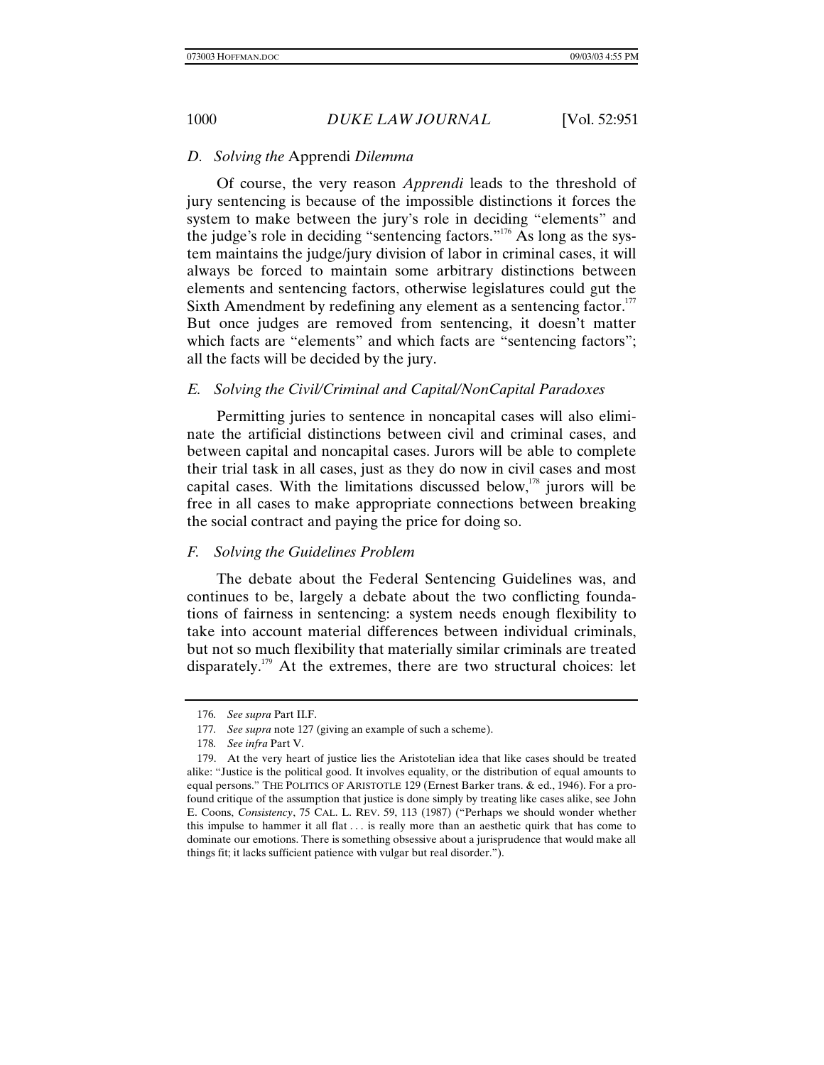### *D. Solving the* Apprendi *Dilemma*

Of course, the very reason *Apprendi* leads to the threshold of jury sentencing is because of the impossible distinctions it forces the system to make between the jury's role in deciding "elements" and the judge's role in deciding "sentencing factors."[176] As long as the system maintains the judge/jury division of labor in criminal cases, it will always be forced to maintain some arbitrary distinctions between elements and sentencing factors, otherwise legislatures could gut the Sixth Amendment by redefining any element as a sentencing factor.[177] But once judges are removed from sentencing, it doesn't matter which facts are "elements" and which facts are "sentencing factors"; all the facts will be decided by the jury.

### *E. Solving the Civil/Criminal and Capital/NonCapital Paradoxes*

Permitting juries to sentence in noncapital cases will also eliminate the artificial distinctions between civil and criminal cases, and between capital and noncapital cases. Jurors will be able to complete their trial task in all cases, just as they do now in civil cases and most capital cases. With the limitations discussed below,[178] jurors will be free in all cases to make appropriate connections between breaking the social contract and paying the price for doing so.

### *F. Solving the Guidelines Problem*

The debate about the Federal Sentencing Guidelines was, and continues to be, largely a debate about the two conflicting foundations of fairness in sentencing: a system needs enough flexibility to take into account material differences between individual criminals, but not so much flexibility that materially similar criminals are treated disparately.[179] At the extremes, there are two structural choices: let

---

176. *See supra* Part II.F.

177. *See supra* note 127 (giving an example of such a scheme).

178. *See infra* Part V.

179. At the very heart of justice lies the Aristotelian idea that like cases should be treated alike: "Justice is the political good. It involves equality, or the distribution of equal amounts to equal persons." THE POLITICS OF ARISTOTLE 129 (Ernest Barker trans. & ed., 1946). For a profound critique of the assumption that justice is done simply by treating like cases alike, see John E. Coons, *Consistency*, 75 CAL. L. REV. 59, 113 (1987) ("Perhaps we should wonder whether this impulse to hammer it all flat . . . is really more than an aesthetic quirk that has come to dominate our emotions. There is something obsessive about a jurisprudence that would make all things fit; it lacks sufficient patience with vulgar but real disorder.").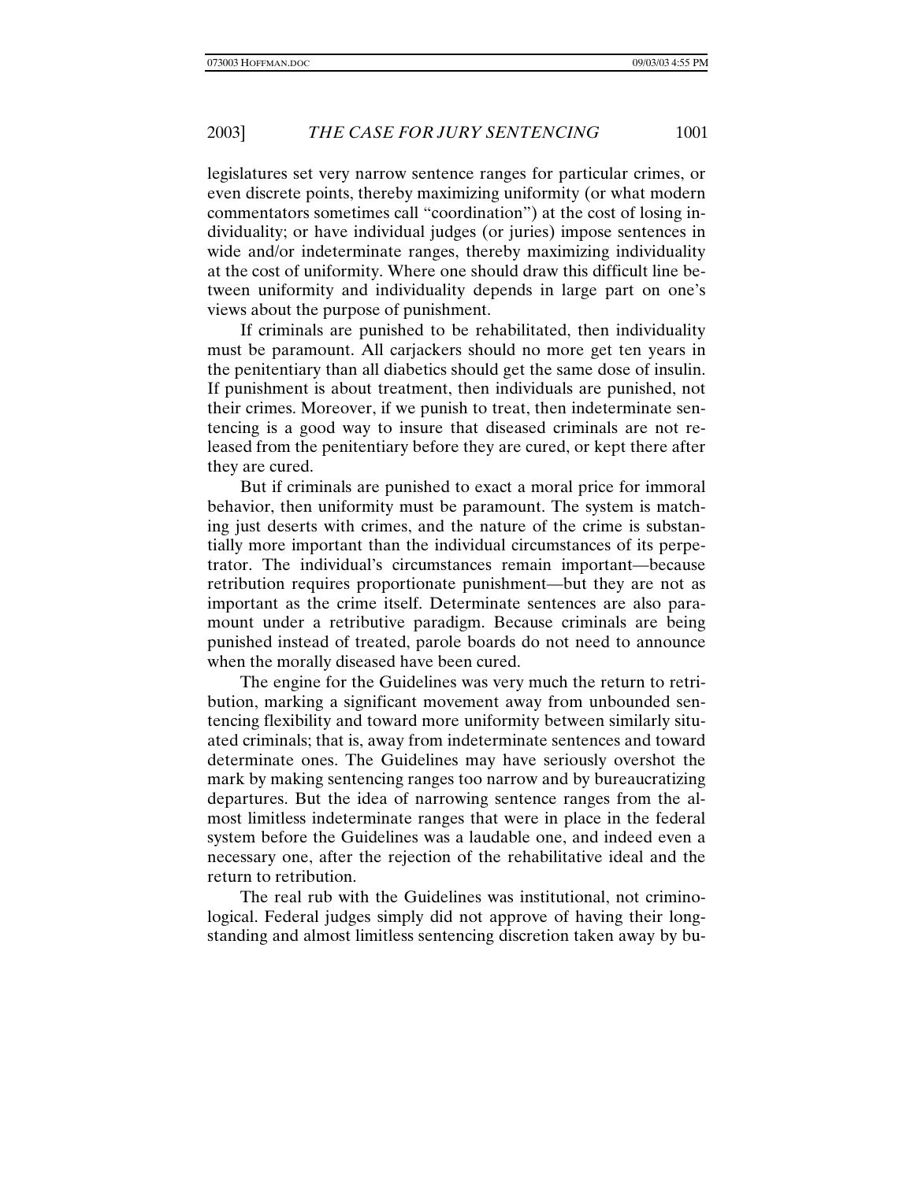legislatures set very narrow sentence ranges for particular crimes, or even discrete points, thereby maximizing uniformity (or what modern commentators sometimes call "coordination") at the cost of losing individuality; or have individual judges (or juries) impose sentences in wide and/or indeterminate ranges, thereby maximizing individuality at the cost of uniformity. Where one should draw this difficult line between uniformity and individuality depends in large part on one's views about the purpose of punishment.

If criminals are punished to be rehabilitated, then individuality must be paramount. All carjackers should no more get ten years in the penitentiary than all diabetics should get the same dose of insulin. If punishment is about treatment, then individuals are punished, not their crimes. Moreover, if we punish to treat, then indeterminate sentencing is a good way to insure that diseased criminals are not released from the penitentiary before they are cured, or kept there after they are cured.

But if criminals are punished to exact a moral price for immoral behavior, then uniformity must be paramount. The system is matching just deserts with crimes, and the nature of the crime is substantially more important than the individual circumstances of its perpetrator. The individual's circumstances remain important—because retribution requires proportionate punishment—but they are not as important as the crime itself. Determinate sentences are also paramount under a retributive paradigm. Because criminals are being punished instead of treated, parole boards do not need to announce when the morally diseased have been cured.

The engine for the Guidelines was very much the return to retribution, marking a significant movement away from unbounded sentencing flexibility and toward more uniformity between similarly situated criminals; that is, away from indeterminate sentences and toward determinate ones. The Guidelines may have seriously overshot the mark by making sentencing ranges too narrow and by bureaucratizing departures. But the idea of narrowing sentence ranges from the almost limitless indeterminate ranges that were in place in the federal system before the Guidelines was a laudable one, and indeed even a necessary one, after the rejection of the rehabilitative ideal and the return to retribution.

The real rub with the Guidelines was institutional, not criminological. Federal judges simply did not approve of having their longstanding and almost limitless sentencing discretion taken away by bu-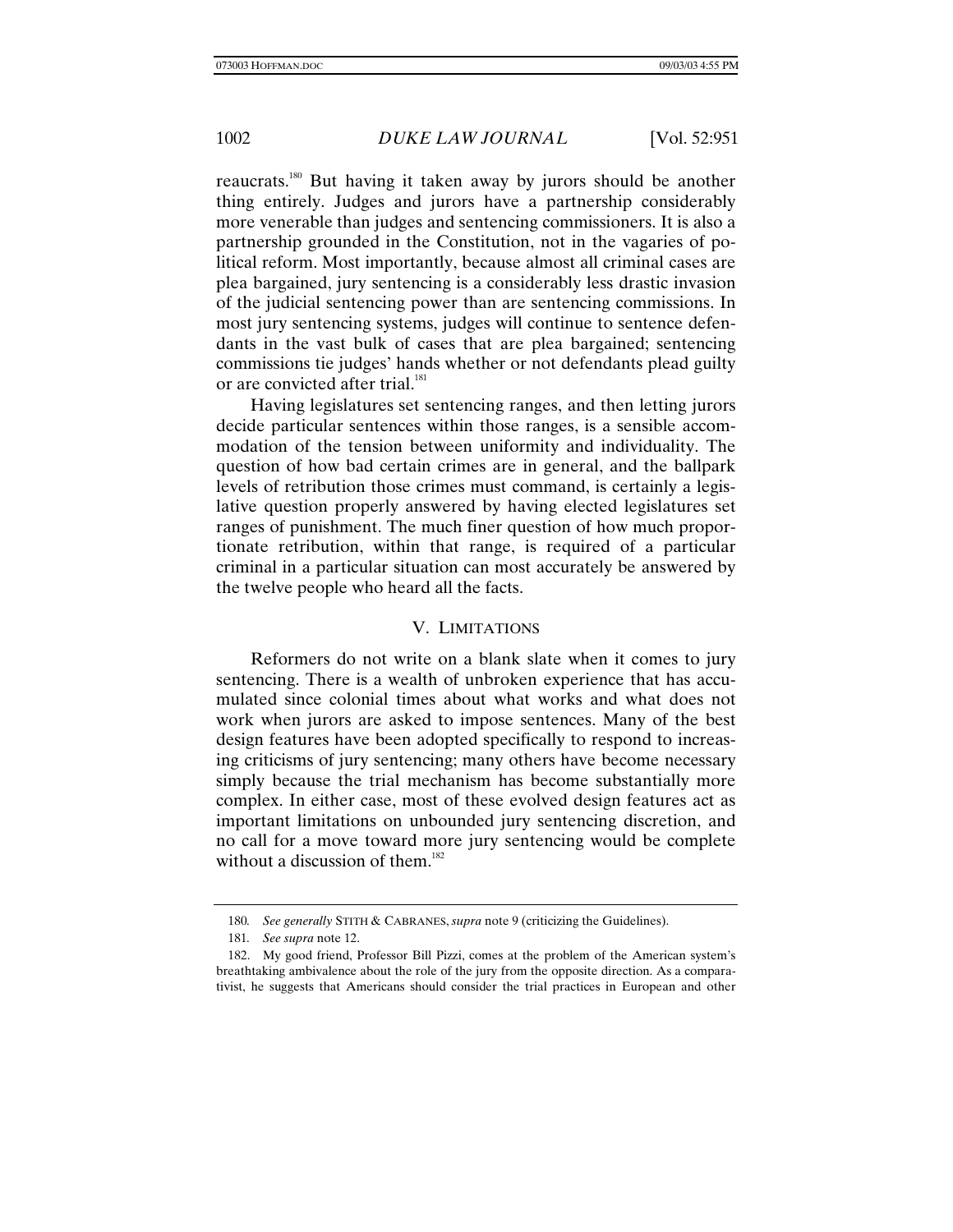reaucrats.[180] But having it taken away by jurors should be another thing entirely. Judges and jurors have a partnership considerably more venerable than judges and sentencing commissioners. It is also a partnership grounded in the Constitution, not in the vagaries of political reform. Most importantly, because almost all criminal cases are plea bargained, jury sentencing is a considerably less drastic invasion of the judicial sentencing power than are sentencing commissions. In most jury sentencing systems, judges will continue to sentence defendants in the vast bulk of cases that are plea bargained; sentencing commissions tie judges' hands whether or not defendants plead guilty or are convicted after trial.[181]

Having legislatures set sentencing ranges, and then letting jurors decide particular sentences within those ranges, is a sensible accommodation of the tension between uniformity and individuality. The question of how bad certain crimes are in general, and the ballpark levels of retribution those crimes must command, is certainly a legislative question properly answered by having elected legislatures set ranges of punishment. The much finer question of how much proportionate retribution, within that range, is required of a particular criminal in a particular situation can most accurately be answered by the twelve people who heard all the facts.

## V. LIMITATIONS

Reformers do not write on a blank slate when it comes to jury sentencing. There is a wealth of unbroken experience that has accumulated since colonial times about what works and what does not work when jurors are asked to impose sentences. Many of the best design features have been adopted specifically to respond to increasing criticisms of jury sentencing; many others have become necessary simply because the trial mechanism has become substantially more complex. In either case, most of these evolved design features act as important limitations on unbounded jury sentencing discretion, and no call for a move toward more jury sentencing would be complete without a discussion of them.[182]

---

180. *See generally* STITH & CABRANES, *supra* note 9 (criticizing the Guidelines).

181. *See supra* note 12.

182. My good friend, Professor Bill Pizzi, comes at the problem of the American system's breathtaking ambivalence about the role of the jury from the opposite direction. As a comparativist, he suggests that Americans should consider the trial practices in European and other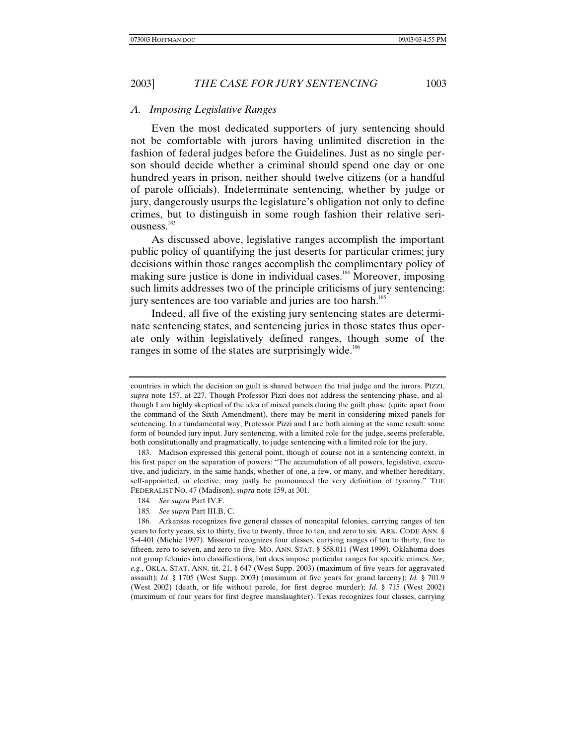### A. Imposing Legislative Ranges

Even the most dedicated supporters of jury sentencing should not be comfortable with jurors having unlimited discretion in the fashion of federal judges before the Guidelines. Just as no single person should decide whether a criminal should spend one day or one hundred years in prison, neither should twelve citizens (or a handful of parole officials). Indeterminate sentencing, whether by judge or jury, dangerously usurps the legislature's obligation not only to define crimes, but to distinguish in some rough fashion their relative seriousness.[183]

As discussed above, legislative ranges accomplish the important public policy of quantifying the just deserts for particular crimes; jury decisions within those ranges accomplish the complimentary policy of making sure justice is done in individual cases.[184] Moreover, imposing such limits addresses two of the principle criticisms of jury sentencing: jury sentences are too variable and juries are too harsh.[185]

Indeed, all five of the existing jury sentencing states are determinate sentencing states, and sentencing juries in those states thus operate only within legislatively defined ranges, though some of the ranges in some of the states are surprisingly wide.[186]

---

countries in which the decision on guilt is shared between the trial judge and the jurors. PIZZI, *supra* note 157, at 227. Though Professor Pizzi does not address the sentencing phase, and although I am highly skeptical of the idea of mixed panels during the guilt phase (quite apart from the command of the Sixth Amendment), there may be merit in considering mixed panels for sentencing. In a fundamental way, Professor Pizzi and I are both aiming at the same result: some form of bounded jury input. Jury sentencing, with a limited role for the judge, seems preferable, both constitutionally and pragmatically, to judge sentencing with a limited role for the jury.

183. Madison expressed this general point, though of course not in a sentencing context, in his first paper on the separation of powers: "The accumulation of all powers, legislative, executive, and judiciary, in the same hands, whether of one, a few, or many, and whether hereditary, self-appointed, or elective, may justly be pronounced the very definition of tyranny." THE FEDERALIST NO. 47 (Madison), *supra* note 159, at 301.

184. *See supra* Part IV.F.

185. *See supra* Part III.B, C.

186. Arkansas recognizes five general classes of noncapital felonies, carrying ranges of ten years to forty years, six to thirty, five to twenty, three to ten, and zero to six. ARK. CODE ANN. § 5-4-401 (Michie 1997). Missouri recognizes four classes, carrying ranges of ten to thirty, five to fifteen, zero to seven, and zero to five. MO. ANN. STAT. § 558.011 (West 1999). Oklahoma does not group felonies into classifications, but does impose particular ranges for specific crimes. *See, e.g.*, OKLA. STAT. ANN. tit. 21, § 647 (West Supp. 2003) (maximum of five years for aggravated assault); *Id.* § 1705 (West Supp. 2003) (maximum of five years for grand larceny); *Id.* § 701.9 (West 2002) (death, or life without parole, for first degree murder); *Id.* § 715 (West 2002) (maximum of four years for first degree manslaughter). Texas recognizes four classes, carrying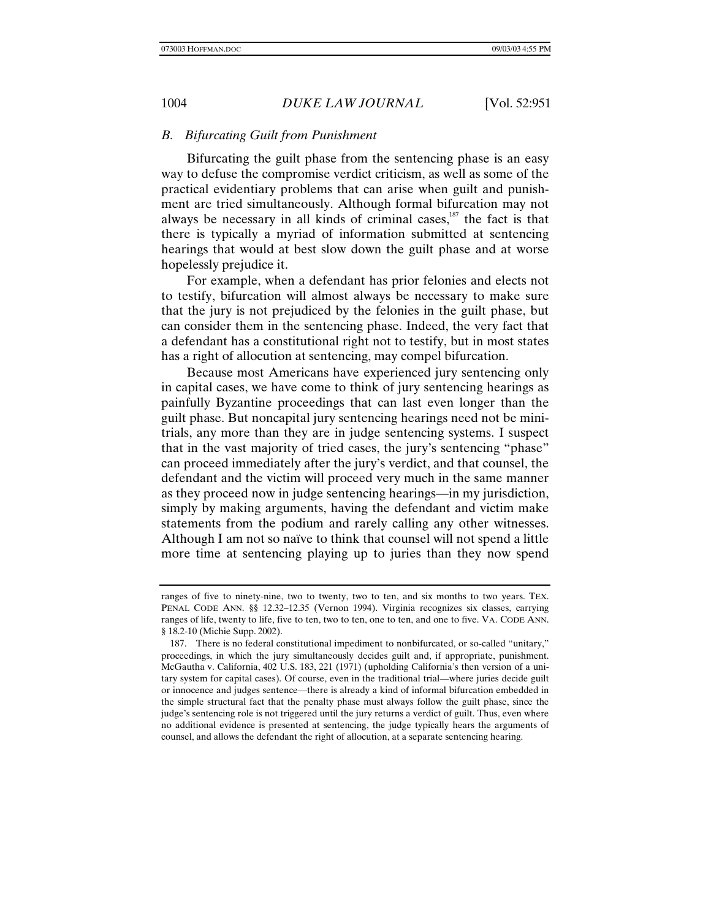### B. Bifurcating Guilt from Punishment

Bifurcating the guilt phase from the sentencing phase is an easy way to defuse the compromise verdict criticism, as well as some of the practical evidentiary problems that can arise when guilt and punishment are tried simultaneously. Although formal bifurcation may not always be necessary in all kinds of criminal cases,[187] the fact is that there is typically a myriad of information submitted at sentencing hearings that would at best slow down the guilt phase and at worse hopelessly prejudice it.

For example, when a defendant has prior felonies and elects not to testify, bifurcation will almost always be necessary to make sure that the jury is not prejudiced by the felonies in the guilt phase, but can consider them in the sentencing phase. Indeed, the very fact that a defendant has a constitutional right not to testify, but in most states has a right of allocution at sentencing, may compel bifurcation.

Because most Americans have experienced jury sentencing only in capital cases, we have come to think of jury sentencing hearings as painfully Byzantine proceedings that can last even longer than the guilt phase. But noncapital jury sentencing hearings need not be mini-trials, any more than they are in judge sentencing systems. I suspect that in the vast majority of tried cases, the jury's sentencing "phase" can proceed immediately after the jury's verdict, and that counsel, the defendant and the victim will proceed very much in the same manner as they proceed now in judge sentencing hearings—in my jurisdiction, simply by making arguments, having the defendant and victim make statements from the podium and rarely calling any other witnesses. Although I am not so naïve to think that counsel will not spend a little more time at sentencing playing up to juries than they now spend

---

ranges of five to ninety-nine, two to twenty, two to ten, and six months to two years. TEX. PENAL CODE ANN. §§ 12.32–12.35 (Vernon 1994). Virginia recognizes six classes, carrying ranges of life, twenty to life, five to ten, two to ten, one to ten, and one to five. VA. CODE ANN. § 18.2-10 (Michie Supp. 2002).

187. There is no federal constitutional impediment to nonbifurcated, or so-called "unitary," proceedings, in which the jury simultaneously decides guilt and, if appropriate, punishment. McGautha v. California, 402 U.S. 183, 221 (1971) (upholding California's then version of a unitary system for capital cases). Of course, even in the traditional trial—where juries decide guilt or innocence and judges sentence—there is already a kind of informal bifurcation embedded in the simple structural fact that the penalty phase must always follow the guilt phase, since the judge's sentencing role is not triggered until the jury returns a verdict of guilt. Thus, even where no additional evidence is presented at sentencing, the judge typically hears the arguments of counsel, and allows the defendant the right of allocution, at a separate sentencing hearing.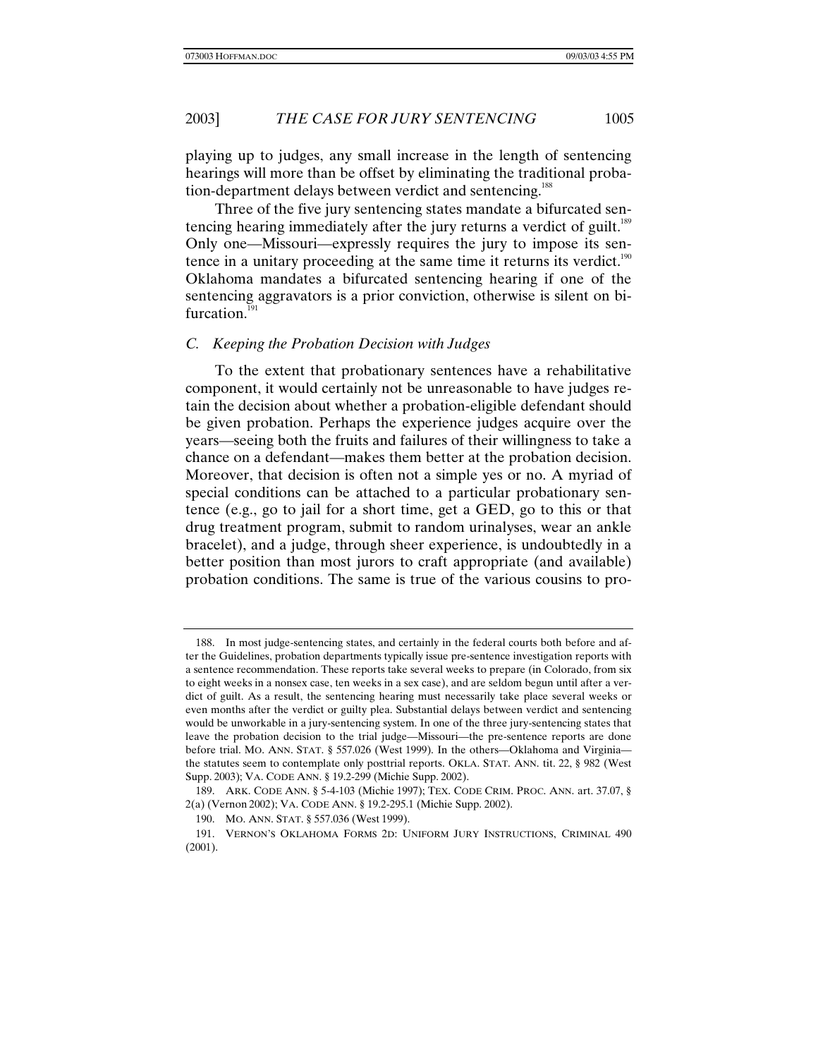playing up to judges, any small increase in the length of sentencing hearings will more than be offset by eliminating the traditional probation-department delays between verdict and sentencing.[188]

Three of the five jury sentencing states mandate a bifurcated sentencing hearing immediately after the jury returns a verdict of guilt.[189] Only one—Missouri—expressly requires the jury to impose its sentence in a unitary proceeding at the same time it returns its verdict.[190] Oklahoma mandates a bifurcated sentencing hearing if one of the sentencing aggravators is a prior conviction, otherwise is silent on bifurcation.[191]

### *C. Keeping the Probation Decision with Judges*

To the extent that probationary sentences have a rehabilitative component, it would certainly not be unreasonable to have judges retain the decision about whether a probation-eligible defendant should be given probation. Perhaps the experience judges acquire over the years—seeing both the fruits and failures of their willingness to take a chance on a defendant—makes them better at the probation decision. Moreover, that decision is often not a simple yes or no. A myriad of special conditions can be attached to a particular probationary sentence (e.g., go to jail for a short time, get a GED, go to this or that drug treatment program, submit to random urinalyses, wear an ankle bracelet), and a judge, through sheer experience, is undoubtedly in a better position than most jurors to craft appropriate (and available) probation conditions. The same is true of the various cousins to pro-

---

188. In most judge-sentencing states, and certainly in the federal courts both before and after the Guidelines, probation departments typically issue pre-sentence investigation reports with a sentence recommendation. These reports take several weeks to prepare (in Colorado, from six to eight weeks in a nonsex case, ten weeks in a sex case), and are seldom begun until after a verdict of guilt. As a result, the sentencing hearing must necessarily take place several weeks or even months after the verdict or guilty plea. Substantial delays between verdict and sentencing would be unworkable in a jury-sentencing system. In one of the three jury-sentencing states that leave the probation decision to the trial judge—Missouri—the pre-sentence reports are done before trial. MO. ANN. STAT. § 557.026 (West 1999). In the others—Oklahoma and Virginia—the statutes seem to contemplate only posttrial reports. OKLA. STAT. ANN. tit. 22, § 982 (West Supp. 2003); VA. CODE ANN. § 19.2-299 (Michie Supp. 2002).

189. ARK. CODE ANN. § 5-4-103 (Michie 1997); TEX. CODE CRIM. PROC. ANN. art. 37.07, § 2(a) (Vernon 2002); VA. CODE ANN. § 19.2-295.1 (Michie Supp. 2002).

190. MO. ANN. STAT. § 557.036 (West 1999).

191. VERNON'S OKLAHOMA FORMS 2D: UNIFORM JURY INSTRUCTIONS, CRIMINAL 490 (2001).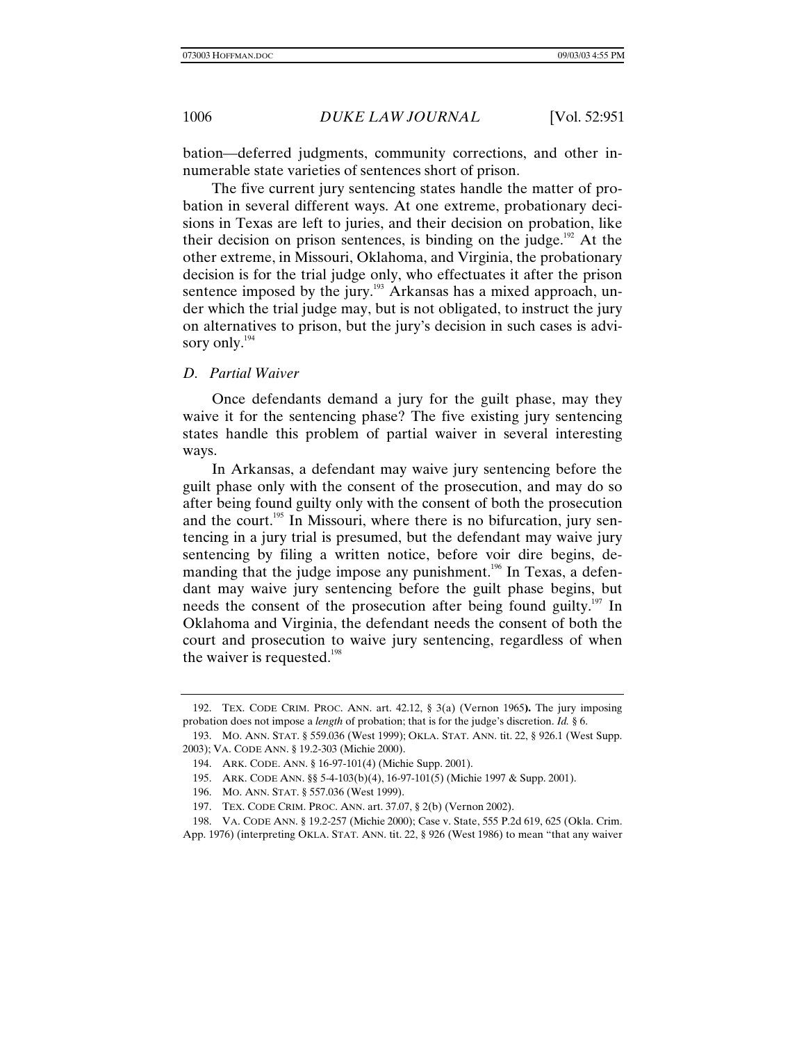bation—deferred judgments, community corrections, and other innumerable state varieties of sentences short of prison.

The five current jury sentencing states handle the matter of probation in several different ways. At one extreme, probationary decisions in Texas are left to juries, and their decision on probation, like their decision on prison sentences, is binding on the judge.[192] At the other extreme, in Missouri, Oklahoma, and Virginia, the probationary decision is for the trial judge only, who effectuates it after the prison sentence imposed by the jury.[193] Arkansas has a mixed approach, under which the trial judge may, but is not obligated, to instruct the jury on alternatives to prison, but the jury's decision in such cases is advisory only.[194]

### *D. Partial Waiver*

Once defendants demand a jury for the guilt phase, may they waive it for the sentencing phase? The five existing jury sentencing states handle this problem of partial waiver in several interesting ways.

In Arkansas, a defendant may waive jury sentencing before the guilt phase only with the consent of the prosecution, and may do so after being found guilty only with the consent of both the prosecution and the court.[195] In Missouri, where there is no bifurcation, jury sentencing in a jury trial is presumed, but the defendant may waive jury sentencing by filing a written notice, before voir dire begins, demanding that the judge impose any punishment.[196] In Texas, a defendant may waive jury sentencing before the guilt phase begins, but needs the consent of the prosecution after being found guilty.[197] In Oklahoma and Virginia, the defendant needs the consent of both the court and prosecution to waive jury sentencing, regardless of when the waiver is requested.[198]

---

192. TEX. CODE CRIM. PROC. ANN. art. 42.12, § 3(a) (Vernon 1965). The jury imposing probation does not impose a *length* of probation; that is for the judge's discretion. *Id.* § 6.

193. MO. ANN. STAT. § 559.036 (West 1999); OKLA. STAT. ANN. tit. 22, § 926.1 (West Supp. 2003); VA. CODE ANN. § 19.2-303 (Michie 2000).

194. ARK. CODE. ANN. § 16-97-101(4) (Michie Supp. 2001).

195. ARK. CODE ANN. §§ 5-4-103(b)(4), 16-97-101(5) (Michie 1997 & Supp. 2001).

196. MO. ANN. STAT. § 557.036 (West 1999).

197. TEX. CODE CRIM. PROC. ANN. art. 37.07, § 2(b) (Vernon 2002).

198. VA. CODE ANN. § 19.2-257 (Michie 2000); Case v. State, 555 P.2d 619, 625 (Okla. Crim. App. 1976) (interpreting OKLA. STAT. ANN. tit. 22, § 926 (West 1986) to mean "that any waiver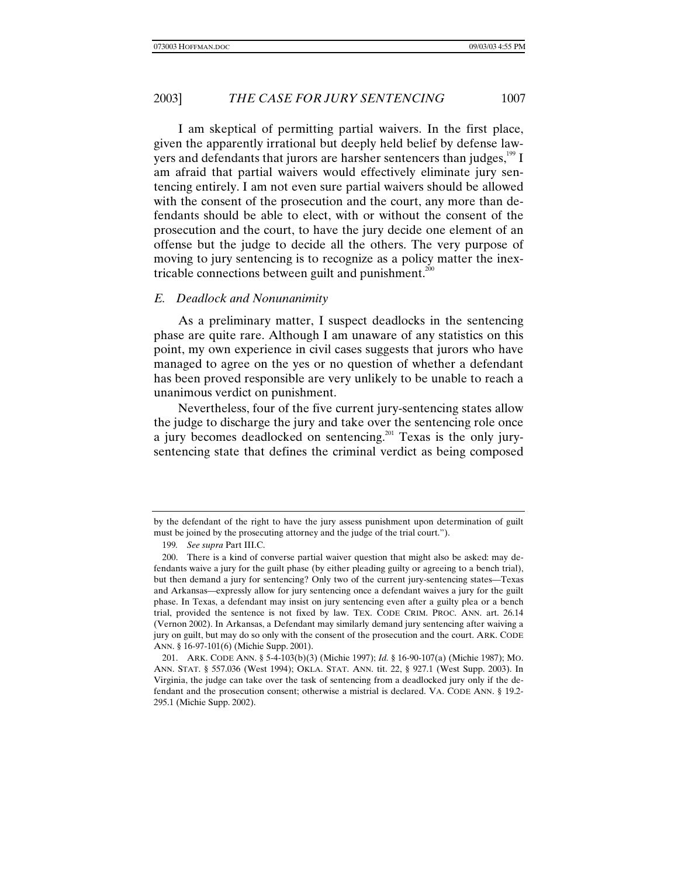I am skeptical of permitting partial waivers. In the first place, given the apparently irrational but deeply held belief by defense lawyers and defendants that jurors are harsher sentencers than judges,[199] I am afraid that partial waivers would effectively eliminate jury sentencing entirely. I am not even sure partial waivers should be allowed with the consent of the prosecution and the court, any more than defendants should be able to elect, with or without the consent of the prosecution and the court, to have the jury decide one element of an offense but the judge to decide all the others. The very purpose of moving to jury sentencing is to recognize as a policy matter the inextricable connections between guilt and punishment.[200]

### *E. Deadlock and Nonunanimity*

As a preliminary matter, I suspect deadlocks in the sentencing phase are quite rare. Although I am unaware of any statistics on this point, my own experience in civil cases suggests that jurors who have managed to agree on the yes or no question of whether a defendant has been proved responsible are very unlikely to be unable to reach a unanimous verdict on punishment.

Nevertheless, four of the five current jury-sentencing states allow the judge to discharge the jury and take over the sentencing role once a jury becomes deadlocked on sentencing.[201] Texas is the only jury-sentencing state that defines the criminal verdict as being composed

---

by the defendant of the right to have the jury assess punishment upon determination of guilt must be joined by the prosecuting attorney and the judge of the trial court.").

199. *See supra* Part III.C.

200. There is a kind of converse partial waiver question that might also be asked: may defendants waive a jury for the guilt phase (by either pleading guilty or agreeing to a bench trial), but then demand a jury for sentencing? Only two of the current jury-sentencing states—Texas and Arkansas—expressly allow for jury sentencing once a defendant waives a jury for the guilt phase. In Texas, a defendant may insist on jury sentencing even after a guilty plea or a bench trial, provided the sentence is not fixed by law. TEX. CODE CRIM. PROC. ANN. art. 26.14 (Vernon 2002). In Arkansas, a Defendant may similarly demand jury sentencing after waiving a jury on guilt, but may do so only with the consent of the prosecution and the court. ARK. CODE ANN. § 16-97-101(6) (Michie Supp. 2001).

201. ARK. CODE ANN. § 5-4-103(b)(3) (Michie 1997); *Id.* § 16-90-107(a) (Michie 1987); MO. ANN. STAT. § 557.036 (West 1994); OKLA. STAT. ANN. tit. 22, § 927.1 (West Supp. 2003). In Virginia, the judge can take over the task of sentencing from a deadlocked jury only if the defendant and the prosecution consent; otherwise a mistrial is declared. VA. CODE ANN. § 19.2-295.1 (Michie Supp. 2002).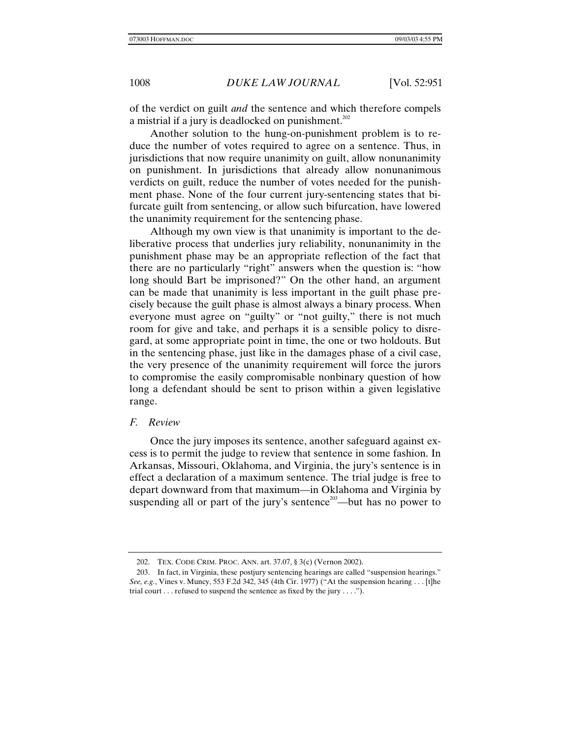of the verdict on guilt *and* the sentence and which therefore compels a mistrial if a jury is deadlocked on punishment.[202]

Another solution to the hung-on-punishment problem is to reduce the number of votes required to agree on a sentence. Thus, in jurisdictions that now require unanimity on guilt, allow nonunanimity on punishment. In jurisdictions that already allow nonunanimous verdicts on guilt, reduce the number of votes needed for the punishment phase. None of the four current jury-sentencing states that bifurcate guilt from sentencing, or allow such bifurcation, have lowered the unanimity requirement for the sentencing phase.

Although my own view is that unanimity is important to the deliberative process that underlies jury reliability, nonunanimity in the punishment phase may be an appropriate reflection of the fact that there are no particularly "right" answers when the question is: "how long should Bart be imprisoned?" On the other hand, an argument can be made that unanimity is less important in the guilt phase precisely because the guilt phase is almost always a binary process. When everyone must agree on "guilty" or "not guilty," there is not much room for give and take, and perhaps it is a sensible policy to disregard, at some appropriate point in time, the one or two holdouts. But in the sentencing phase, just like in the damages phase of a civil case, the very presence of the unanimity requirement will force the jurors to compromise the easily compromisable nonbinary question of how long a defendant should be sent to prison within a given legislative range.

### *F. Review*

Once the jury imposes its sentence, another safeguard against excess is to permit the judge to review that sentence in some fashion. In Arkansas, Missouri, Oklahoma, and Virginia, the jury's sentence is in effect a declaration of a maximum sentence. The trial judge is free to depart downward from that maximum—in Oklahoma and Virginia by suspending all or part of the jury's sentence[203]—but has no power to

---

202. TEX. CODE CRIM. PROC. ANN. art. 37.07, § 3(c) (Vernon 2002).

203. In fact, in Virginia, these postjury sentencing hearings are called "suspension hearings." *See, e.g.*, Vines v. Muncy, 553 F.2d 342, 345 (4th Cir. 1977) ("At the suspension hearing . . . [t]he trial court . . . refused to suspend the sentence as fixed by the jury . . . .").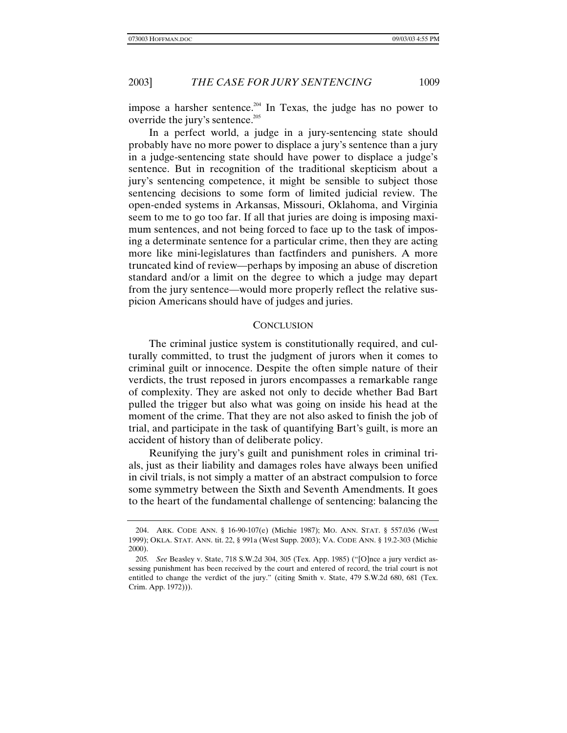impose a harsher sentence.[204] In Texas, the judge has no power to override the jury's sentence.[205]

In a perfect world, a judge in a jury-sentencing state should probably have no more power to displace a jury's sentence than a jury in a judge-sentencing state should have power to displace a judge's sentence. But in recognition of the traditional skepticism about a jury's sentencing competence, it might be sensible to subject those sentencing decisions to some form of limited judicial review. The open-ended systems in Arkansas, Missouri, Oklahoma, and Virginia seem to me to go too far. If all that juries are doing is imposing maximum sentences, and not being forced to face up to the task of imposing a determinate sentence for a particular crime, then they are acting more like mini-legislatures than factfinders and punishers. A more truncated kind of review—perhaps by imposing an abuse of discretion standard and/or a limit on the degree to which a judge may depart from the jury sentence—would more properly reflect the relative suspicion Americans should have of judges and juries.

## CONCLUSION

The criminal justice system is constitutionally required, and culturally committed, to trust the judgment of jurors when it comes to criminal guilt or innocence. Despite the often simple nature of their verdicts, the trust reposed in jurors encompasses a remarkable range of complexity. They are asked not only to decide whether Bad Bart pulled the trigger but also what was going on inside his head at the moment of the crime. That they are not also asked to finish the job of trial, and participate in the task of quantifying Bart's guilt, is more an accident of history than of deliberate policy.

Reunifying the jury's guilt and punishment roles in criminal trials, just as their liability and damages roles have always been unified in civil trials, is not simply a matter of an abstract compulsion to force some symmetry between the Sixth and Seventh Amendments. It goes to the heart of the fundamental challenge of sentencing: balancing the

---

204. ARK. CODE ANN. § 16-90-107(e) (Michie 1987); MO. ANN. STAT. § 557.036 (West 1999); OKLA. STAT. ANN. tit. 22, § 991a (West Supp. 2003); VA. CODE ANN. § 19.2-303 (Michie 2000).

205. *See* Beasley v. State, 718 S.W.2d 304, 305 (Tex. App. 1985) ("[O]nce a jury verdict assessing punishment has been received by the court and entered of record, the trial court is not entitled to change the verdict of the jury." (citing Smith v. State, 479 S.W.2d 680, 681 (Tex. Crim. App. 1972))).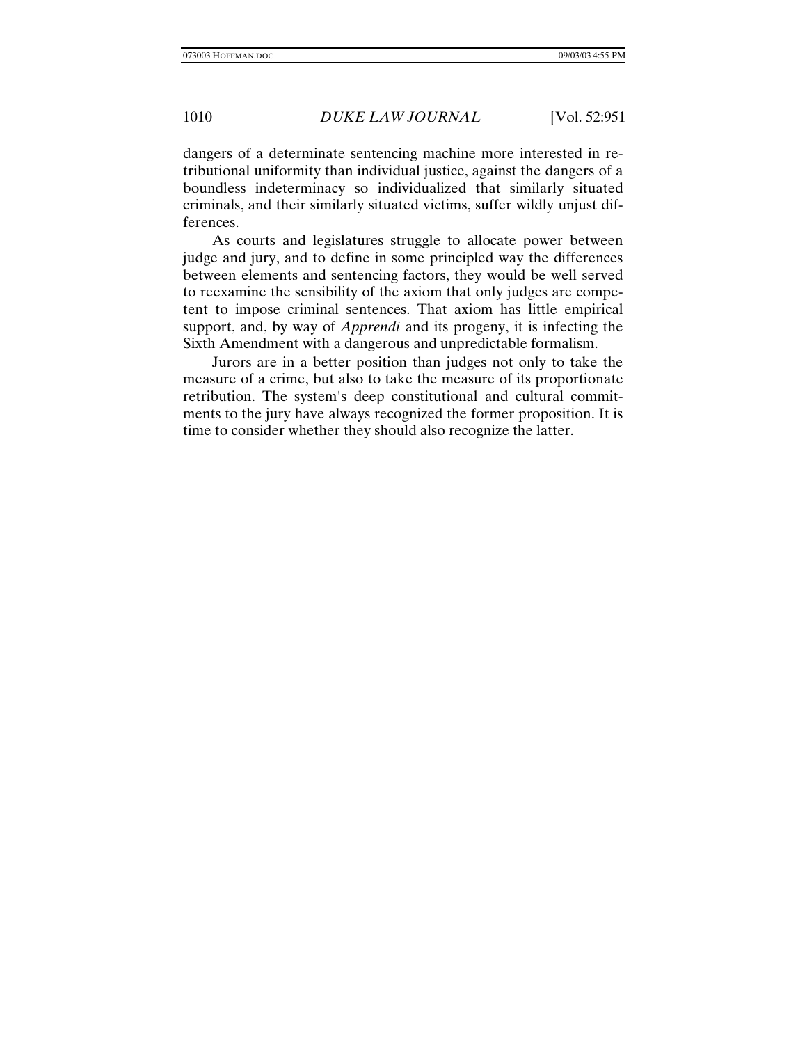dangers of a determinate sentencing machine more interested in retributional uniformity than individual justice, against the dangers of a boundless indeterminacy so individualized that similarly situated criminals, and their similarly situated victims, suffer wildly unjust differences.

As courts and legislatures struggle to allocate power between judge and jury, and to define in some principled way the differences between elements and sentencing factors, they would be well served to reexamine the sensibility of the axiom that only judges are competent to impose criminal sentences. That axiom has little empirical support, and, by way of *Apprendi* and its progeny, it is infecting the Sixth Amendment with a dangerous and unpredictable formalism.

Jurors are in a better position than judges not only to take the measure of a crime, but also to take the measure of its proportionate retribution. The system's deep constitutional and cultural commitments to the jury have always recognized the former proposition. It is time to consider whether they should also recognize the latter.